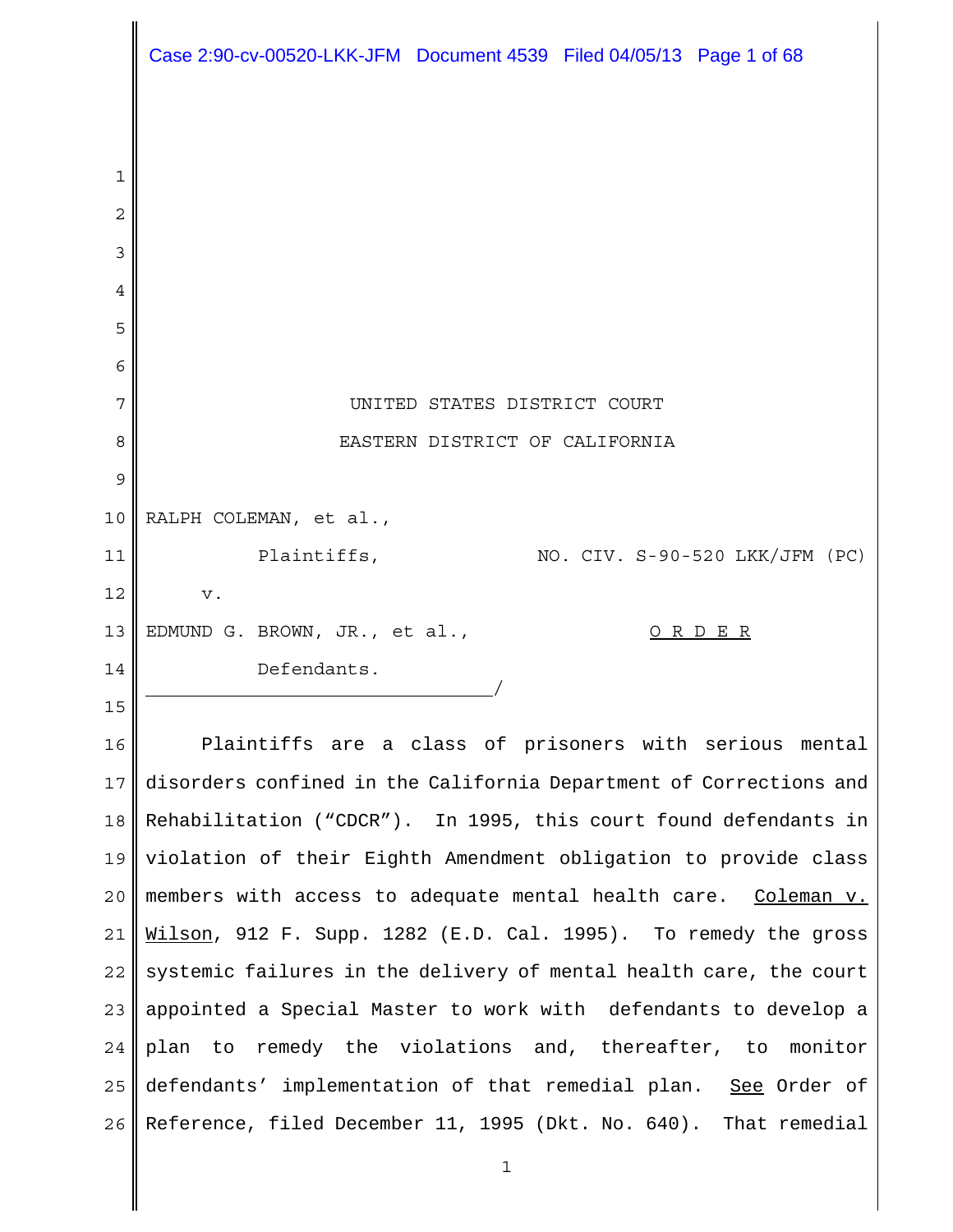UNITED STATES DISTRICT COURT

EASTERN DISTRICT OF CALIFORNIA

RALPH COLEMAN, et al.,

Plaintiffs, NO. CIV. S-90-520 LKK/JFM (PC)

v.

EDMUND G. BROWN, JR., et al., O R D E R

Defendants.
\_\_\_\_\_\_\_\_\_\_\_\_\_\_\_\_\_\_\_\_\_\_\_\_\_\_\_\_\_\_\_\_/

Plaintiffs are a class of prisoners with serious mental disorders confined in the California Department of Corrections and Rehabilitation ("CDCR"). In 1995, this court found defendants in violation of their Eighth Amendment obligation to provide class members with access to adequate mental health care. Coleman v. Wilson, 912 F. Supp. 1282 (E.D. Cal. 1995). To remedy the gross systemic failures in the delivery of mental health care, the court appointed a Special Master to work with defendants to develop a plan to remedy the violations and, thereafter, to monitor defendants' implementation of that remedial plan. See Order of Reference, filed December 11, 1995 (Dkt. No. 640). That remedial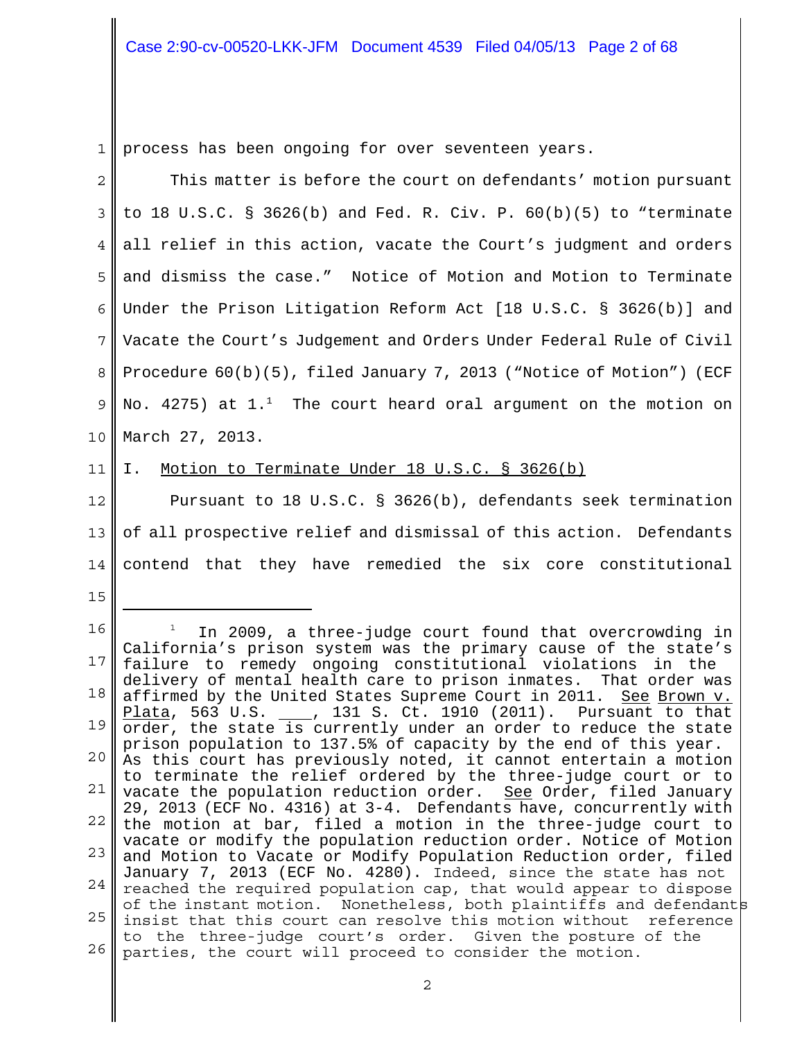process has been ongoing for over seventeen years.

This matter is before the court on defendants' motion pursuant to 18 U.S.C. § 3626(b) and Fed. R. Civ. P. 60(b)(5) to "terminate all relief in this action, vacate the Court's judgment and orders and dismiss the case." Notice of Motion and Motion to Terminate Under the Prison Litigation Reform Act [18 U.S.C. § 3626(b)] and Vacate the Court's Judgement and Orders Under Federal Rule of Civil Procedure 60(b)(5), filed January 7, 2013 ("Notice of Motion") (ECF No. 4275) at 1.[1] The court heard oral argument on the motion on March 27, 2013.

I. Motion to Terminate Under 18 U.S.C. § 3626(b)

Pursuant to 18 U.S.C. § 3626(b), defendants seek termination of all prospective relief and dismissal of this action. Defendants contend that they have remedied the six core constitutional

---

[1] In 2009, a three-judge court found that overcrowding in California's prison system was the primary cause of the state's failure to remedy ongoing constitutional violations in the delivery of mental health care to prison inmates. That order was affirmed by the United States Supreme Court in 2011. See Brown v. Plata, 563 U.S. ___, 131 S. Ct. 1910 (2011). Pursuant to that order, the state is currently under an order to reduce the state prison population to 137.5% of capacity by the end of this year. As this court has previously noted, it cannot entertain a motion to terminate the relief ordered by the three-judge court or to vacate the population reduction order. See Order, filed January 29, 2013 (ECF No. 4316) at 3-4. Defendants have, concurrently with the motion at bar, filed a motion in the three-judge court to vacate or modify the population reduction order. Notice of Motion and Motion to Vacate or Modify Population Reduction order, filed January 7, 2013 (ECF No. 4280). Indeed, since the state has not reached the required population cap, that would appear to dispose of the instant motion. Nonetheless, both plaintiffs and defendants insist that this court can resolve this motion without reference to the three-judge court's order. Given the posture of the parties, the court will proceed to consider the motion.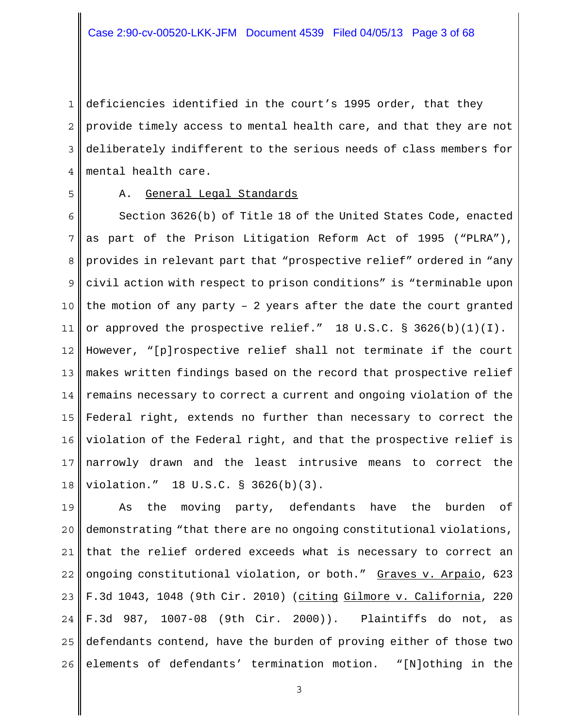deficiencies identified in the court's 1995 order, that they provide timely access to mental health care, and that they are not deliberately indifferent to the serious needs of class members for mental health care.

A. <u>General Legal Standards</u>

Section 3626(b) of Title 18 of the United States Code, enacted as part of the Prison Litigation Reform Act of 1995 ("PLRA"), provides in relevant part that "prospective relief" ordered in "any civil action with respect to prison conditions" is "terminable upon the motion of any party – 2 years after the date the court granted or approved the prospective relief." 18 U.S.C. § 3626(b)(1)(I). However, "[p]rospective relief shall not terminate if the court makes written findings based on the record that prospective relief remains necessary to correct a current and ongoing violation of the Federal right, extends no further than necessary to correct the violation of the Federal right, and that the prospective relief is narrowly drawn and the least intrusive means to correct the violation." 18 U.S.C. § 3626(b)(3).

As the moving party, defendants have the burden of demonstrating "that there are no ongoing constitutional violations, that the relief ordered exceeds what is necessary to correct an ongoing constitutional violation, or both." <u>Graves v. Arpaio</u>, 623 F.3d 1043, 1048 (9th Cir. 2010) (<u>citing</u> <u>Gilmore v. California</u>, 220 F.3d 987, 1007-08 (9th Cir. 2000)). Plaintiffs do not, as defendants contend, have the burden of proving either of those two elements of defendants' termination motion. "[N]othing in the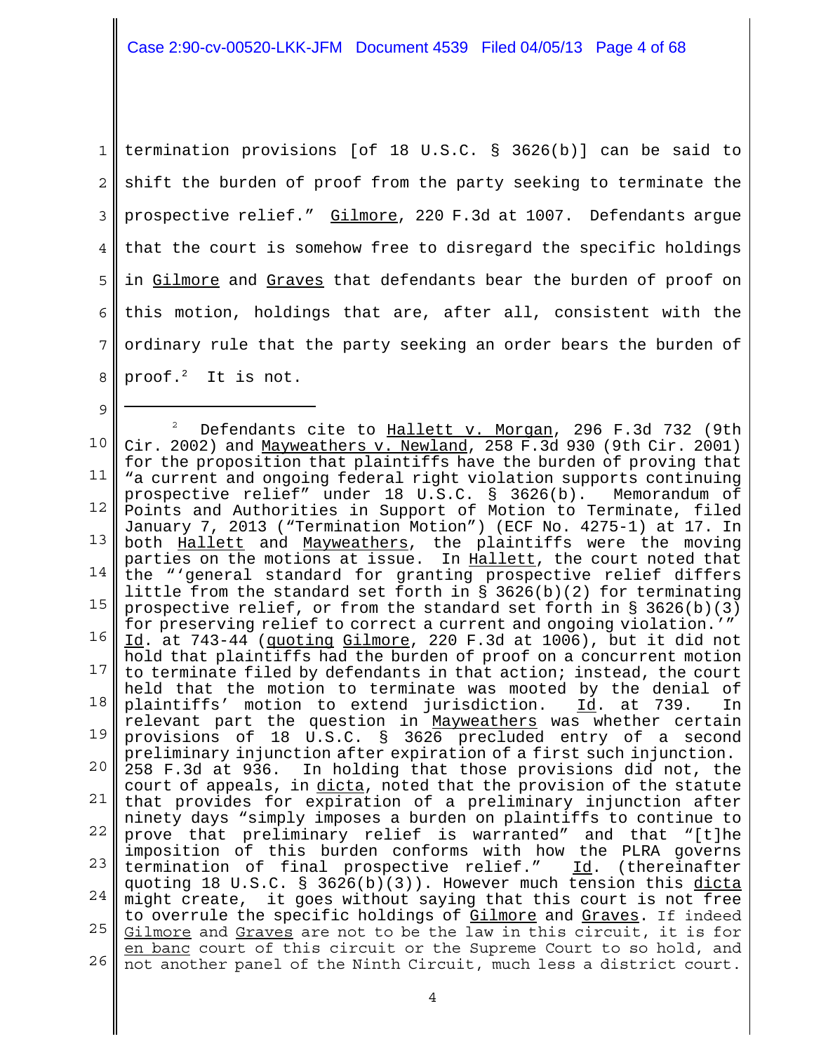termination provisions [of 18 U.S.C. § 3626(b)] can be said to shift the burden of proof from the party seeking to terminate the prospective relief." Gilmore, 220 F.3d at 1007. Defendants argue that the court is somehow free to disregard the specific holdings in Gilmore and Graves that defendants bear the burden of proof on this motion, holdings that are, after all, consistent with the ordinary rule that the party seeking an order bears the burden of proof.[2] It is not.

---

[2] Defendants cite to Hallett v. Morgan, 296 F.3d 732 (9th Cir. 2002) and Mayweathers v. Newland, 258 F.3d 930 (9th Cir. 2001) for the proposition that plaintiffs have the burden of proving that "a current and ongoing federal right violation supports continuing prospective relief" under 18 U.S.C. § 3626(b). Memorandum of Points and Authorities in Support of Motion to Terminate, filed January 7, 2013 ("Termination Motion") (ECF No. 4275-1) at 17. In both Hallett and Mayweathers, the plaintiffs were the moving parties on the motions at issue. In Hallett, the court noted that the "'general standard for granting prospective relief differs little from the standard set forth in § 3626(b)(2) for terminating prospective relief, or from the standard set forth in § 3626(b)(3) for preserving relief to correct a current and ongoing violation.'" Id. at 743-44 (quoting Gilmore, 220 F.3d at 1006), but it did not hold that plaintiffs had the burden of proof on a concurrent motion to terminate filed by defendants in that action; instead, the court held that the motion to terminate was mooted by the denial of plaintiffs' motion to extend jurisdiction. Id. at 739. In relevant part the question in Mayweathers was whether certain provisions of 18 U.S.C. § 3626 precluded entry of a second preliminary injunction after expiration of a first such injunction. 258 F.3d at 936. In holding that those provisions did not, the court of appeals, in dicta, noted that the provision of the statute that provides for expiration of a preliminary injunction after ninety days "simply imposes a burden on plaintiffs to continue to prove that preliminary relief is warranted" and that "[t]he imposition of this burden conforms with how the PLRA governs termination of final prospective relief." Id. (thereinafter quoting 18 U.S.C. § 3626(b)(3)). However much tension this dicta might create, it goes without saying that this court is not free to overrule the specific holdings of Gilmore and Graves. If indeed Gilmore and Graves are not to be the law in this circuit, it is for en banc court of this circuit or the Supreme Court to so hold, and not another panel of the Ninth Circuit, much less a district court.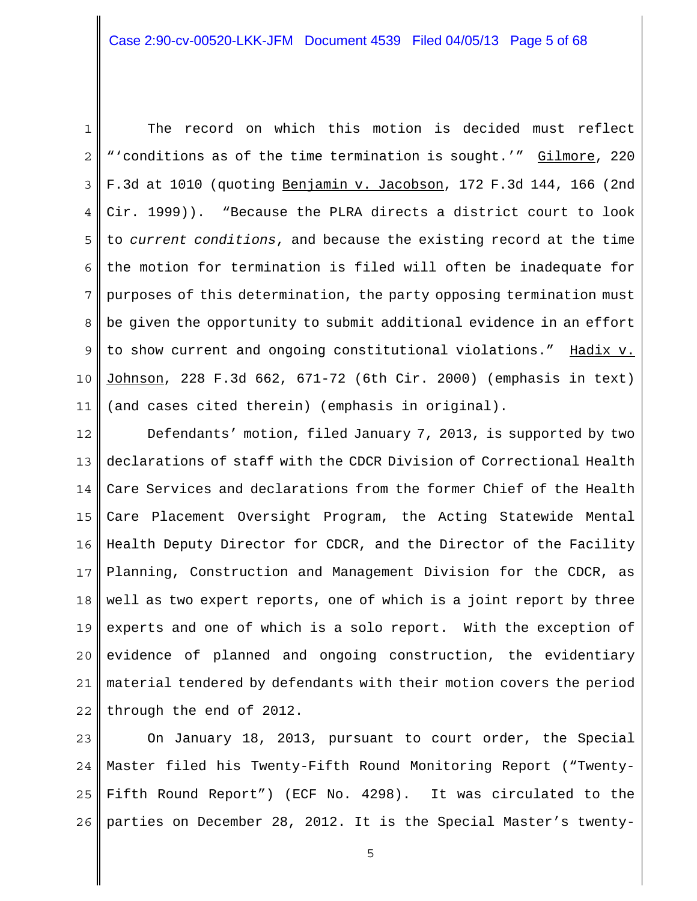The record on which this motion is decided must reflect "'conditions as of the time termination is sought.'" Gilmore, 220 F.3d at 1010 (quoting Benjamin v. Jacobson, 172 F.3d 144, 166 (2nd Cir. 1999)). "Because the PLRA directs a district court to look to *current conditions*, and because the existing record at the time the motion for termination is filed will often be inadequate for purposes of this determination, the party opposing termination must be given the opportunity to submit additional evidence in an effort to show current and ongoing constitutional violations." Hadix v. Johnson, 228 F.3d 662, 671-72 (6th Cir. 2000) (emphasis in text) (and cases cited therein) (emphasis in original).

Defendants' motion, filed January 7, 2013, is supported by two declarations of staff with the CDCR Division of Correctional Health Care Services and declarations from the former Chief of the Health Care Placement Oversight Program, the Acting Statewide Mental Health Deputy Director for CDCR, and the Director of the Facility Planning, Construction and Management Division for the CDCR, as well as two expert reports, one of which is a joint report by three experts and one of which is a solo report. With the exception of evidence of planned and ongoing construction, the evidentiary material tendered by defendants with their motion covers the period through the end of 2012.

On January 18, 2013, pursuant to court order, the Special Master filed his Twenty-Fifth Round Monitoring Report ("Twenty-Fifth Round Report") (ECF No. 4298). It was circulated to the parties on December 28, 2012. It is the Special Master's twenty-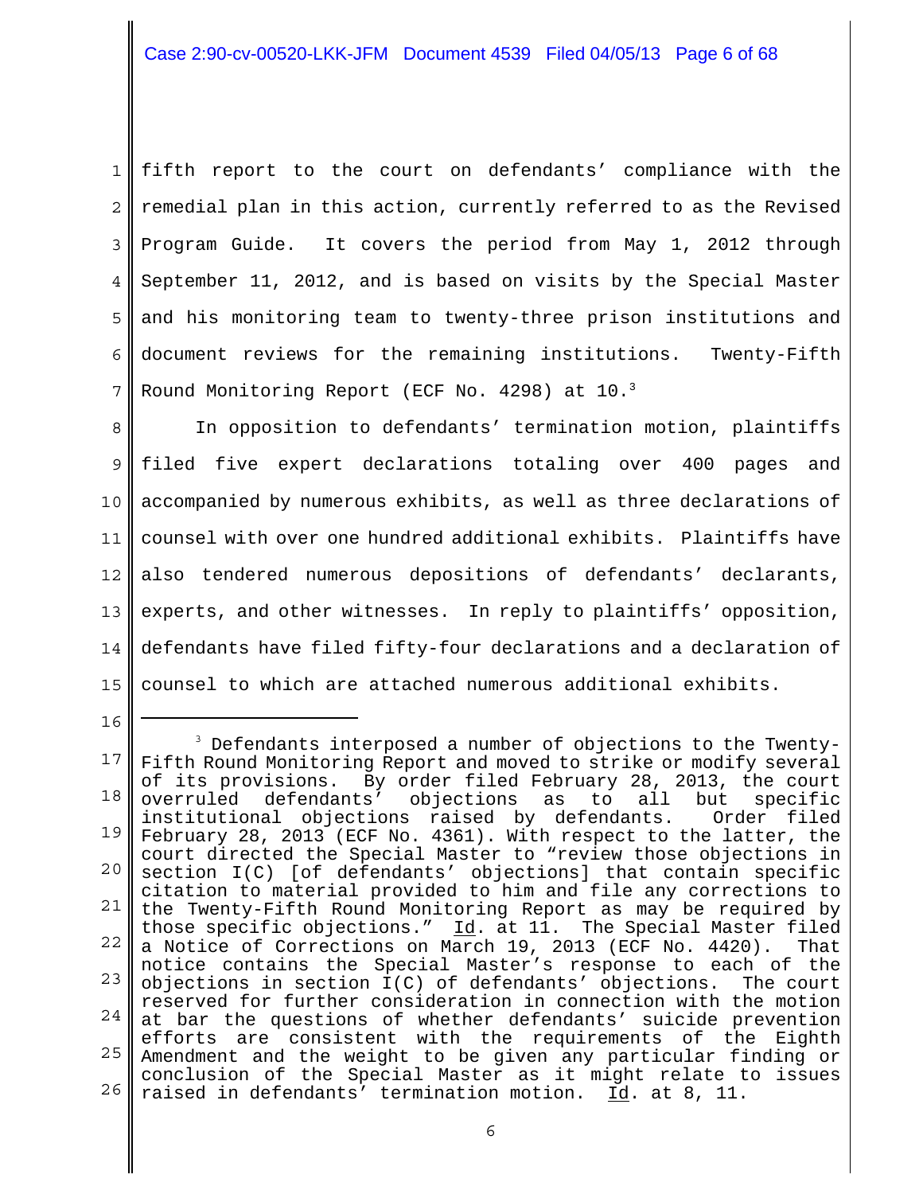fifth report to the court on defendants' compliance with the remedial plan in this action, currently referred to as the Revised Program Guide. It covers the period from May 1, 2012 through September 11, 2012, and is based on visits by the Special Master and his monitoring team to twenty-three prison institutions and document reviews for the remaining institutions. Twenty-Fifth Round Monitoring Report (ECF No. 4298) at 10.[3]

In opposition to defendants' termination motion, plaintiffs filed five expert declarations totaling over 400 pages and accompanied by numerous exhibits, as well as three declarations of counsel with over one hundred additional exhibits. Plaintiffs have also tendered numerous depositions of defendants' declarants, experts, and other witnesses. In reply to plaintiffs' opposition, defendants have filed fifty-four declarations and a declaration of counsel to which are attached numerous additional exhibits.

---

[3] Defendants interposed a number of objections to the Twenty-Fifth Round Monitoring Report and moved to strike or modify several of its provisions. By order filed February 28, 2013, the court overruled defendants' objections as to all but specific institutional objections raised by defendants. Order filed February 28, 2013 (ECF No. 4361). With respect to the latter, the court directed the Special Master to "review those objections in section I(C) [of defendants' objections] that contain specific citation to material provided to him and file any corrections to the Twenty-Fifth Round Monitoring Report as may be required by those specific objections." Id. at 11. The Special Master filed a Notice of Corrections on March 19, 2013 (ECF No. 4420). That notice contains the Special Master's response to each of the objections in section I(C) of defendants' objections. The court reserved for further consideration in connection with the motion at bar the questions of whether defendants' suicide prevention efforts are consistent with the requirements of the Eighth Amendment and the weight to be given any particular finding or conclusion of the Special Master as it might relate to issues raised in defendants' termination motion. Id. at 8, 11.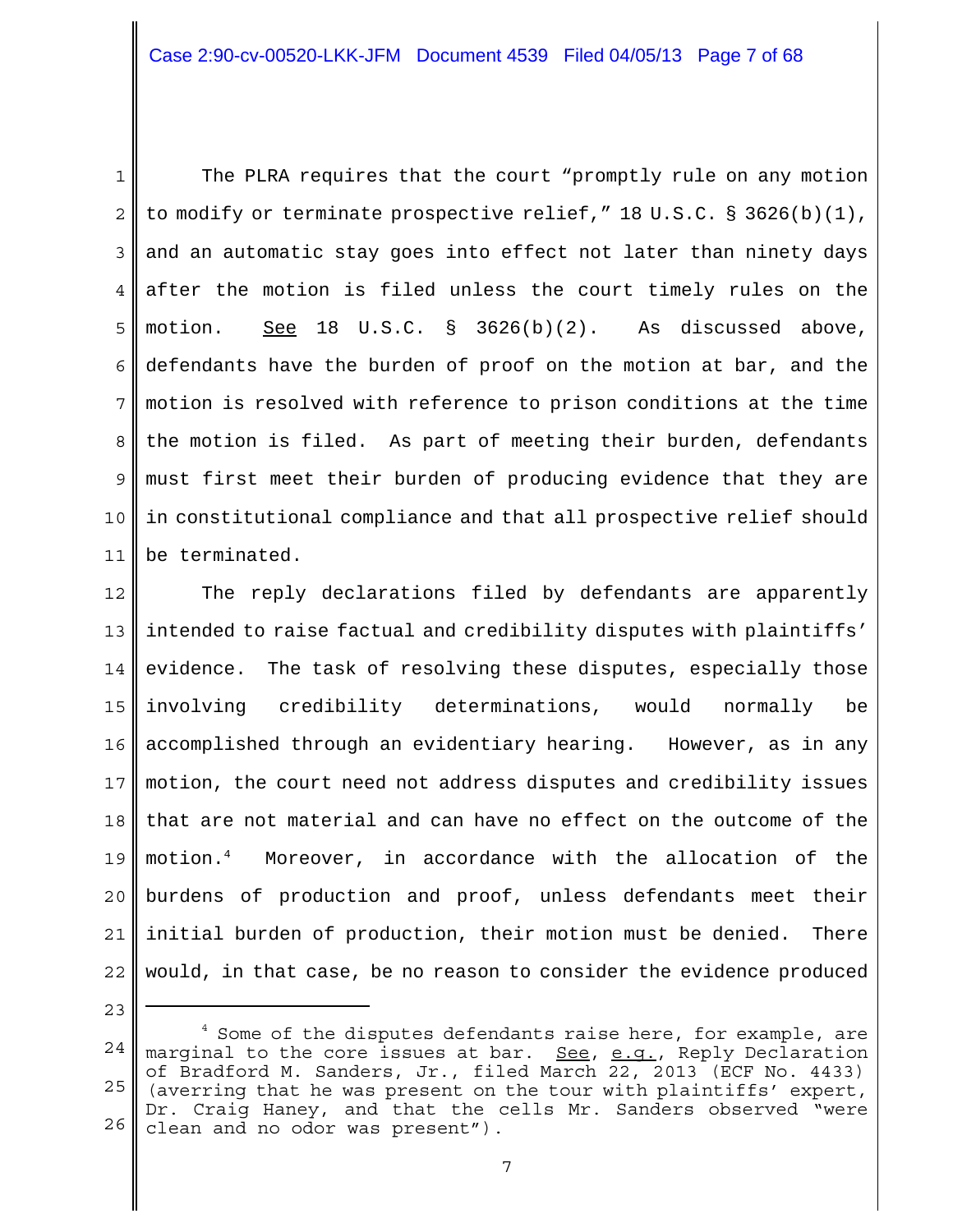The PLRA requires that the court "promptly rule on any motion to modify or terminate prospective relief," 18 U.S.C. § 3626(b)(1), and an automatic stay goes into effect not later than ninety days after the motion is filed unless the court timely rules on the motion. See 18 U.S.C. § 3626(b)(2). As discussed above, defendants have the burden of proof on the motion at bar, and the motion is resolved with reference to prison conditions at the time the motion is filed. As part of meeting their burden, defendants must first meet their burden of producing evidence that they are in constitutional compliance and that all prospective relief should be terminated.

The reply declarations filed by defendants are apparently intended to raise factual and credibility disputes with plaintiffs' evidence. The task of resolving these disputes, especially those involving credibility determinations, would normally be accomplished through an evidentiary hearing. However, as in any motion, the court need not address disputes and credibility issues that are not material and can have no effect on the outcome of the motion.[4] Moreover, in accordance with the allocation of the burdens of production and proof, unless defendants meet their initial burden of production, their motion must be denied. There would, in that case, be no reason to consider the evidence produced

---

[4] Some of the disputes defendants raise here, for example, are marginal to the core issues at bar. See, e.g., Reply Declaration of Bradford M. Sanders, Jr., filed March 22, 2013 (ECF No. 4433) (averring that he was present on the tour with plaintiffs' expert, Dr. Craig Haney, and that the cells Mr. Sanders observed "were clean and no odor was present").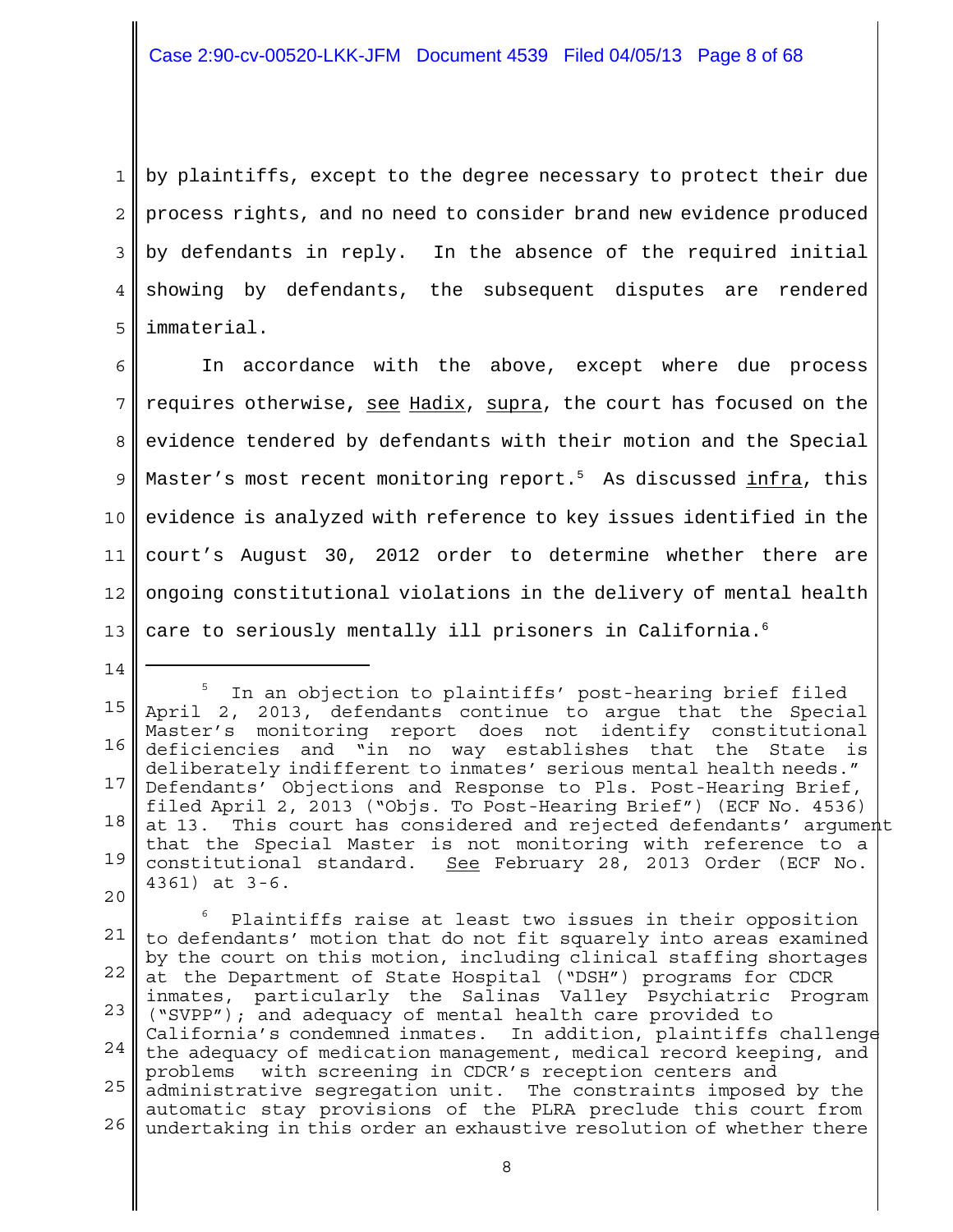by plaintiffs, except to the degree necessary to protect their due process rights, and no need to consider brand new evidence produced by defendants in reply. In the absence of the required initial showing by defendants, the subsequent disputes are rendered immaterial.

In accordance with the above, except where due process requires otherwise, see Hadix, supra, the court has focused on the evidence tendered by defendants with their motion and the Special Master's most recent monitoring report.[5] As discussed infra, this evidence is analyzed with reference to key issues identified in the court's August 30, 2012 order to determine whether there are ongoing constitutional violations in the delivery of mental health care to seriously mentally ill prisoners in California.[6]

---

[5] In an objection to plaintiffs' post-hearing brief filed April 2, 2013, defendants continue to argue that the Special Master's monitoring report does not identify constitutional deficiencies and "in no way establishes that the State is deliberately indifferent to inmates' serious mental health needs." Defendants' Objections and Response to Pls. Post-Hearing Brief, filed April 2, 2013 ("Objs. To Post-Hearing Brief") (ECF No. 4536) at 13. This court has considered and rejected defendants' argument that the Special Master is not monitoring with reference to a constitutional standard. See February 28, 2013 Order (ECF No. 4361) at 3-6.

[6] Plaintiffs raise at least two issues in their opposition to defendants' motion that do not fit squarely into areas examined by the court on this motion, including clinical staffing shortages at the Department of State Hospital ("DSH") programs for CDCR inmates, particularly the Salinas Valley Psychiatric Program ("SVPP"); and adequacy of mental health care provided to California's condemned inmates. In addition, plaintiffs challenge the adequacy of medication management, medical record keeping, and problems with screening in CDCR's reception centers and administrative segregation unit. The constraints imposed by the automatic stay provisions of the PLRA preclude this court from undertaking in this order an exhaustive resolution of whether there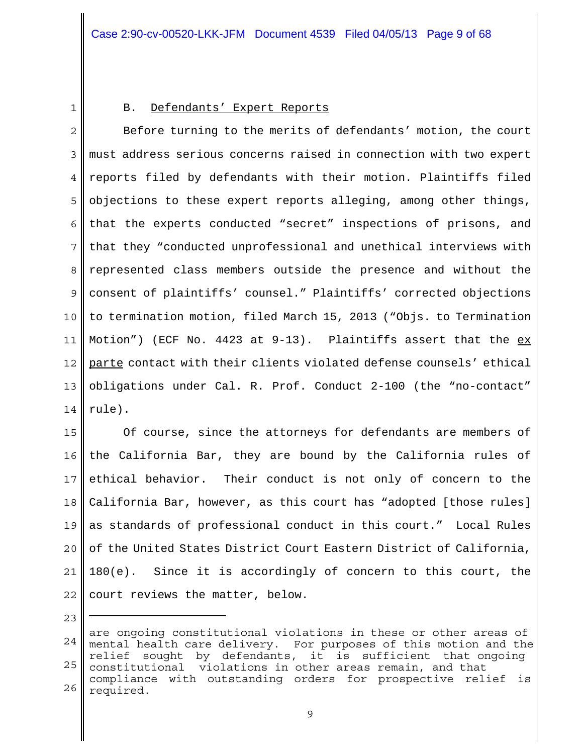B. Defendants' Expert Reports

Before turning to the merits of defendants' motion, the court must address serious concerns raised in connection with two expert reports filed by defendants with their motion. Plaintiffs filed objections to these expert reports alleging, among other things, that the experts conducted "secret" inspections of prisons, and that they "conducted unprofessional and unethical interviews with represented class members outside the presence and without the consent of plaintiffs' counsel." Plaintiffs' corrected objections to termination motion, filed March 15, 2013 ("Objs. to Termination Motion") (ECF No. 4423 at 9-13). Plaintiffs assert that the _ex parte_ contact with their clients violated defense counsels' ethical obligations under Cal. R. Prof. Conduct 2-100 (the "no-contact" rule).

Of course, since the attorneys for defendants are members of the California Bar, they are bound by the California rules of ethical behavior. Their conduct is not only of concern to the California Bar, however, as this court has "adopted [those rules] as standards of professional conduct in this court." Local Rules of the United States District Court Eastern District of California, 180(e). Since it is accordingly of concern to this court, the court reviews the matter, below.

---

are ongoing constitutional violations in these or other areas of mental health care delivery. For purposes of this motion and the relief sought by defendants, it is sufficient that ongoing constitutional violations in other areas remain, and that compliance with outstanding orders for prospective relief is required.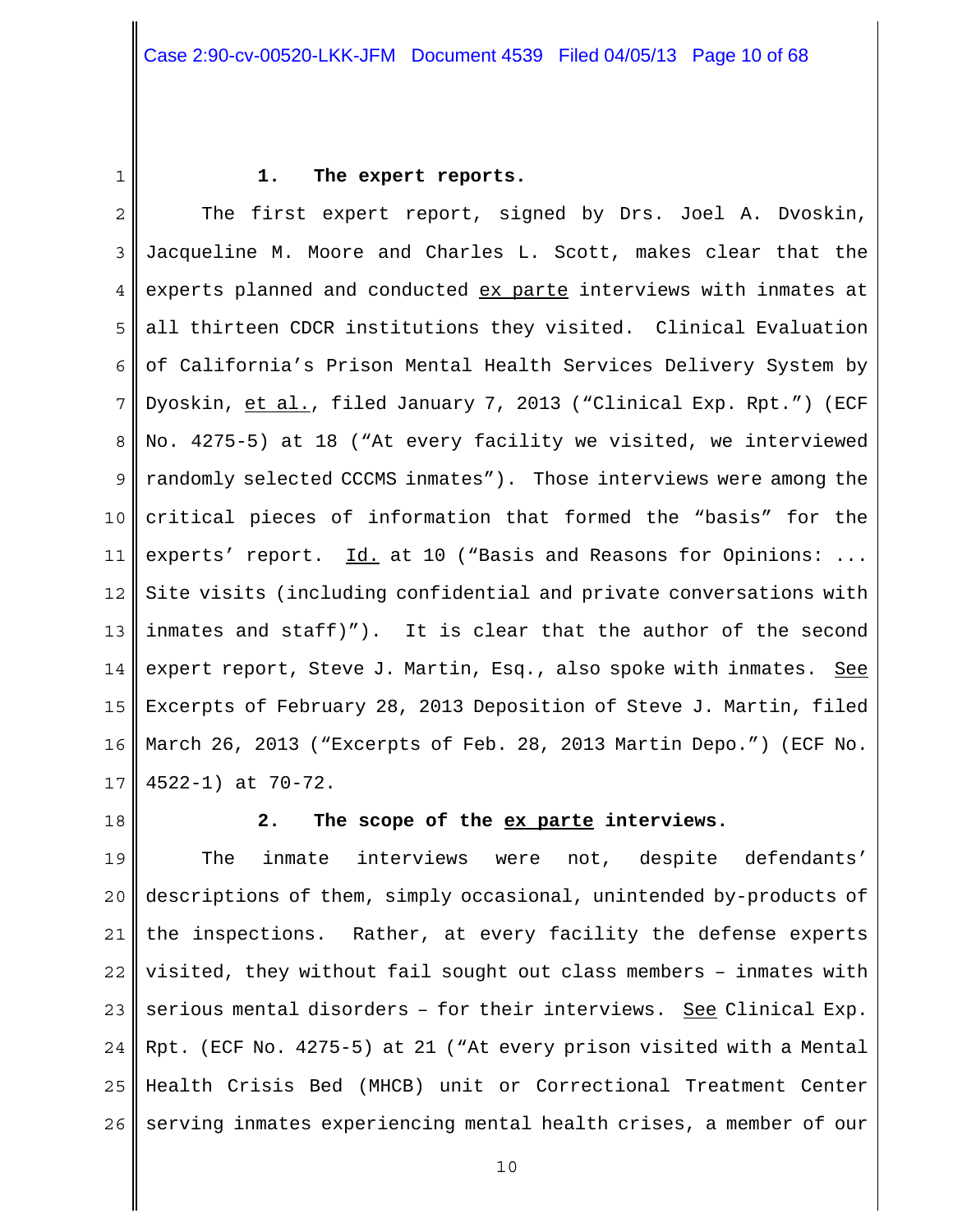**1. The expert reports.**

The first expert report, signed by Drs. Joel A. Dvoskin, Jacqueline M. Moore and Charles L. Scott, makes clear that the experts planned and conducted ex parte interviews with inmates at all thirteen CDCR institutions they visited. Clinical Evaluation of California's Prison Mental Health Services Delivery System by Dyoskin, et al., filed January 7, 2013 ("Clinical Exp. Rpt.") (ECF No. 4275-5) at 18 ("At every facility we visited, we interviewed randomly selected CCCMS inmates"). Those interviews were among the critical pieces of information that formed the "basis" for the experts' report. Id. at 10 ("Basis and Reasons for Opinions: ... Site visits (including confidential and private conversations with inmates and staff)"). It is clear that the author of the second expert report, Steve J. Martin, Esq., also spoke with inmates. See Excerpts of February 28, 2013 Deposition of Steve J. Martin, filed March 26, 2013 ("Excerpts of Feb. 28, 2013 Martin Depo.") (ECF No. 4522-1) at 70-72.

**2. The scope of the ex parte interviews.**

The inmate interviews were not, despite defendants' descriptions of them, simply occasional, unintended by-products of the inspections. Rather, at every facility the defense experts visited, they without fail sought out class members – inmates with serious mental disorders – for their interviews. See Clinical Exp. Rpt. (ECF No. 4275-5) at 21 ("At every prison visited with a Mental Health Crisis Bed (MHCB) unit or Correctional Treatment Center serving inmates experiencing mental health crises, a member of our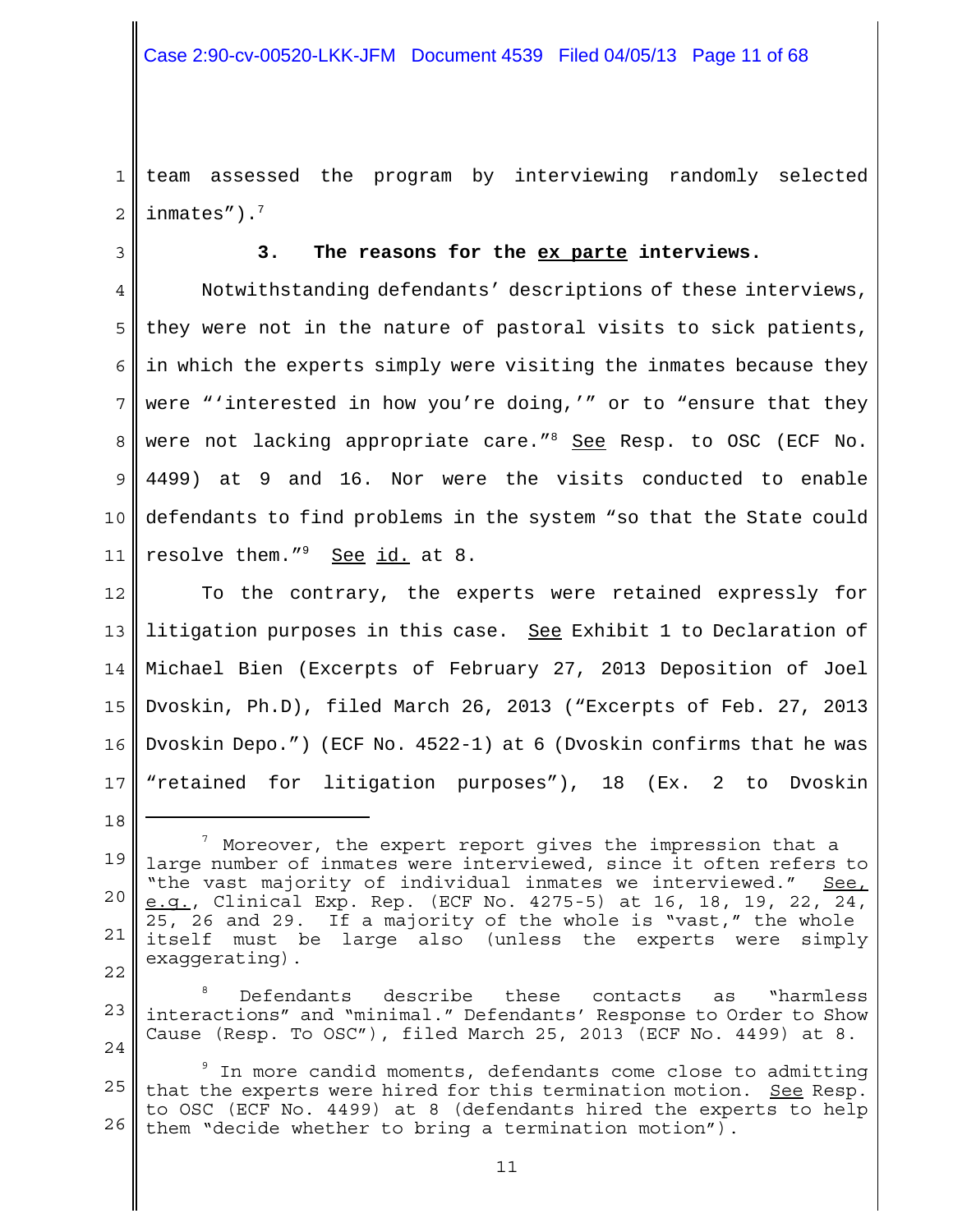team assessed the program by interviewing randomly selected inmates").[7]

### 3. The reasons for the ex parte interviews.

Notwithstanding defendants' descriptions of these interviews, they were not in the nature of pastoral visits to sick patients, in which the experts simply were visiting the inmates because they were "'interested in how you're doing,'" or to "ensure that they were not lacking appropriate care."[8] See Resp. to OSC (ECF No. 4499) at 9 and 16. Nor were the visits conducted to enable defendants to find problems in the system "so that the State could resolve them."[9] See id. at 8.

To the contrary, the experts were retained expressly for litigation purposes in this case. See Exhibit 1 to Declaration of Michael Bien (Excerpts of February 27, 2013 Deposition of Joel Dvoskin, Ph.D), filed March 26, 2013 ("Excerpts of Feb. 27, 2013 Dvoskin Depo.") (ECF No. 4522-1) at 6 (Dvoskin confirms that he was "retained for litigation purposes"), 18 (Ex. 2 to Dvoskin

---

[7] Moreover, the expert report gives the impression that a large number of inmates were interviewed, since it often refers to "the vast majority of individual inmates we interviewed." See, e.g., Clinical Exp. Rep. (ECF No. 4275-5) at 16, 18, 19, 22, 24, 25, 26 and 29. If a majority of the whole is "vast," the whole itself must be large also (unless the experts were simply exaggerating).

[8] Defendants describe these contacts as "harmless interactions" and "minimal." Defendants' Response to Order to Show Cause (Resp. To OSC"), filed March 25, 2013 (ECF No. 4499) at 8.

[9] In more candid moments, defendants come close to admitting that the experts were hired for this termination motion. See Resp. to OSC (ECF No. 4499) at 8 (defendants hired the experts to help them "decide whether to bring a termination motion").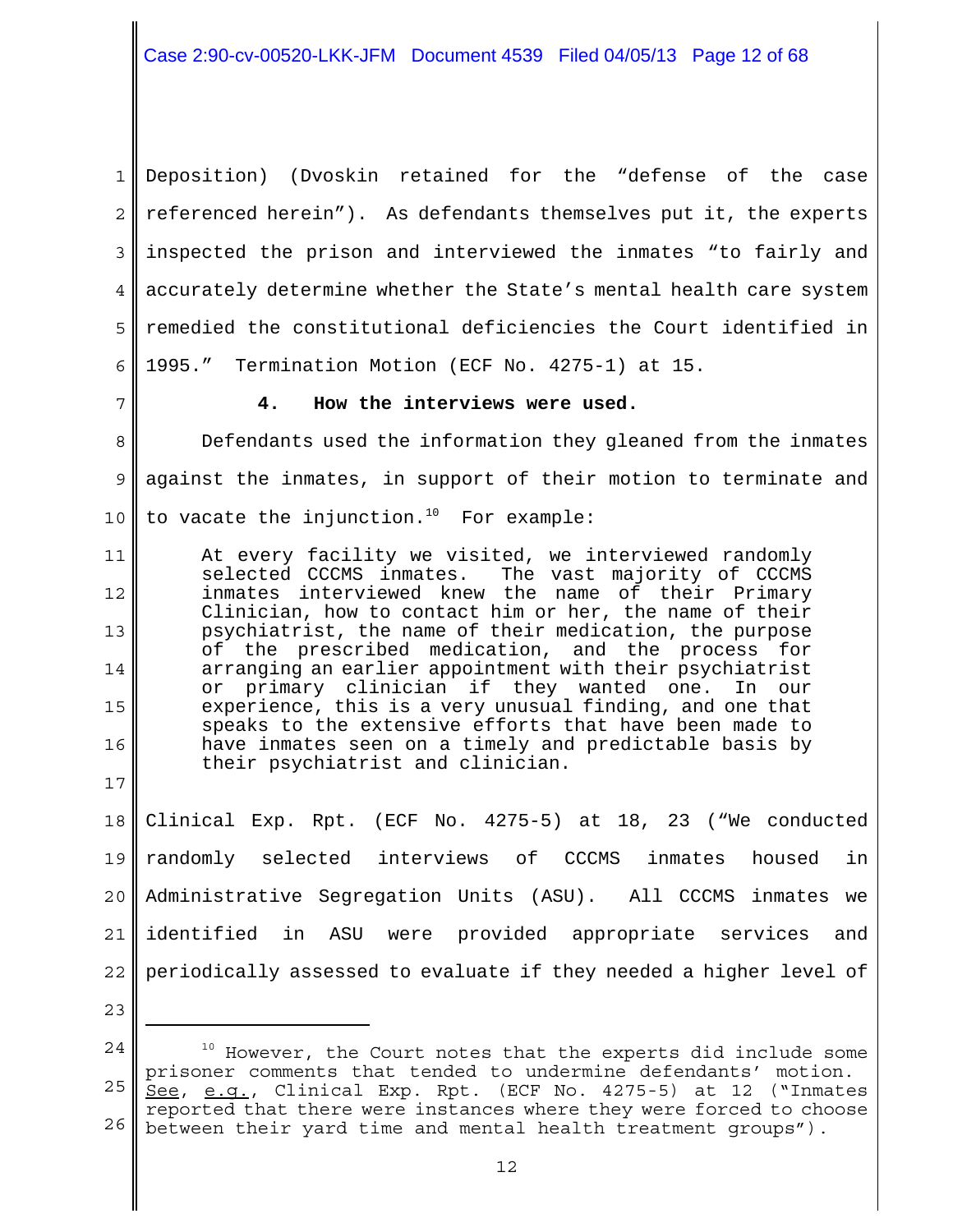Deposition) (Dvoskin retained for the "defense of the case referenced herein"). As defendants themselves put it, the experts inspected the prison and interviewed the inmates "to fairly and accurately determine whether the State's mental health care system remedied the constitutional deficiencies the Court identified in 1995." Termination Motion (ECF No. 4275-1) at 15.

**4. How the interviews were used.**

Defendants used the information they gleaned from the inmates against the inmates, in support of their motion to terminate and to vacate the injunction.[10] For example:

> At every facility we visited, we interviewed randomly selected CCCMS inmates. The vast majority of CCCMS inmates interviewed knew the name of their Primary Clinician, how to contact him or her, the name of their psychiatrist, the name of their medication, the purpose of the prescribed medication, and the process for arranging an earlier appointment with their psychiatrist or primary clinician if they wanted one. In our experience, this is a very unusual finding, and one that speaks to the extensive efforts that have been made to have inmates seen on a timely and predictable basis by their psychiatrist and clinician.

Clinical Exp. Rpt. (ECF No. 4275-5) at 18, 23 ("We conducted randomly selected interviews of CCCMS inmates housed in Administrative Segregation Units (ASU). All CCCMS inmates we identified in ASU were provided appropriate services and periodically assessed to evaluate if they needed a higher level of

---

[10] However, the Court notes that the experts did include some prisoner comments that tended to undermine defendants' motion. See, e.g., Clinical Exp. Rpt. (ECF No. 4275-5) at 12 ("Inmates reported that there were instances where they were forced to choose between their yard time and mental health treatment groups").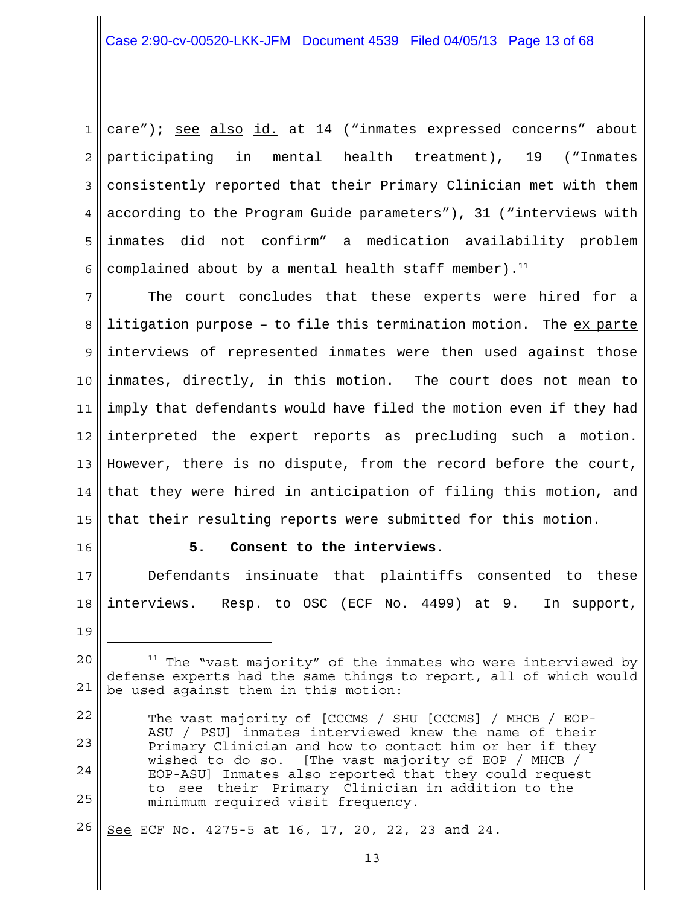care"); see also id. at 14 ("inmates expressed concerns" about participating in mental health treatment), 19 ("Inmates consistently reported that their Primary Clinician met with them according to the Program Guide parameters"), 31 ("interviews with inmates did not confirm" a medication availability problem complained about by a mental health staff member).[11]

The court concludes that these experts were hired for a litigation purpose – to file this termination motion. The ex parte interviews of represented inmates were then used against those inmates, directly, in this motion. The court does not mean to imply that defendants would have filed the motion even if they had interpreted the expert reports as precluding such a motion. However, there is no dispute, from the record before the court, that they were hired in anticipation of filing this motion, and that their resulting reports were submitted for this motion.

**5. Consent to the interviews.**

Defendants insinuate that plaintiffs consented to these interviews. Resp. to OSC (ECF No. 4499) at 9. In support,

---

[11] The "vast majority" of the inmates who were interviewed by defense experts had the same things to report, all of which would be used against them in this motion:

> The vast majority of [CCCMS / SHU [CCCMS] / MHCB / EOP-ASU / PSU] inmates interviewed knew the name of their Primary Clinician and how to contact him or her if they wished to do so. [The vast majority of EOP / MHCB / EOP-ASU] Inmates also reported that they could request to see their Primary Clinician in addition to the minimum required visit frequency.

See ECF No. 4275-5 at 16, 17, 20, 22, 23 and 24.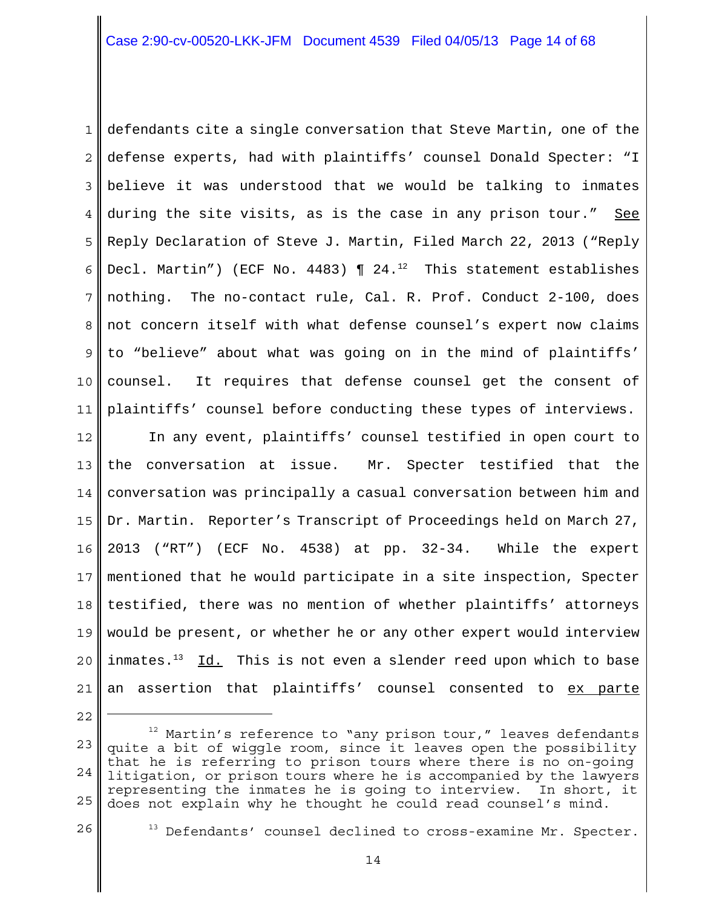defendants cite a single conversation that Steve Martin, one of the defense experts, had with plaintiffs' counsel Donald Specter: "I believe it was understood that we would be talking to inmates during the site visits, as is the case in any prison tour." See Reply Declaration of Steve J. Martin, Filed March 22, 2013 ("Reply Decl. Martin") (ECF No. 4483) ¶ 24.[12] This statement establishes nothing. The no-contact rule, Cal. R. Prof. Conduct 2-100, does not concern itself with what defense counsel's expert now claims to "believe" about what was going on in the mind of plaintiffs' counsel. It requires that defense counsel get the consent of plaintiffs' counsel before conducting these types of interviews.

In any event, plaintiffs' counsel testified in open court to the conversation at issue. Mr. Specter testified that the conversation was principally a casual conversation between him and Dr. Martin. Reporter's Transcript of Proceedings held on March 27, 2013 ("RT") (ECF No. 4538) at pp. 32-34. While the expert mentioned that he would participate in a site inspection, Specter testified, there was no mention of whether plaintiffs' attorneys would be present, or whether he or any other expert would interview inmates.[13] Id. This is not even a slender reed upon which to base an assertion that plaintiffs' counsel consented to ex parte

---

[12] Martin's reference to "any prison tour," leaves defendants quite a bit of wiggle room, since it leaves open the possibility that he is referring to prison tours where there is no on-going litigation, or prison tours where he is accompanied by the lawyers representing the inmates he is going to interview. In short, it does not explain why he thought he could read counsel's mind.

[13] Defendants' counsel declined to cross-examine Mr. Specter.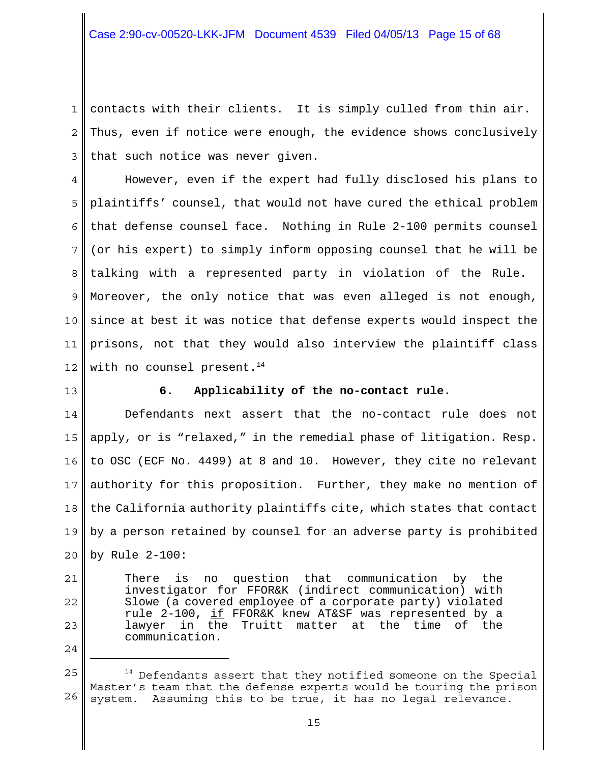contacts with their clients. It is simply culled from thin air. Thus, even if notice were enough, the evidence shows conclusively that such notice was never given.

However, even if the expert had fully disclosed his plans to plaintiffs' counsel, that would not have cured the ethical problem that defense counsel face. Nothing in Rule 2-100 permits counsel (or his expert) to simply inform opposing counsel that he will be talking with a represented party in violation of the Rule. Moreover, the only notice that was even alleged is not enough, since at best it was notice that defense experts would inspect the prisons, not that they would also interview the plaintiff class with no counsel present.[14]

**6. Applicability of the no-contact rule.**

Defendants next assert that the no-contact rule does not apply, or is "relaxed," in the remedial phase of litigation. Resp. to OSC (ECF No. 4499) at 8 and 10. However, they cite no relevant authority for this proposition. Further, they make no mention of the California authority plaintiffs cite, which states that contact by a person retained by counsel for an adverse party is prohibited by Rule 2-100:

> There is no question that communication by the investigator for FFOR&K (indirect communication) with Slowe (a covered employee of a corporate party) violated rule 2-100, <u>if</u> FFOR&K knew AT&SF was represented by a lawyer in the Truitt matter at the time of the communication.

[14] Defendants assert that they notified someone on the Special Master's team that the defense experts would be touring the prison system. Assuming this to be true, it has no legal relevance.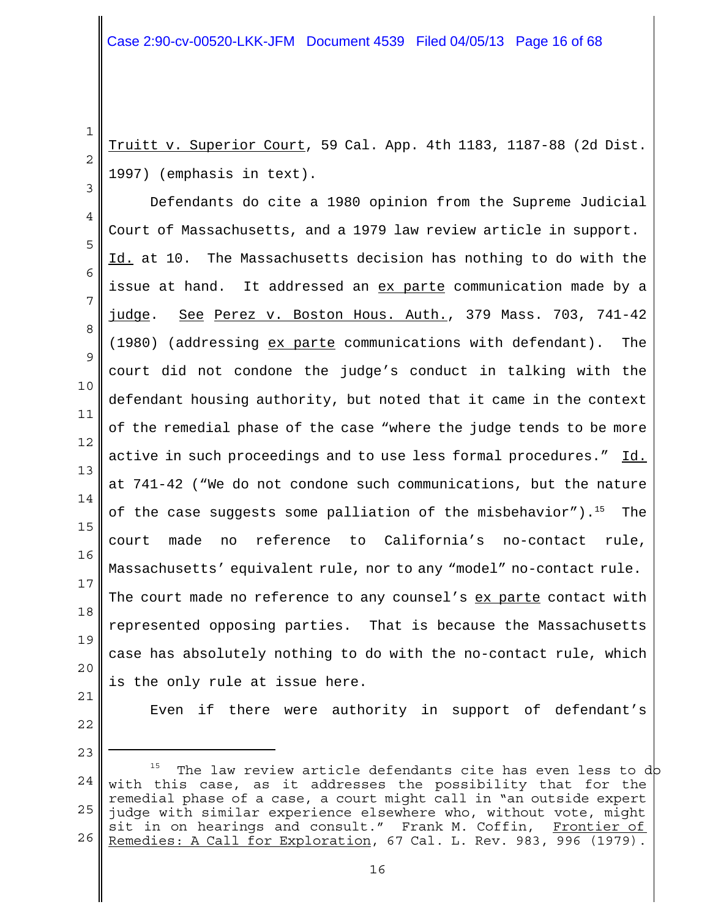Truitt v. Superior Court, 59 Cal. App. 4th 1183, 1187-88 (2d Dist. 1997) (emphasis in text).

Defendants do cite a 1980 opinion from the Supreme Judicial Court of Massachusetts, and a 1979 law review article in support. Id. at 10. The Massachusetts decision has nothing to do with the issue at hand. It addressed an ex parte communication made by a judge. See Perez v. Boston Hous. Auth., 379 Mass. 703, 741-42 (1980) (addressing ex parte communications with defendant). The court did not condone the judge's conduct in talking with the defendant housing authority, but noted that it came in the context of the remedial phase of the case "where the judge tends to be more active in such proceedings and to use less formal procedures." Id. at 741-42 ("We do not condone such communications, but the nature of the case suggests some palliation of the misbehavior").[15] The court made no reference to California's no-contact rule, Massachusetts' equivalent rule, nor to any "model" no-contact rule. The court made no reference to any counsel's ex parte contact with represented opposing parties. That is because the Massachusetts case has absolutely nothing to do with the no-contact rule, which is the only rule at issue here.

Even if there were authority in support of defendant's

---

[15] The law review article defendants cite has even less to do with this case, as it addresses the possibility that for the remedial phase of a case, a court might call in "an outside expert judge with similar experience elsewhere who, without vote, might sit in on hearings and consult." Frank M. Coffin, Frontier of Remedies: A Call for Exploration, 67 Cal. L. Rev. 983, 996 (1979).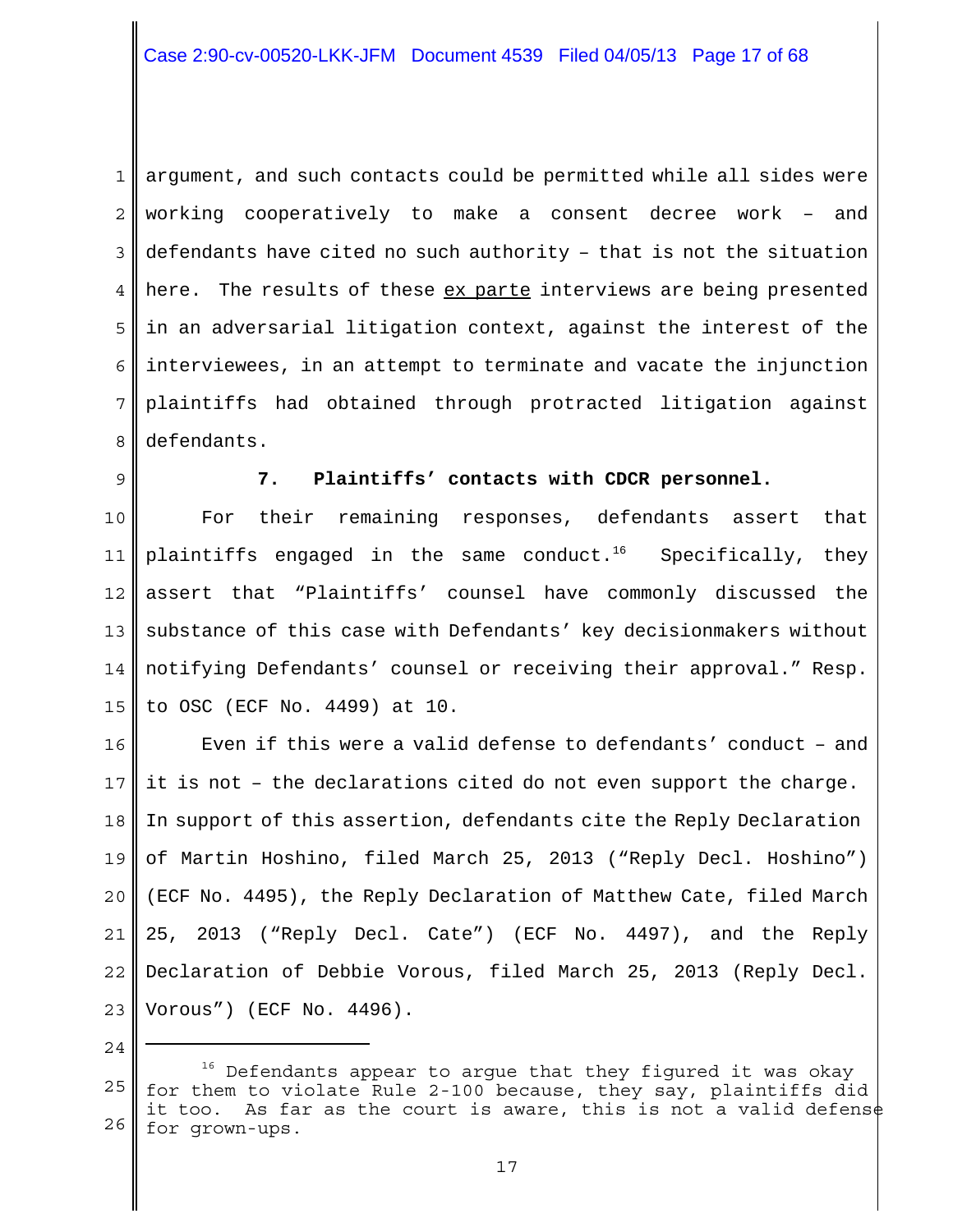argument, and such contacts could be permitted while all sides were working cooperatively to make a consent decree work – and defendants have cited no such authority – that is not the situation here. The results of these ex parte interviews are being presented in an adversarial litigation context, against the interest of the interviewees, in an attempt to terminate and vacate the injunction plaintiffs had obtained through protracted litigation against defendants.

**7. Plaintiffs' contacts with CDCR personnel.**

For their remaining responses, defendants assert that plaintiffs engaged in the same conduct.[16] Specifically, they assert that "Plaintiffs' counsel have commonly discussed the substance of this case with Defendants' key decisionmakers without notifying Defendants' counsel or receiving their approval." Resp. to OSC (ECF No. 4499) at 10.

Even if this were a valid defense to defendants' conduct – and it is not – the declarations cited do not even support the charge. In support of this assertion, defendants cite the Reply Declaration of Martin Hoshino, filed March 25, 2013 ("Reply Decl. Hoshino") (ECF No. 4495), the Reply Declaration of Matthew Cate, filed March 25, 2013 ("Reply Decl. Cate") (ECF No. 4497), and the Reply Declaration of Debbie Vorous, filed March 25, 2013 (Reply Decl. Vorous") (ECF No. 4496).

---

[16] Defendants appear to argue that they figured it was okay for them to violate Rule 2-100 because, they say, plaintiffs did it too. As far as the court is aware, this is not a valid defense for grown-ups.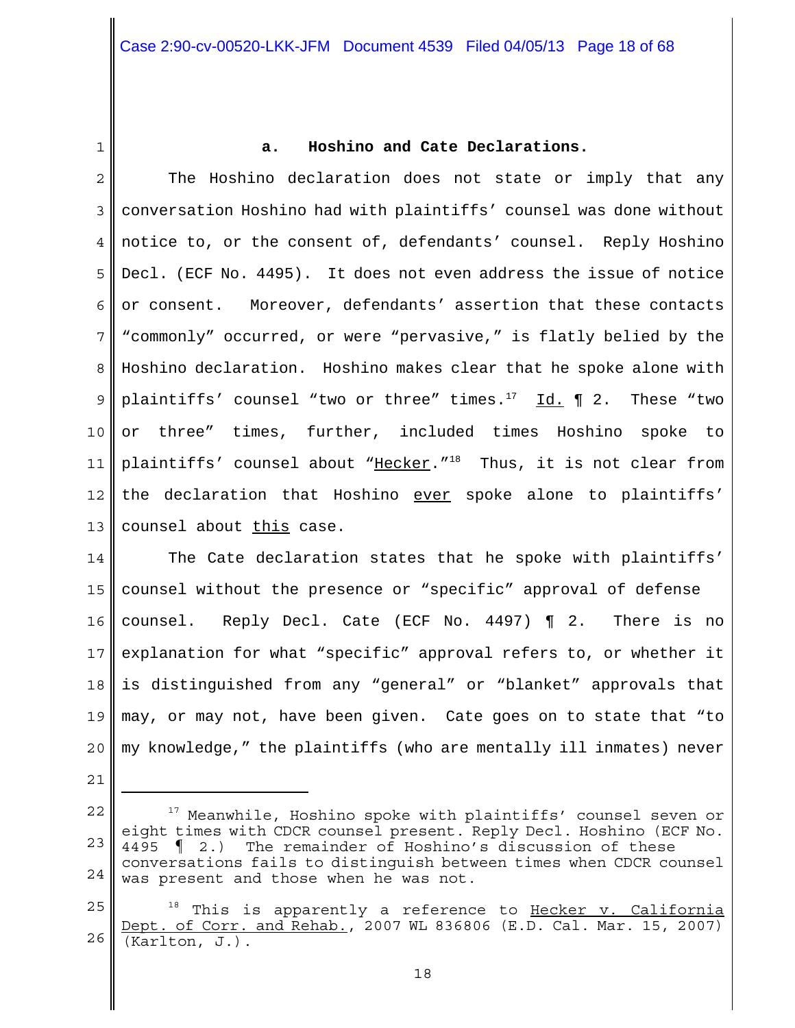### a. Hoshino and Cate Declarations.

The Hoshino declaration does not state or imply that any conversation Hoshino had with plaintiffs' counsel was done without notice to, or the consent of, defendants' counsel. Reply Hoshino Decl. (ECF No. 4495). It does not even address the issue of notice or consent. Moreover, defendants' assertion that these contacts "commonly" occurred, or were "pervasive," is flatly belied by the Hoshino declaration. Hoshino makes clear that he spoke alone with plaintiffs' counsel "two or three" times.[17] Id. ¶ 2. These "two or three" times, further, included times Hoshino spoke to plaintiffs' counsel about "Hecker."[18] Thus, it is not clear from the declaration that Hoshino ever spoke alone to plaintiffs' counsel about this case.

The Cate declaration states that he spoke with plaintiffs' counsel without the presence or "specific" approval of defense counsel. Reply Decl. Cate (ECF No. 4497) ¶ 2. There is no explanation for what "specific" approval refers to, or whether it is distinguished from any "general" or "blanket" approvals that may, or may not, have been given. Cate goes on to state that "to my knowledge," the plaintiffs (who are mentally ill inmates) never

---

[17] Meanwhile, Hoshino spoke with plaintiffs' counsel seven or eight times with CDCR counsel present. Reply Decl. Hoshino (ECF No. 4495 ¶ 2.) The remainder of Hoshino's discussion of these conversations fails to distinguish between times when CDCR counsel was present and those when he was not.

[18] This is apparently a reference to Hecker v. California Dept. of Corr. and Rehab., 2007 WL 836806 (E.D. Cal. Mar. 15, 2007) (Karlton, J.).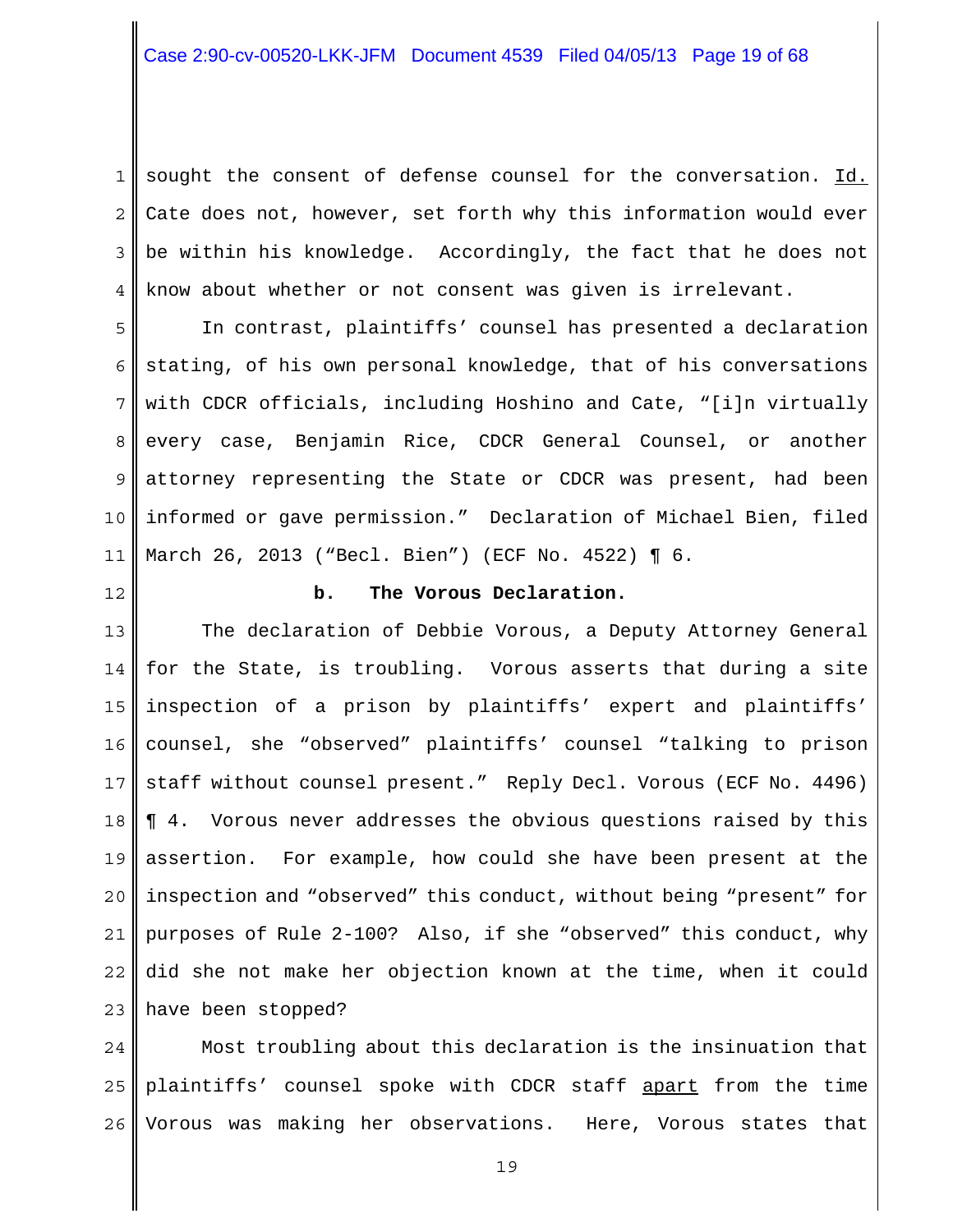sought the consent of defense counsel for the conversation. Id. Cate does not, however, set forth why this information would ever be within his knowledge. Accordingly, the fact that he does not know about whether or not consent was given is irrelevant.

In contrast, plaintiffs' counsel has presented a declaration stating, of his own personal knowledge, that of his conversations with CDCR officials, including Hoshino and Cate, "[i]n virtually every case, Benjamin Rice, CDCR General Counsel, or another attorney representing the State or CDCR was present, had been informed or gave permission." Declaration of Michael Bien, filed March 26, 2013 ("Becl. Bien") (ECF No. 4522) ¶ 6.

**b. The Vorous Declaration.**

The declaration of Debbie Vorous, a Deputy Attorney General for the State, is troubling. Vorous asserts that during a site inspection of a prison by plaintiffs' expert and plaintiffs' counsel, she "observed" plaintiffs' counsel "talking to prison staff without counsel present." Reply Decl. Vorous (ECF No. 4496) ¶ 4. Vorous never addresses the obvious questions raised by this assertion. For example, how could she have been present at the inspection and "observed" this conduct, without being "present" for purposes of Rule 2-100? Also, if she "observed" this conduct, why did she not make her objection known at the time, when it could have been stopped?

Most troubling about this declaration is the insinuation that plaintiffs' counsel spoke with CDCR staff apart from the time Vorous was making her observations. Here, Vorous states that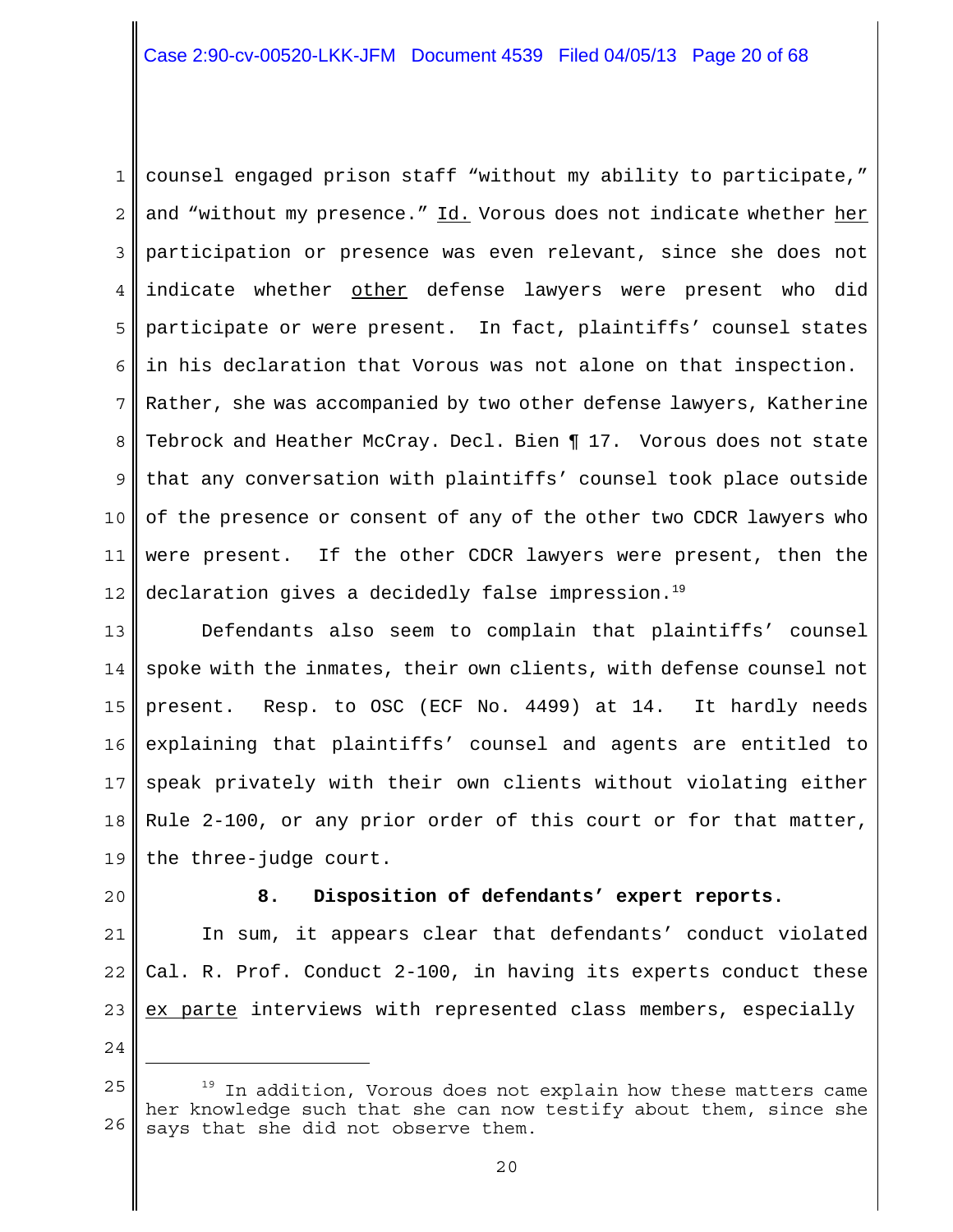counsel engaged prison staff "without my ability to participate," and "without my presence." Id. Vorous does not indicate whether her participation or presence was even relevant, since she does not indicate whether other defense lawyers were present who did participate or were present. In fact, plaintiffs' counsel states in his declaration that Vorous was not alone on that inspection. Rather, she was accompanied by two other defense lawyers, Katherine Tebrock and Heather McCray. Decl. Bien ¶ 17. Vorous does not state that any conversation with plaintiffs' counsel took place outside of the presence or consent of any of the other two CDCR lawyers who were present. If the other CDCR lawyers were present, then the declaration gives a decidedly false impression.[19]

Defendants also seem to complain that plaintiffs' counsel spoke with the inmates, their own clients, with defense counsel not present. Resp. to OSC (ECF No. 4499) at 14. It hardly needs explaining that plaintiffs' counsel and agents are entitled to speak privately with their own clients without violating either Rule 2-100, or any prior order of this court or for that matter, the three-judge court.

**8. Disposition of defendants' expert reports.**

In sum, it appears clear that defendants' conduct violated Cal. R. Prof. Conduct 2-100, in having its experts conduct these ex parte interviews with represented class members, especially

---

[19] In addition, Vorous does not explain how these matters came her knowledge such that she can now testify about them, since she says that she did not observe them.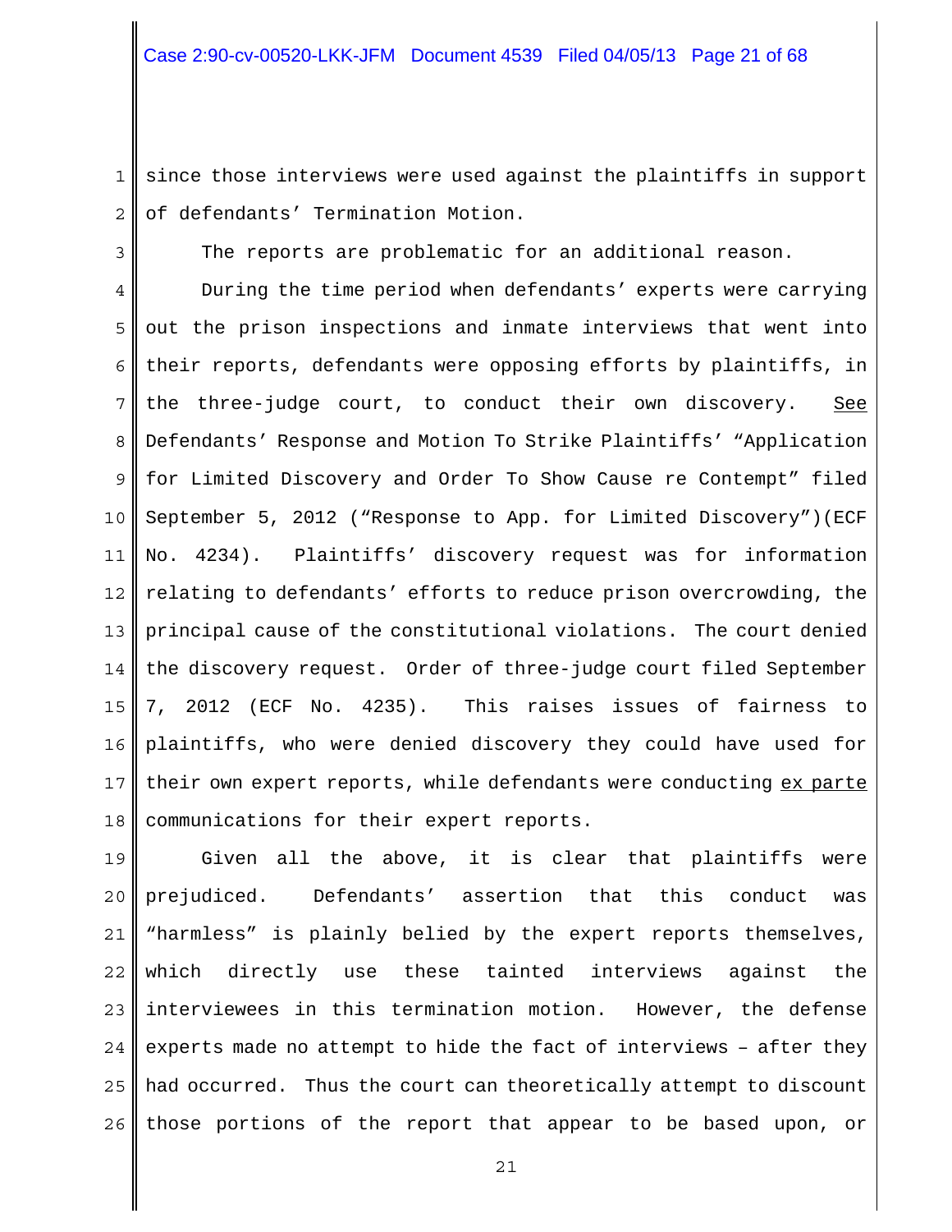since those interviews were used against the plaintiffs in support of defendants' Termination Motion.

The reports are problematic for an additional reason.

During the time period when defendants' experts were carrying out the prison inspections and inmate interviews that went into their reports, defendants were opposing efforts by plaintiffs, in the three-judge court, to conduct their own discovery. See Defendants' Response and Motion To Strike Plaintiffs' "Application for Limited Discovery and Order To Show Cause re Contempt" filed September 5, 2012 ("Response to App. for Limited Discovery")(ECF No. 4234). Plaintiffs' discovery request was for information relating to defendants' efforts to reduce prison overcrowding, the principal cause of the constitutional violations. The court denied the discovery request. Order of three-judge court filed September 7, 2012 (ECF No. 4235). This raises issues of fairness to plaintiffs, who were denied discovery they could have used for their own expert reports, while defendants were conducting ex parte communications for their expert reports.

Given all the above, it is clear that plaintiffs were prejudiced. Defendants' assertion that this conduct was "harmless" is plainly belied by the expert reports themselves, which directly use these tainted interviews against the interviewees in this termination motion. However, the defense experts made no attempt to hide the fact of interviews – after they had occurred. Thus the court can theoretically attempt to discount those portions of the report that appear to be based upon, or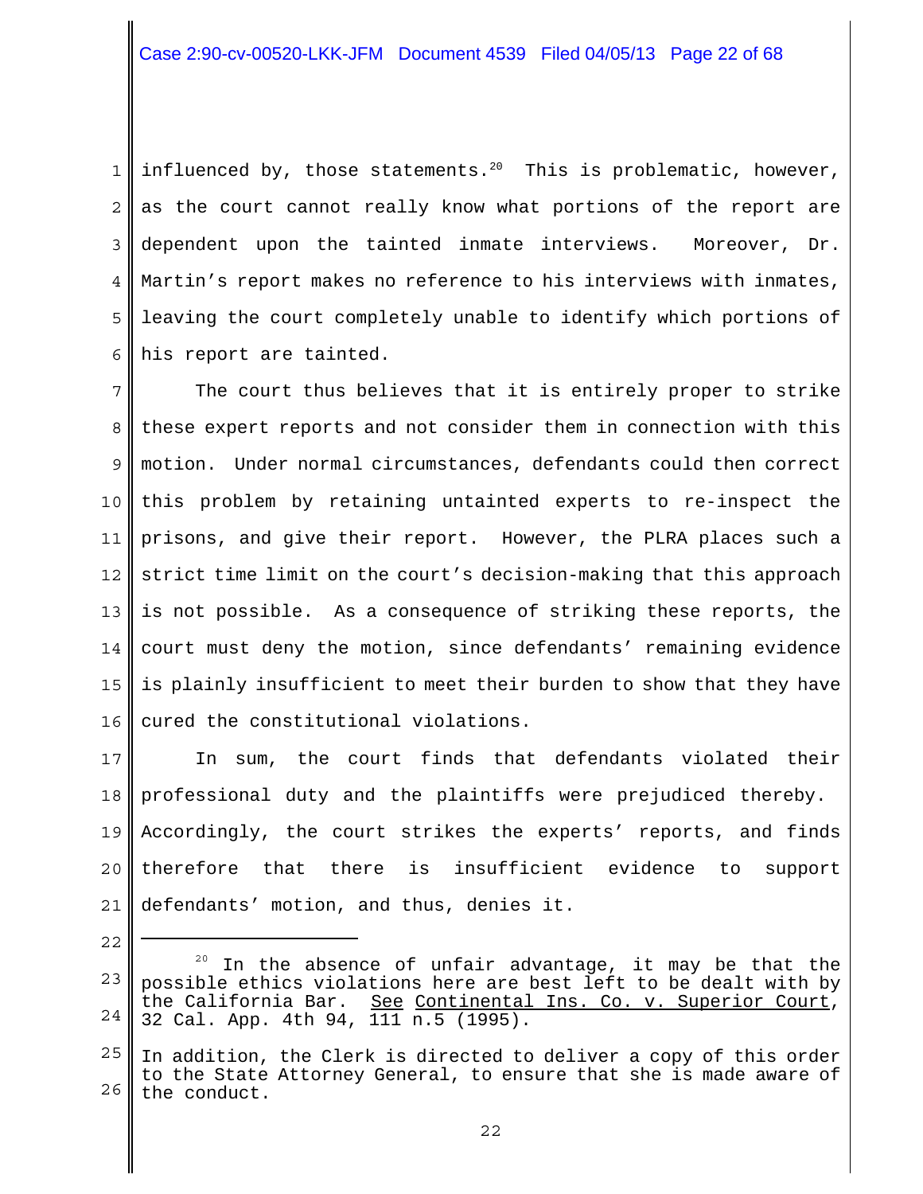influenced by, those statements.[20] This is problematic, however, as the court cannot really know what portions of the report are dependent upon the tainted inmate interviews. Moreover, Dr. Martin's report makes no reference to his interviews with inmates, leaving the court completely unable to identify which portions of his report are tainted.

The court thus believes that it is entirely proper to strike these expert reports and not consider them in connection with this motion. Under normal circumstances, defendants could then correct this problem by retaining untainted experts to re-inspect the prisons, and give their report. However, the PLRA places such a strict time limit on the court's decision-making that this approach is not possible. As a consequence of striking these reports, the court must deny the motion, since defendants' remaining evidence is plainly insufficient to meet their burden to show that they have cured the constitutional violations.

In sum, the court finds that defendants violated their professional duty and the plaintiffs were prejudiced thereby. Accordingly, the court strikes the experts' reports, and finds therefore that there is insufficient evidence to support defendants' motion, and thus, denies it.

---

[20] In the absence of unfair advantage, it may be that the possible ethics violations here are best left to be dealt with by the California Bar. See Continental Ins. Co. v. Superior Court, 32 Cal. App. 4th 94, 111 n.5 (1995).

In addition, the Clerk is directed to deliver a copy of this order to the State Attorney General, to ensure that she is made aware of the conduct.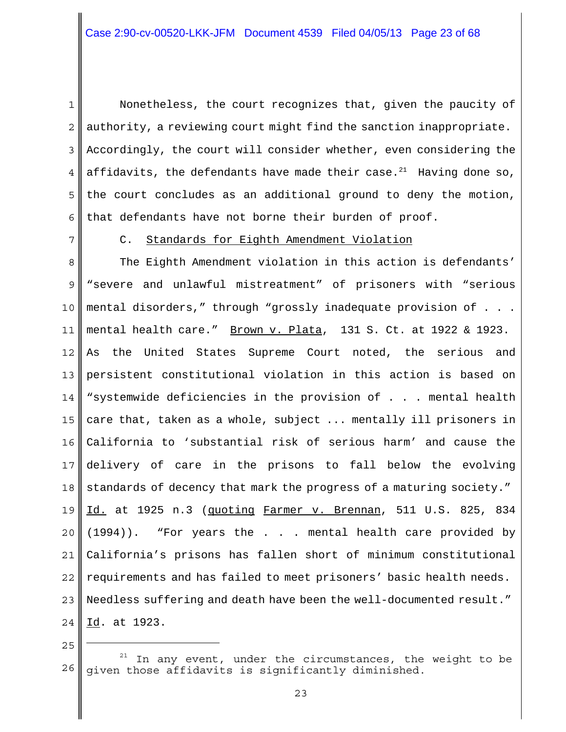Nonetheless, the court recognizes that, given the paucity of authority, a reviewing court might find the sanction inappropriate. Accordingly, the court will consider whether, even considering the affidavits, the defendants have made their case.[21] Having done so, the court concludes as an additional ground to deny the motion, that defendants have not borne their burden of proof.

C. Standards for Eighth Amendment Violation

The Eighth Amendment violation in this action is defendants' "severe and unlawful mistreatment" of prisoners with "serious mental disorders," through "grossly inadequate provision of . . . mental health care." Brown v. Plata, 131 S. Ct. at 1922 & 1923. As the United States Supreme Court noted, the serious and persistent constitutional violation in this action is based on "systemwide deficiencies in the provision of . . . mental health care that, taken as a whole, subject ... mentally ill prisoners in California to 'substantial risk of serious harm' and cause the delivery of care in the prisons to fall below the evolving standards of decency that mark the progress of a maturing society." Id. at 1925 n.3 (quoting Farmer v. Brennan, 511 U.S. 825, 834 (1994)). "For years the . . . mental health care provided by California's prisons has fallen short of minimum constitutional requirements and has failed to meet prisoners' basic health needs. Needless suffering and death have been the well-documented result." Id. at 1923.

[21] In any event, under the circumstances, the weight to be given those affidavits is significantly diminished.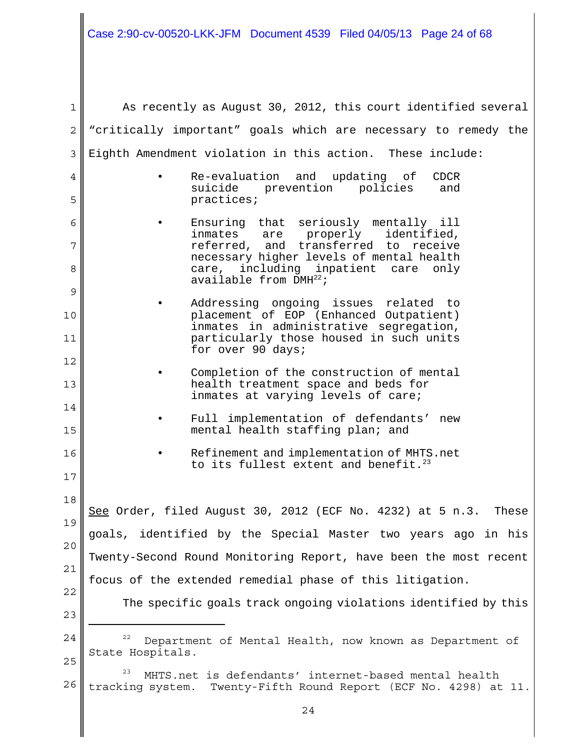As recently as August 30, 2012, this court identified several "critically important" goals which are necessary to remedy the Eighth Amendment violation in this action. These include:

- Re-evaluation and updating of CDCR suicide prevention policies and practices;
- Ensuring that seriously mentally ill inmates are properly identified, referred, and transferred to receive necessary higher levels of mental health care, including inpatient care only available from DMH[22];
- Addressing ongoing issues related to placement of EOP (Enhanced Outpatient) inmates in administrative segregation, particularly those housed in such units for over 90 days;
- Completion of the construction of mental health treatment space and beds for inmates at varying levels of care;
- Full implementation of defendants' new mental health staffing plan; and
- Refinement and implementation of MHTS.net to its fullest extent and benefit.[23]

See Order, filed August 30, 2012 (ECF No. 4232) at 5 n.3. These goals, identified by the Special Master two years ago in his Twenty-Second Round Monitoring Report, have been the most recent focus of the extended remedial phase of this litigation.

The specific goals track ongoing violations identified by this

---

[22] Department of Mental Health, now known as Department of State Hospitals.

[23] MHTS.net is defendants' internet-based mental health tracking system. Twenty-Fifth Round Report (ECF No. 4298) at 11.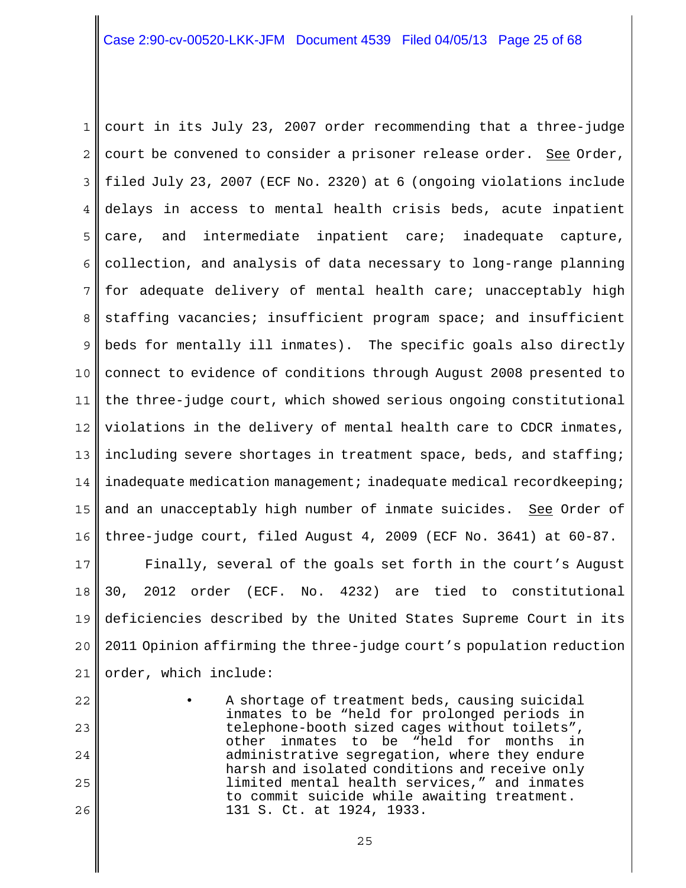court in its July 23, 2007 order recommending that a three-judge court be convened to consider a prisoner release order. See Order, filed July 23, 2007 (ECF No. 2320) at 6 (ongoing violations include delays in access to mental health crisis beds, acute inpatient care, and intermediate inpatient care; inadequate capture, collection, and analysis of data necessary to long-range planning for adequate delivery of mental health care; unacceptably high staffing vacancies; insufficient program space; and insufficient beds for mentally ill inmates). The specific goals also directly connect to evidence of conditions through August 2008 presented to the three-judge court, which showed serious ongoing constitutional violations in the delivery of mental health care to CDCR inmates, including severe shortages in treatment space, beds, and staffing; inadequate medication management; inadequate medical recordkeeping; and an unacceptably high number of inmate suicides. See Order of three-judge court, filed August 4, 2009 (ECF No. 3641) at 60-87.

Finally, several of the goals set forth in the court's August 30, 2012 order (ECF. No. 4232) are tied to constitutional deficiencies described by the United States Supreme Court in its 2011 Opinion affirming the three-judge court's population reduction order, which include:

- A shortage of treatment beds, causing suicidal inmates to be "held for prolonged periods in telephone-booth sized cages without toilets", other inmates to be "held for months in administrative segregation, where they endure harsh and isolated conditions and receive only limited mental health services," and inmates to commit suicide while awaiting treatment. 131 S. Ct. at 1924, 1933.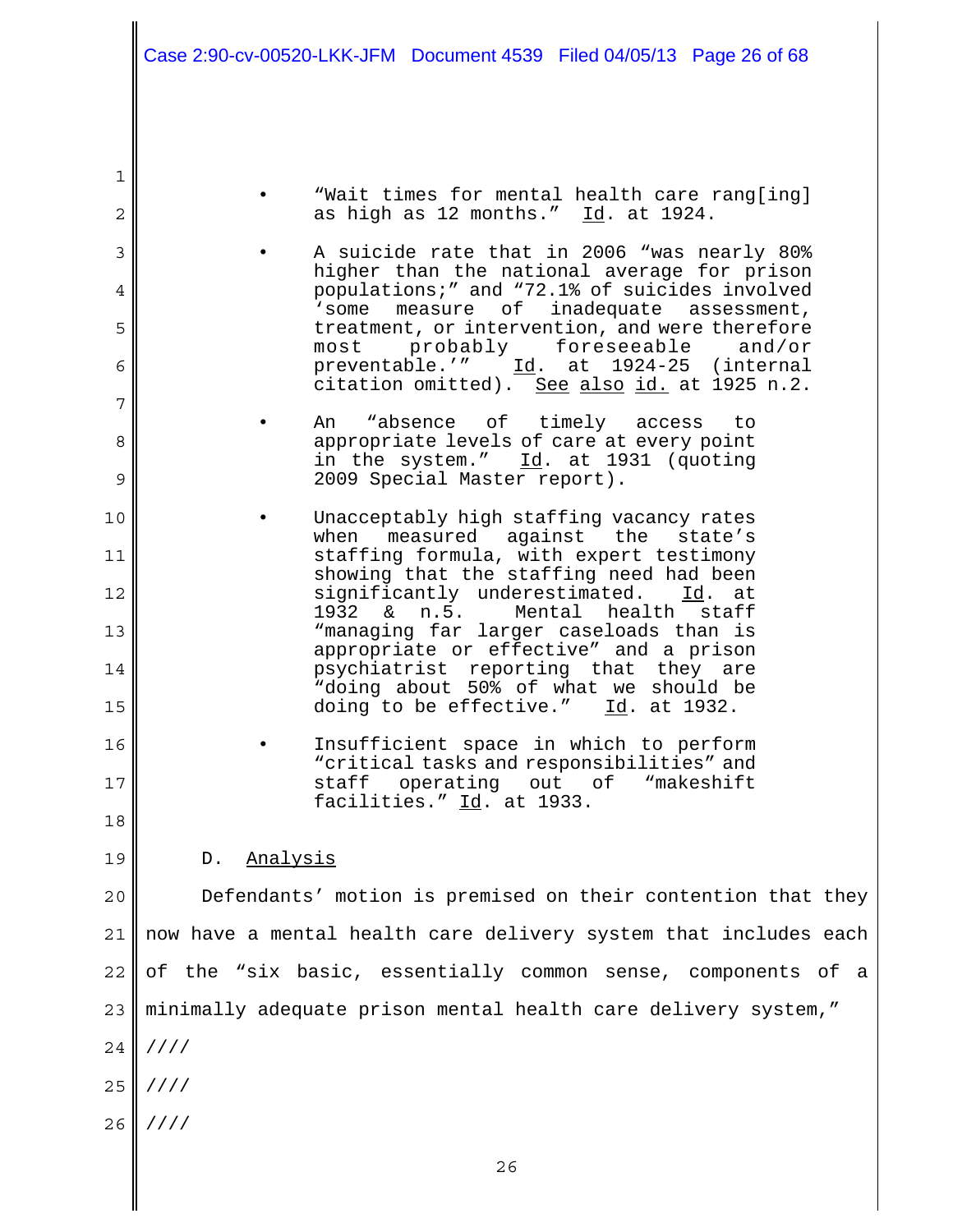- "Wait times for mental health care rang[ing] as high as 12 months." Id. at 1924.

- A suicide rate that in 2006 "was nearly 80% higher than the national average for prison populations;" and "72.1% of suicides involved 'some measure of inadequate assessment, treatment, or intervention, and were therefore most probably foreseeable and/or preventable.'" Id. at 1924-25 (internal citation omitted). See also id. at 1925 n.2.

- An "absence of timely access to appropriate levels of care at every point in the system." Id. at 1931 (quoting 2009 Special Master report).

- Unacceptably high staffing vacancy rates when measured against the state's staffing formula, with expert testimony showing that the staffing need had been significantly underestimated. Id. at 1932 & n.5. Mental health staff "managing far larger caseloads than is appropriate or effective" and a prison psychiatrist reporting that they are "doing about 50% of what we should be doing to be effective." Id. at 1932.

- Insufficient space in which to perform "critical tasks and responsibilities" and staff operating out of "makeshift facilities." Id. at 1933.

D. Analysis

Defendants' motion is premised on their contention that they now have a mental health care delivery system that includes each of the "six basic, essentially common sense, components of a minimally adequate prison mental health care delivery system,"

////

////

////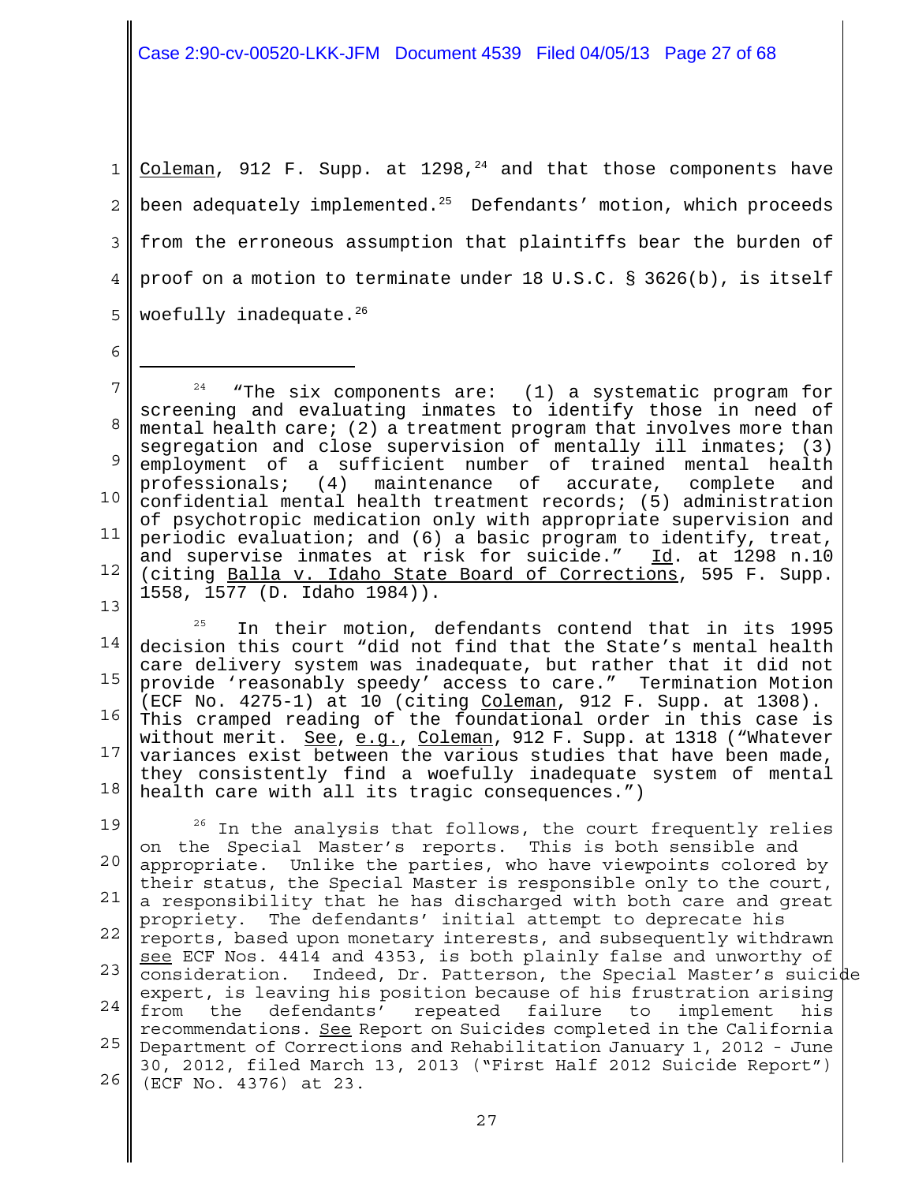Coleman, 912 F. Supp. at 1298,[24] and that those components have been adequately implemented.[25] Defendants' motion, which proceeds from the erroneous assumption that plaintiffs bear the burden of proof on a motion to terminate under 18 U.S.C. § 3626(b), is itself woefully inadequate.[26]

---

[24] "The six components are: (1) a systematic program for screening and evaluating inmates to identify those in need of mental health care; (2) a treatment program that involves more than segregation and close supervision of mentally ill inmates; (3) employment of a sufficient number of trained mental health professionals; (4) maintenance of accurate, complete and confidential mental health treatment records; (5) administration of psychotropic medication only with appropriate supervision and periodic evaluation; and (6) a basic program to identify, treat, and supervise inmates at risk for suicide." Id. at 1298 n.10 (citing Balla v. Idaho State Board of Corrections, 595 F. Supp. 1558, 1577 (D. Idaho 1984)).

[25] In their motion, defendants contend that in its 1995 decision this court "did not find that the State's mental health care delivery system was inadequate, but rather that it did not provide 'reasonably speedy' access to care." Termination Motion (ECF No. 4275-1) at 10 (citing Coleman, 912 F. Supp. at 1308). This cramped reading of the foundational order in this case is without merit. See, e.g., Coleman, 912 F. Supp. at 1318 ("Whatever variances exist between the various studies that have been made, they consistently find a woefully inadequate system of mental health care with all its tragic consequences.")

[26] In the analysis that follows, the court frequently relies on the Special Master's reports. This is both sensible and appropriate. Unlike the parties, who have viewpoints colored by their status, the Special Master is responsible only to the court, a responsibility that he has discharged with both care and great propriety. The defendants' initial attempt to deprecate his reports, based upon monetary interests, and subsequently withdrawn see ECF Nos. 4414 and 4353, is both plainly false and unworthy of consideration. Indeed, Dr. Patterson, the Special Master's suicide expert, is leaving his position because of his frustration arising from the defendants' repeated failure to implement his recommendations. See Report on Suicides completed in the California Department of Corrections and Rehabilitation January 1, 2012 - June 30, 2012, filed March 13, 2013 ("First Half 2012 Suicide Report") (ECF No. 4376) at 23.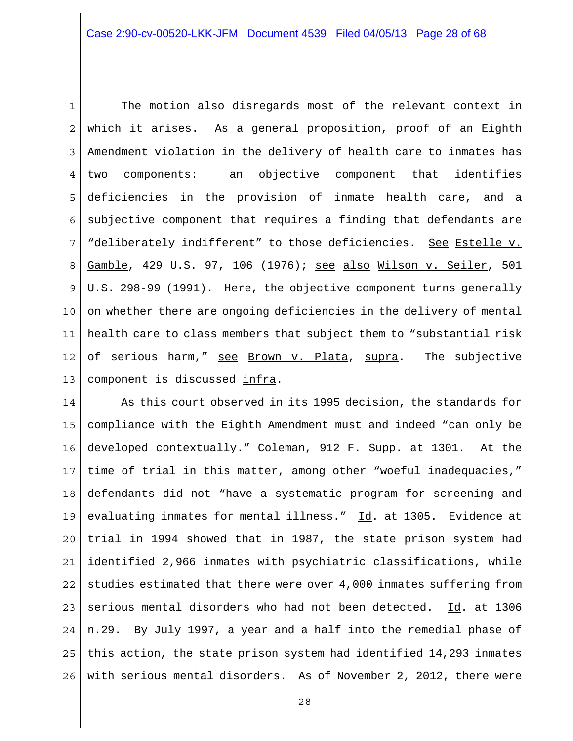The motion also disregards most of the relevant context in which it arises. As a general proposition, proof of an Eighth Amendment violation in the delivery of health care to inmates has two components: an objective component that identifies deficiencies in the provision of inmate health care, and a subjective component that requires a finding that defendants are "deliberately indifferent" to those deficiencies. See Estelle v. Gamble, 429 U.S. 97, 106 (1976); see also Wilson v. Seiler, 501 U.S. 298-99 (1991). Here, the objective component turns generally on whether there are ongoing deficiencies in the delivery of mental health care to class members that subject them to "substantial risk of serious harm," see Brown v. Plata, supra. The subjective component is discussed infra.

As this court observed in its 1995 decision, the standards for compliance with the Eighth Amendment must and indeed "can only be developed contextually." Coleman, 912 F. Supp. at 1301. At the time of trial in this matter, among other "woeful inadequacies," defendants did not "have a systematic program for screening and evaluating inmates for mental illness." Id. at 1305. Evidence at trial in 1994 showed that in 1987, the state prison system had identified 2,966 inmates with psychiatric classifications, while studies estimated that there were over 4,000 inmates suffering from serious mental disorders who had not been detected. Id. at 1306 n.29. By July 1997, a year and a half into the remedial phase of this action, the state prison system had identified 14,293 inmates with serious mental disorders. As of November 2, 2012, there were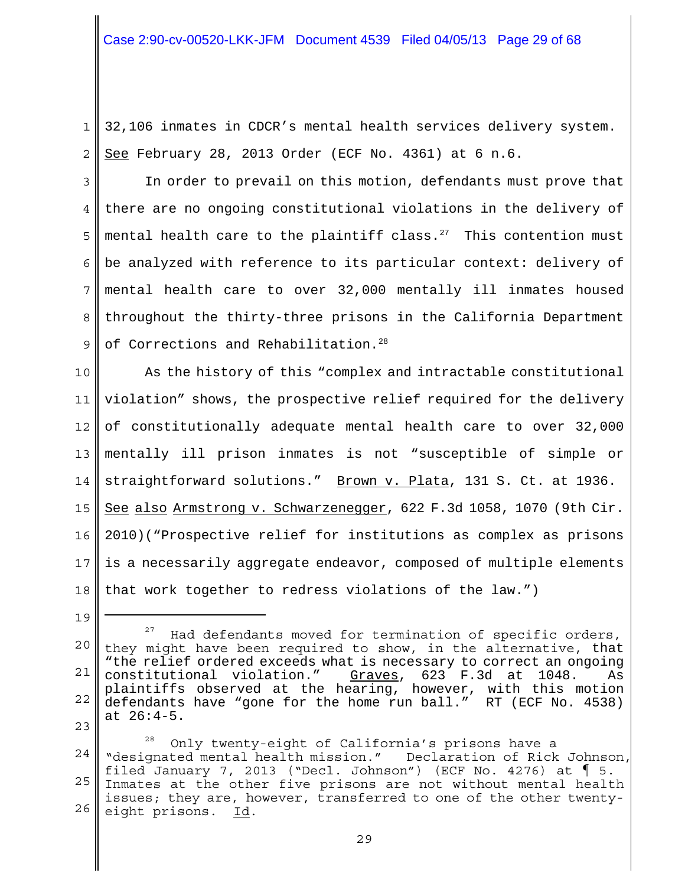32,106 inmates in CDCR's mental health services delivery system. See February 28, 2013 Order (ECF No. 4361) at 6 n.6.

In order to prevail on this motion, defendants must prove that there are no ongoing constitutional violations in the delivery of mental health care to the plaintiff class.[27] This contention must be analyzed with reference to its particular context: delivery of mental health care to over 32,000 mentally ill inmates housed throughout the thirty-three prisons in the California Department of Corrections and Rehabilitation.[28]

As the history of this "complex and intractable constitutional violation" shows, the prospective relief required for the delivery of constitutionally adequate mental health care to over 32,000 mentally ill prison inmates is not "susceptible of simple or straightforward solutions." Brown v. Plata, 131 S. Ct. at 1936. See also Armstrong v. Schwarzenegger, 622 F.3d 1058, 1070 (9th Cir. 2010)("Prospective relief for institutions as complex as prisons is a necessarily aggregate endeavor, composed of multiple elements that work together to redress violations of the law.")

---

[27] Had defendants moved for termination of specific orders, they might have been required to show, in the alternative, that "the relief ordered exceeds what is necessary to correct an ongoing constitutional violation." Graves, 623 F.3d at 1048. As plaintiffs observed at the hearing, however, with this motion defendants have "gone for the home run ball." RT (ECF No. 4538) at 26:4-5.

[28] Only twenty-eight of California's prisons have a "designated mental health mission." Declaration of Rick Johnson, filed January 7, 2013 ("Decl. Johnson") (ECF No. 4276) at ¶ 5. Inmates at the other five prisons are not without mental health issues; they are, however, transferred to one of the other twenty-eight prisons. Id.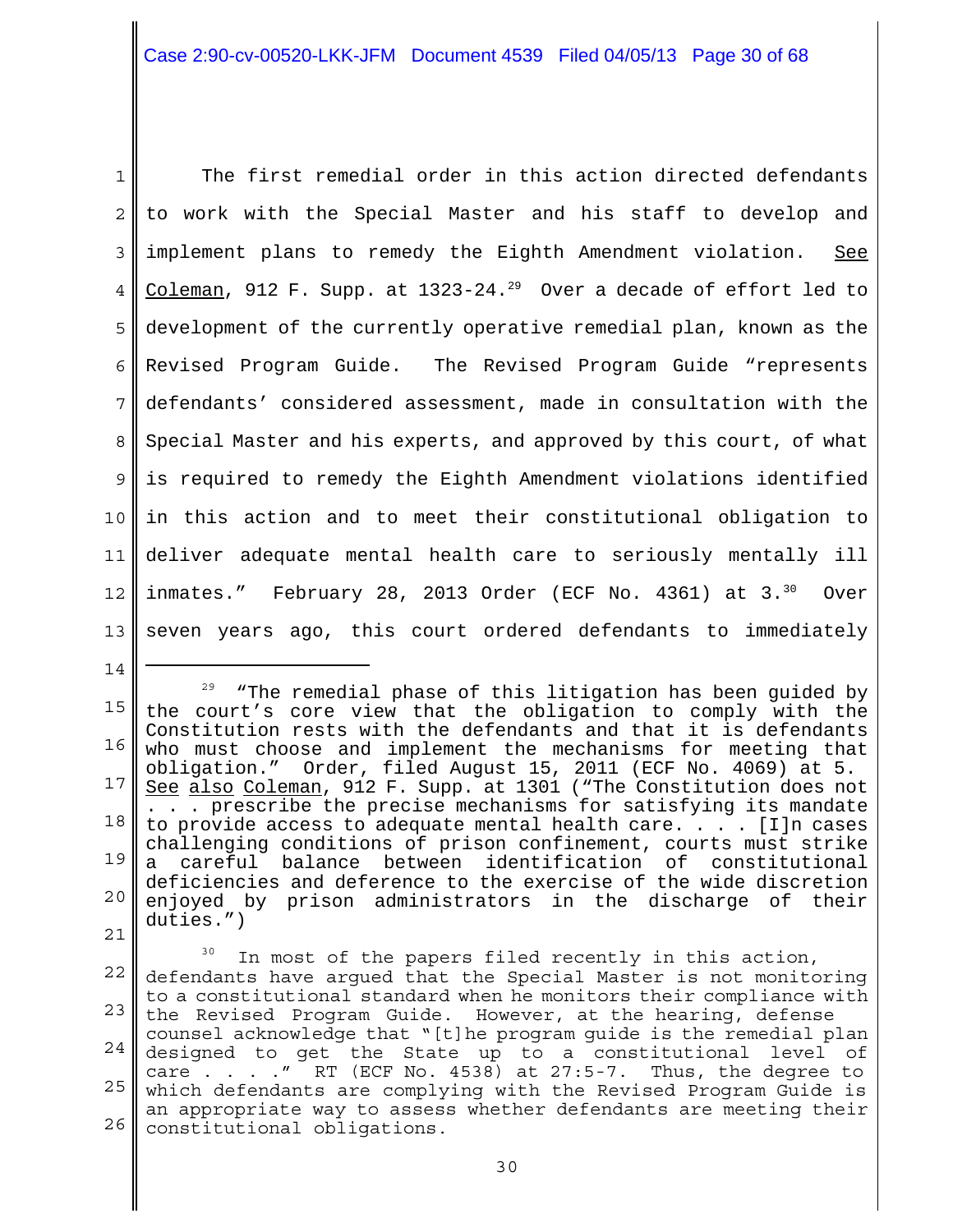The first remedial order in this action directed defendants to work with the Special Master and his staff to develop and implement plans to remedy the Eighth Amendment violation. See Coleman, 912 F. Supp. at 1323-24.[29] Over a decade of effort led to development of the currently operative remedial plan, known as the Revised Program Guide. The Revised Program Guide "represents defendants' considered assessment, made in consultation with the Special Master and his experts, and approved by this court, of what is required to remedy the Eighth Amendment violations identified in this action and to meet their constitutional obligation to deliver adequate mental health care to seriously mentally ill inmates." February 28, 2013 Order (ECF No. 4361) at 3.[30] Over seven years ago, this court ordered defendants to immediately

---

[29] "The remedial phase of this litigation has been guided by the court's core view that the obligation to comply with the Constitution rests with the defendants and that it is defendants who must choose and implement the mechanisms for meeting that obligation." Order, filed August 15, 2011 (ECF No. 4069) at 5. See also Coleman, 912 F. Supp. at 1301 ("The Constitution does not . . . prescribe the precise mechanisms for satisfying its mandate to provide access to adequate mental health care. . . . [I]n cases challenging conditions of prison confinement, courts must strike a careful balance between identification of constitutional deficiencies and deference to the exercise of the wide discretion enjoyed by prison administrators in the discharge of their duties.")

[30] In most of the papers filed recently in this action, defendants have argued that the Special Master is not monitoring to a constitutional standard when he monitors their compliance with the Revised Program Guide. However, at the hearing, defense counsel acknowledge that "[t]he program guide is the remedial plan designed to get the State up to a constitutional level of care . . . ." RT (ECF No. 4538) at 27:5-7. Thus, the degree to which defendants are complying with the Revised Program Guide is an appropriate way to assess whether defendants are meeting their constitutional obligations.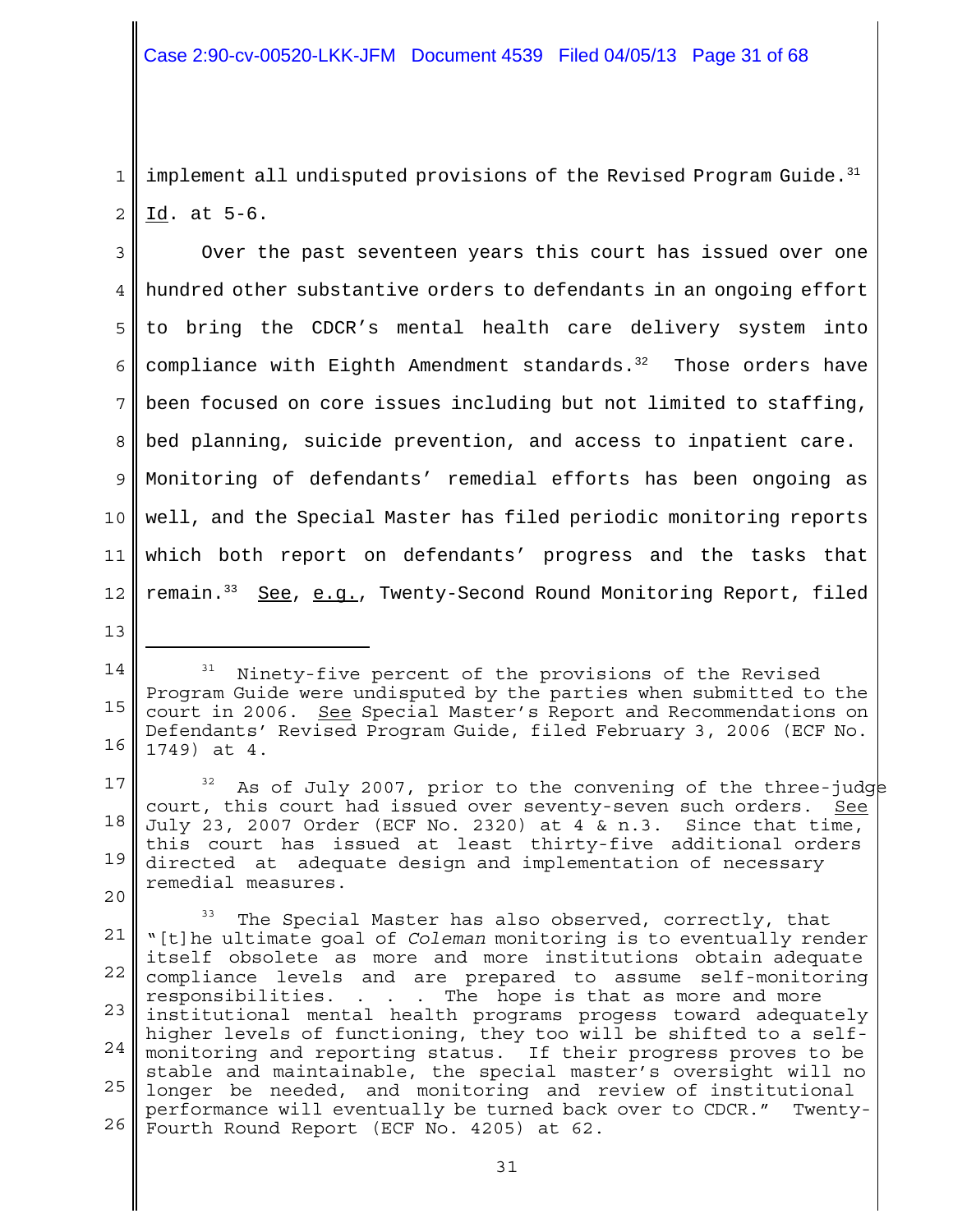implement all undisputed provisions of the Revised Program Guide.[31] Id. at 5-6.

Over the past seventeen years this court has issued over one hundred other substantive orders to defendants in an ongoing effort to bring the CDCR's mental health care delivery system into compliance with Eighth Amendment standards.[32] Those orders have been focused on core issues including but not limited to staffing, bed planning, suicide prevention, and access to inpatient care. Monitoring of defendants' remedial efforts has been ongoing as well, and the Special Master has filed periodic monitoring reports which both report on defendants' progress and the tasks that remain.[33] See, e.g., Twenty-Second Round Monitoring Report, filed

---

[31] Ninety-five percent of the provisions of the Revised Program Guide were undisputed by the parties when submitted to the court in 2006. See Special Master's Report and Recommendations on Defendants' Revised Program Guide, filed February 3, 2006 (ECF No. 1749) at 4.

[32] As of July 2007, prior to the convening of the three-judge court, this court had issued over seventy-seven such orders. See July 23, 2007 Order (ECF No. 2320) at 4 & n.3. Since that time, this court has issued at least thirty-five additional orders directed at adequate design and implementation of necessary remedial measures.

[33] The Special Master has also observed, correctly, that "[t]he ultimate goal of *Coleman* monitoring is to eventually render itself obsolete as more and more institutions obtain adequate compliance levels and are prepared to assume self-monitoring responsibilities. . . . The hope is that as more and more institutional mental health programs progess toward adequately higher levels of functioning, they too will be shifted to a self-monitoring and reporting status. If their progress proves to be stable and maintainable, the special master's oversight will no longer be needed, and monitoring and review of institutional performance will eventually be turned back over to CDCR." Twenty-Fourth Round Report (ECF No. 4205) at 62.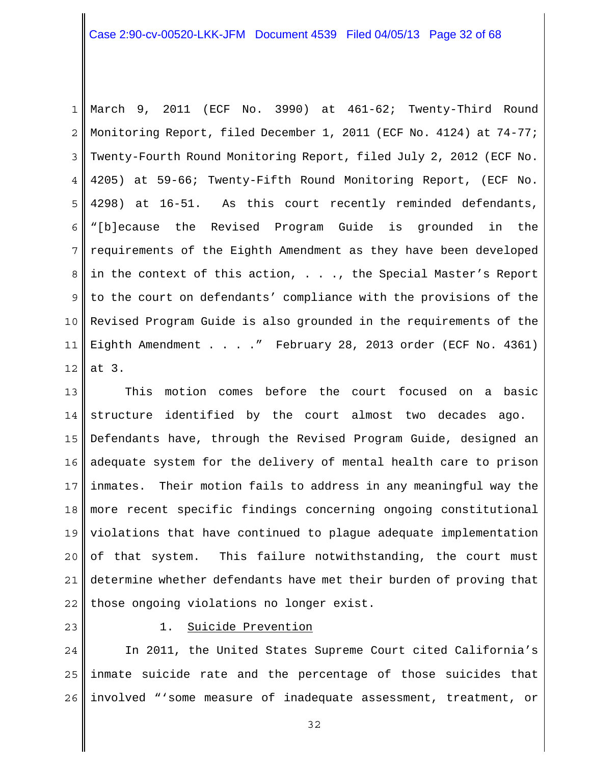March 9, 2011 (ECF No. 3990) at 461-62; Twenty-Third Round Monitoring Report, filed December 1, 2011 (ECF No. 4124) at 74-77; Twenty-Fourth Round Monitoring Report, filed July 2, 2012 (ECF No. 4205) at 59-66; Twenty-Fifth Round Monitoring Report, (ECF No. 4298) at 16-51. As this court recently reminded defendants, "[b]ecause the Revised Program Guide is grounded in the requirements of the Eighth Amendment as they have been developed in the context of this action, . . ., the Special Master's Report to the court on defendants' compliance with the provisions of the Revised Program Guide is also grounded in the requirements of the Eighth Amendment . . . ." February 28, 2013 order (ECF No. 4361) at 3.

This motion comes before the court focused on a basic structure identified by the court almost two decades ago. Defendants have, through the Revised Program Guide, designed an adequate system for the delivery of mental health care to prison inmates. Their motion fails to address in any meaningful way the more recent specific findings concerning ongoing constitutional violations that have continued to plague adequate implementation of that system. This failure notwithstanding, the court must determine whether defendants have met their burden of proving that those ongoing violations no longer exist.

1. Suicide Prevention

In 2011, the United States Supreme Court cited California's inmate suicide rate and the percentage of those suicides that involved "'some measure of inadequate assessment, treatment, or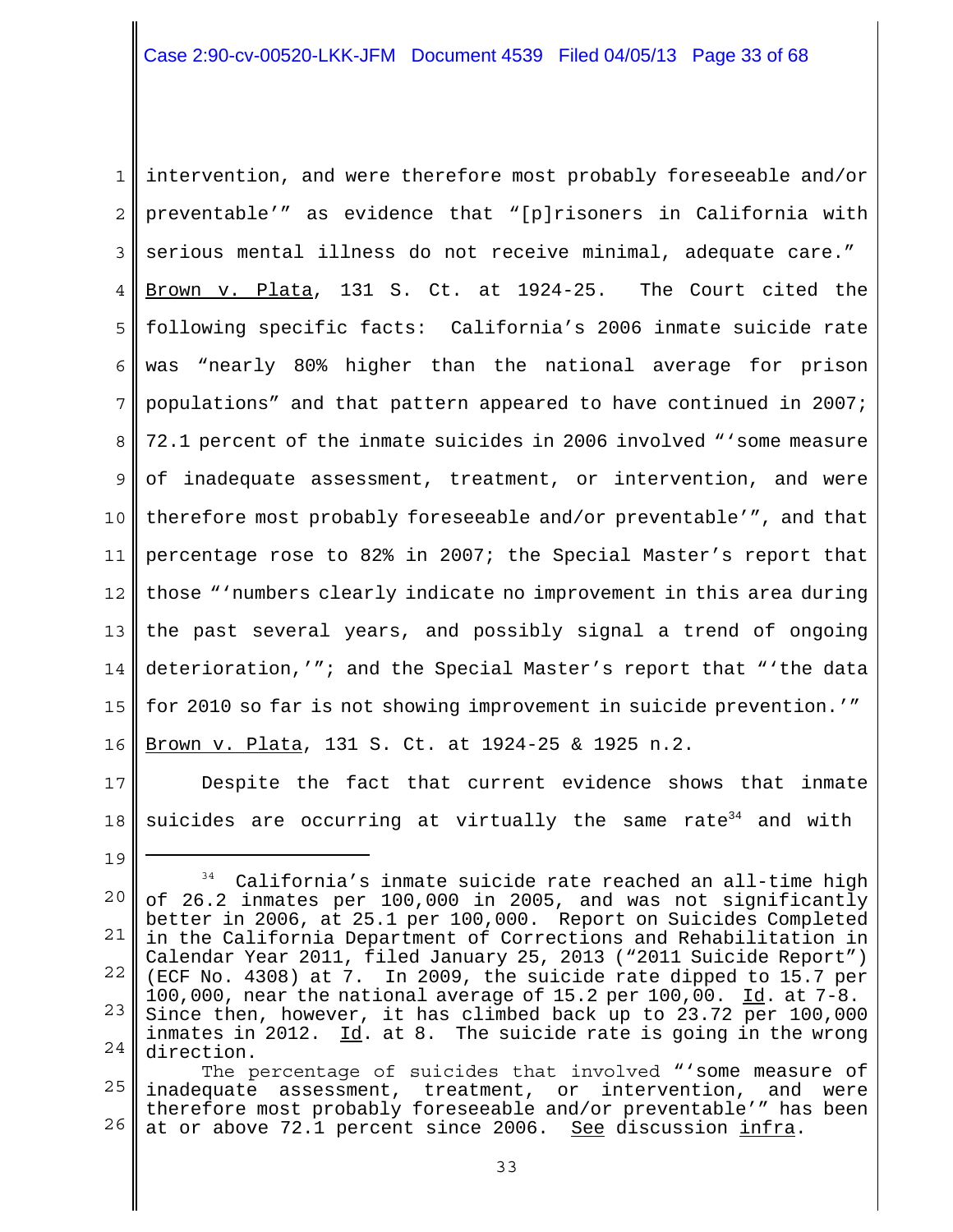intervention, and were therefore most probably foreseeable and/or preventable'" as evidence that "[p]risoners in California with serious mental illness do not receive minimal, adequate care." Brown v. Plata, 131 S. Ct. at 1924-25. The Court cited the following specific facts: California's 2006 inmate suicide rate was "nearly 80% higher than the national average for prison populations" and that pattern appeared to have continued in 2007; 72.1 percent of the inmate suicides in 2006 involved "'some measure of inadequate assessment, treatment, or intervention, and were therefore most probably foreseeable and/or preventable'", and that percentage rose to 82% in 2007; the Special Master's report that those "'numbers clearly indicate no improvement in this area during the past several years, and possibly signal a trend of ongoing deterioration,'"; and the Special Master's report that "'the data for 2010 so far is not showing improvement in suicide prevention.'" Brown v. Plata, 131 S. Ct. at 1924-25 & 1925 n.2.

Despite the fact that current evidence shows that inmate suicides are occurring at virtually the same rate[34] and with

---

[34] California's inmate suicide rate reached an all-time high of 26.2 inmates per 100,000 in 2005, and was not significantly better in 2006, at 25.1 per 100,000. Report on Suicides Completed in the California Department of Corrections and Rehabilitation in Calendar Year 2011, filed January 25, 2013 ("2011 Suicide Report") (ECF No. 4308) at 7. In 2009, the suicide rate dipped to 15.7 per 100,000, near the national average of 15.2 per 100,00. Id. at 7-8. Since then, however, it has climbed back up to 23.72 per 100,000 inmates in 2012. Id. at 8. The suicide rate is going in the wrong direction.

The percentage of suicides that involved "'some measure of inadequate assessment, treatment, or intervention, and were therefore most probably foreseeable and/or preventable'" has been at or above 72.1 percent since 2006. See discussion infra.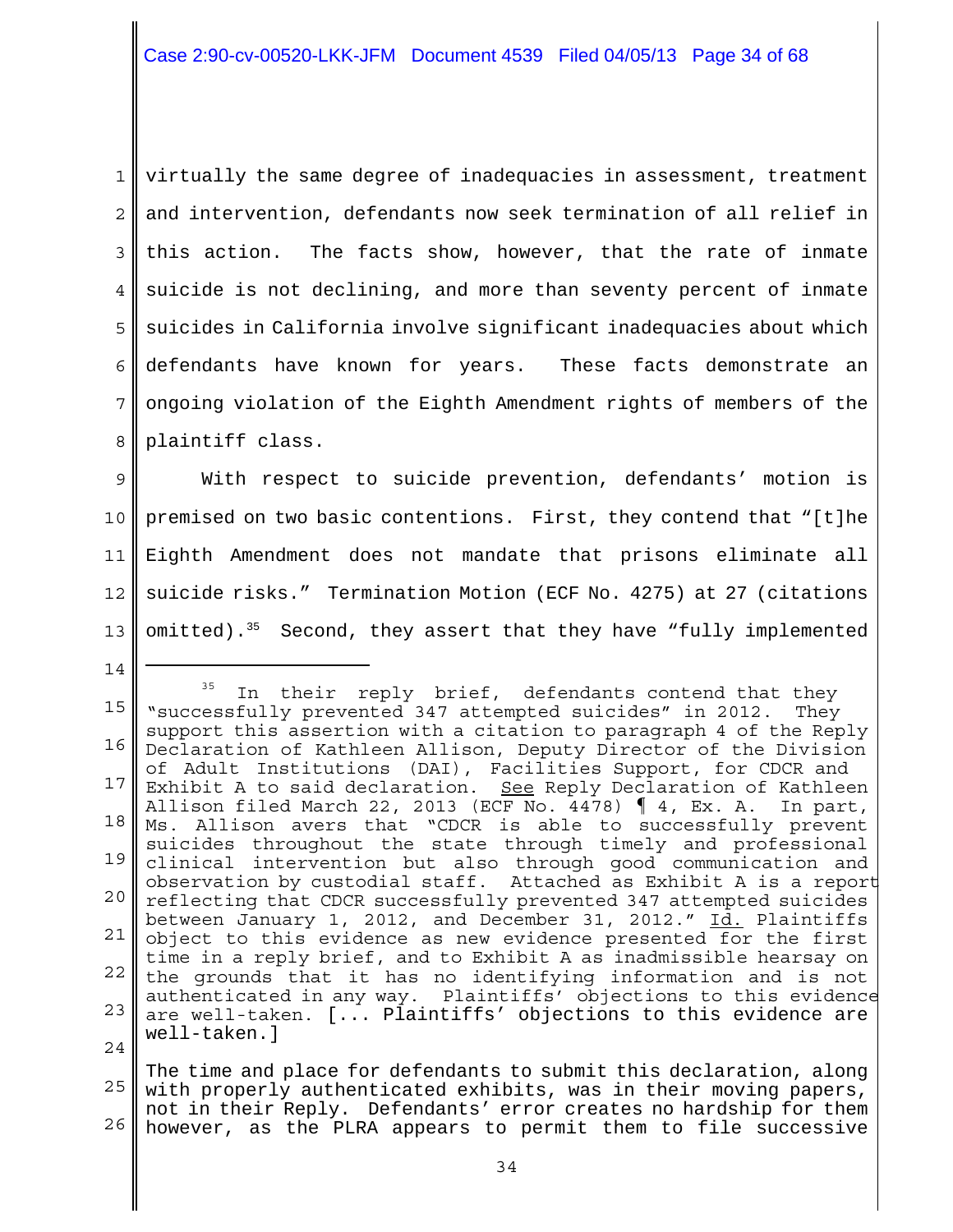virtually the same degree of inadequacies in assessment, treatment and intervention, defendants now seek termination of all relief in this action. The facts show, however, that the rate of inmate suicide is not declining, and more than seventy percent of inmate suicides in California involve significant inadequacies about which defendants have known for years. These facts demonstrate an ongoing violation of the Eighth Amendment rights of members of the plaintiff class.

With respect to suicide prevention, defendants' motion is premised on two basic contentions. First, they contend that "[t]he Eighth Amendment does not mandate that prisons eliminate all suicide risks." Termination Motion (ECF No. 4275) at 27 (citations omitted).[35] Second, they assert that they have "fully implemented

---

[35] In their reply brief, defendants contend that they "successfully prevented 347 attempted suicides" in 2012. They support this assertion with a citation to paragraph 4 of the Reply Declaration of Kathleen Allison, Deputy Director of the Division of Adult Institutions (DAI), Facilities Support, for CDCR and Exhibit A to said declaration. See Reply Declaration of Kathleen Allison filed March 22, 2013 (ECF No. 4478) ¶ 4, Ex. A. In part, Ms. Allison avers that "CDCR is able to successfully prevent suicides throughout the state through timely and professional clinical intervention but also through good communication and observation by custodial staff. Attached as Exhibit A is a report reflecting that CDCR successfully prevented 347 attempted suicides between January 1, 2012, and December 31, 2012." Id. Plaintiffs object to this evidence as new evidence presented for the first time in a reply brief, and to Exhibit A as inadmissible hearsay on the grounds that it has no identifying information and is not authenticated in any way. Plaintiffs' objections to this evidence are well-taken. [... Plaintiffs' objections to this evidence are well-taken.]

The time and place for defendants to submit this declaration, along with properly authenticated exhibits, was in their moving papers, not in their Reply. Defendants' error creates no hardship for them however, as the PLRA appears to permit them to file successive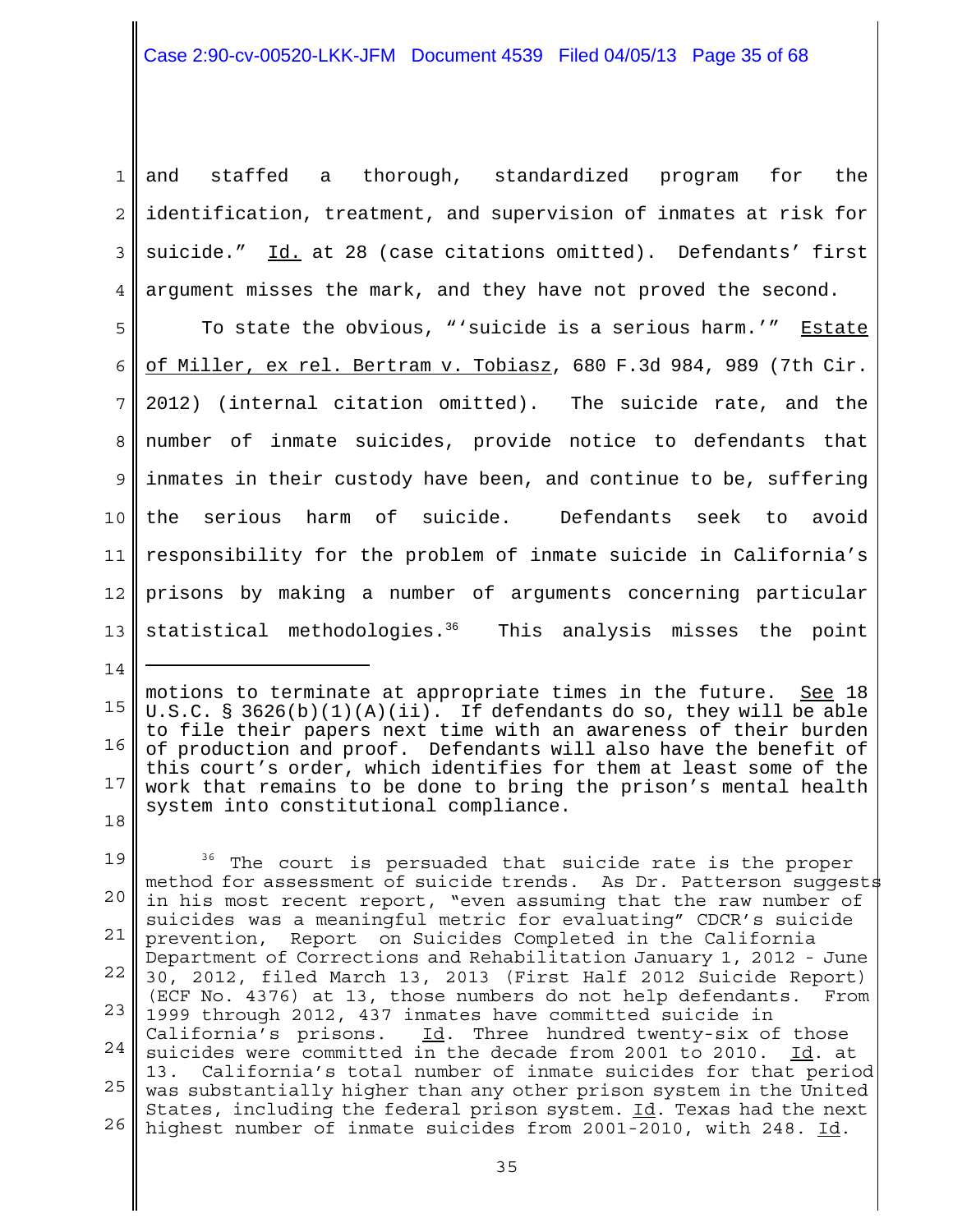and staffed a thorough, standardized program for the identification, treatment, and supervision of inmates at risk for suicide." Id. at 28 (case citations omitted). Defendants' first argument misses the mark, and they have not proved the second.

To state the obvious, "'suicide is a serious harm.'" Estate of Miller, ex rel. Bertram v. Tobiasz, 680 F.3d 984, 989 (7th Cir. 2012) (internal citation omitted). The suicide rate, and the number of inmate suicides, provide notice to defendants that inmates in their custody have been, and continue to be, suffering the serious harm of suicide. Defendants seek to avoid responsibility for the problem of inmate suicide in California's prisons by making a number of arguments concerning particular statistical methodologies.[36] This analysis misses the point

---

motions to terminate at appropriate times in the future. See 18 U.S.C. § 3626(b)(1)(A)(ii). If defendants do so, they will be able to file their papers next time with an awareness of their burden of production and proof. Defendants will also have the benefit of this court's order, which identifies for them at least some of the work that remains to be done to bring the prison's mental health system into constitutional compliance.

[36] The court is persuaded that suicide rate is the proper method for assessment of suicide trends. As Dr. Patterson suggests in his most recent report, "even assuming that the raw number of suicides was a meaningful metric for evaluating" CDCR's suicide prevention, Report on Suicides Completed in the California Department of Corrections and Rehabilitation January 1, 2012 - June 30, 2012, filed March 13, 2013 (First Half 2012 Suicide Report) (ECF No. 4376) at 13, those numbers do not help defendants. From 1999 through 2012, 437 inmates have committed suicide in California's prisons. Id. Three hundred twenty-six of those suicides were committed in the decade from 2001 to 2010. Id. at 13. California's total number of inmate suicides for that period was substantially higher than any other prison system in the United States, including the federal prison system. Id. Texas had the next highest number of inmate suicides from 2001-2010, with 248. Id.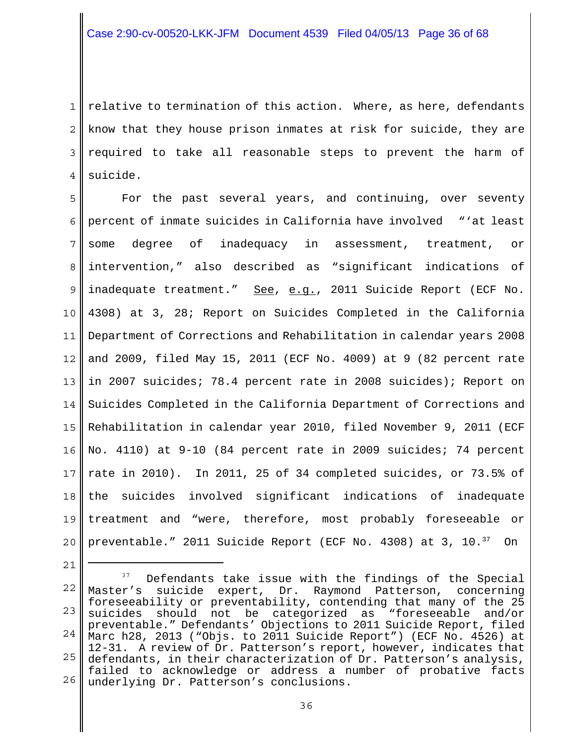relative to termination of this action. Where, as here, defendants know that they house prison inmates at risk for suicide, they are required to take all reasonable steps to prevent the harm of suicide.

For the past several years, and continuing, over seventy percent of inmate suicides in California have involved "'at least some degree of inadequacy in assessment, treatment, or intervention," also described as "significant indications of inadequate treatment." See, e.g., 2011 Suicide Report (ECF No. 4308) at 3, 28; Report on Suicides Completed in the California Department of Corrections and Rehabilitation in calendar years 2008 and 2009, filed May 15, 2011 (ECF No. 4009) at 9 (82 percent rate in 2007 suicides; 78.4 percent rate in 2008 suicides); Report on Suicides Completed in the California Department of Corrections and Rehabilitation in calendar year 2010, filed November 9, 2011 (ECF No. 4110) at 9-10 (84 percent rate in 2009 suicides; 74 percent rate in 2010). In 2011, 25 of 34 completed suicides, or 73.5% of the suicides involved significant indications of inadequate treatment and "were, therefore, most probably foreseeable or preventable." 2011 Suicide Report (ECF No. 4308) at 3, 10.[37] On

---

[37] Defendants take issue with the findings of the Special Master's suicide expert, Dr. Raymond Patterson, concerning foreseeability or preventability, contending that many of the 25 suicides should not be categorized as "foreseeable and/or preventable." Defendants' Objections to 2011 Suicide Report, filed Marc h28, 2013 ("Objs. to 2011 Suicide Report") (ECF No. 4526) at 12-31. A review of Dr. Patterson's report, however, indicates that defendants, in their characterization of Dr. Patterson's analysis, failed to acknowledge or address a number of probative facts underlying Dr. Patterson's conclusions.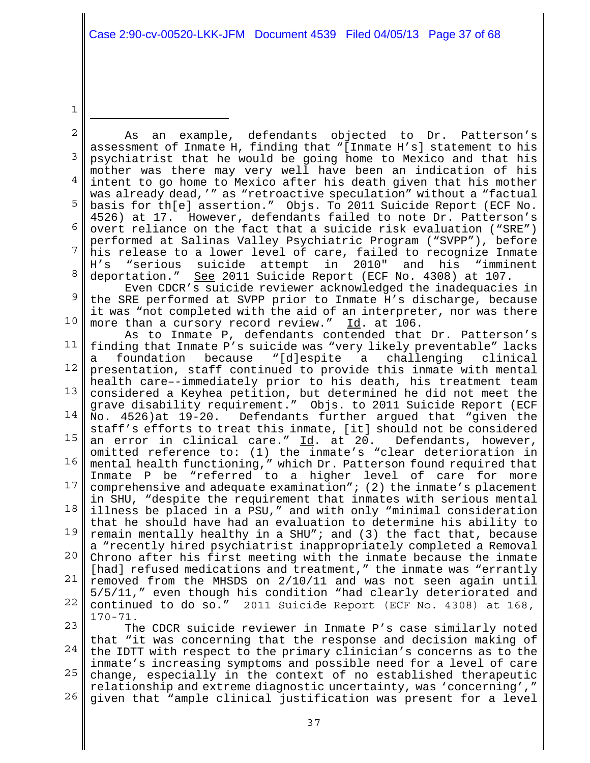As an example, defendants objected to Dr. Patterson's assessment of Inmate H, finding that "[Inmate H's] statement to his psychiatrist that he would be going home to Mexico and that his mother was there may very well have been an indication of his intent to go home to Mexico after his death given that his mother was already dead,'" as "retroactive speculation" without a "factual basis for th[e] assertion." Objs. To 2011 Suicide Report (ECF No. 4526) at 17. However, defendants failed to note Dr. Patterson's overt reliance on the fact that a suicide risk evaluation ("SRE") performed at Salinas Valley Psychiatric Program ("SVPP"), before his release to a lower level of care, failed to recognize Inmate H's "serious suicide attempt in 2010" and his "imminent deportation." See 2011 Suicide Report (ECF No. 4308) at 107.

Even CDCR's suicide reviewer acknowledged the inadequacies in the SRE performed at SVPP prior to Inmate H's discharge, because it was "not completed with the aid of an interpreter, nor was there more than a cursory record review." Id. at 106.

As to Inmate P, defendants contended that Dr. Patterson's finding that Inmate P's suicide was "very likely preventable" lacks a foundation because "[d]espite a challenging clinical presentation, staff continued to provide this inmate with mental health care–-immediately prior to his death, his treatment team considered a Keyhea petition, but determined he did not meet the grave disability requirement." Objs. to 2011 Suicide Report (ECF No. 4526)at 19-20. Defendants further argued that "given the staff's efforts to treat this inmate, [it] should not be considered an error in clinical care." Id. at 20. Defendants, however, omitted reference to: (1) the inmate's "clear deterioration in mental health functioning," which Dr. Patterson found required that Inmate P be "referred to a higher level of care for more comprehensive and adequate examination"; (2) the inmate's placement in SHU, "despite the requirement that inmates with serious mental illness be placed in a PSU," and with only "minimal consideration that he should have had an evaluation to determine his ability to remain mentally healthy in a SHU"; and (3) the fact that, because a "recently hired psychiatrist inappropriately completed a Removal Chrono after his first meeting with the inmate because the inmate [had] refused medications and treatment," the inmate was "errantly removed from the MHSDS on 2/10/11 and was not seen again until 5/5/11," even though his condition "had clearly deteriorated and continued to do so." 2011 Suicide Report (ECF No. 4308) at 168, 170-71.

The CDCR suicide reviewer in Inmate P's case similarly noted that "it was concerning that the response and decision making of the IDTT with respect to the primary clinician's concerns as to the inmate's increasing symptoms and possible need for a level of care change, especially in the context of no established therapeutic relationship and extreme diagnostic uncertainty, was 'concerning'," given that "ample clinical justification was present for a level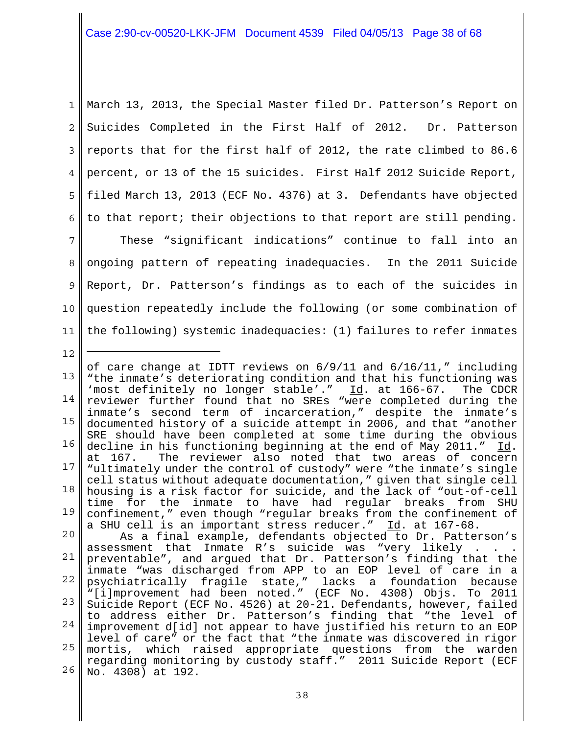March 13, 2013, the Special Master filed Dr. Patterson's Report on Suicides Completed in the First Half of 2012. Dr. Patterson reports that for the first half of 2012, the rate climbed to 86.6 percent, or 13 of the 15 suicides. First Half 2012 Suicide Report, filed March 13, 2013 (ECF No. 4376) at 3. Defendants have objected to that report; their objections to that report are still pending.

These "significant indications" continue to fall into an ongoing pattern of repeating inadequacies. In the 2011 Suicide Report, Dr. Patterson's findings as to each of the suicides in question repeatedly include the following (or some combination of the following) systemic inadequacies: (1) failures to refer inmates

---

of care change at IDTT reviews on 6/9/11 and 6/16/11," including "the inmate's deteriorating condition and that his functioning was 'most definitely no longer stable'." Id. at 166-67. The CDCR reviewer further found that no SREs "were completed during the inmate's second term of incarceration," despite the inmate's documented history of a suicide attempt in 2006, and that "another SRE should have been completed at some time during the obvious decline in his functioning beginning at the end of May 2011." Id. at 167. The reviewer also noted that two areas of concern "ultimately under the control of custody" were "the inmate's single cell status without adequate documentation," given that single cell housing is a risk factor for suicide, and the lack of "out-of-cell time for the inmate to have had regular breaks from SHU confinement," even though "regular breaks from the confinement of a SHU cell is an important stress reducer." Id. at 167-68.

As a final example, defendants objected to Dr. Patterson's assessment that Inmate R's suicide was "very likely . . . preventable", and argued that Dr. Patterson's finding that the inmate "was discharged from APP to an EOP level of care in a psychiatrically fragile state," lacks a foundation because "[i]mprovement had been noted." (ECF No. 4308) Objs. To 2011 Suicide Report (ECF No. 4526) at 20-21. Defendants, however, failed to address either Dr. Patterson's finding that "the level of improvement d[id] not appear to have justified his return to an EOP level of care" or the fact that "the inmate was discovered in rigor mortis, which raised appropriate questions from the warden regarding monitoring by custody staff." 2011 Suicide Report (ECF No. 4308) at 192.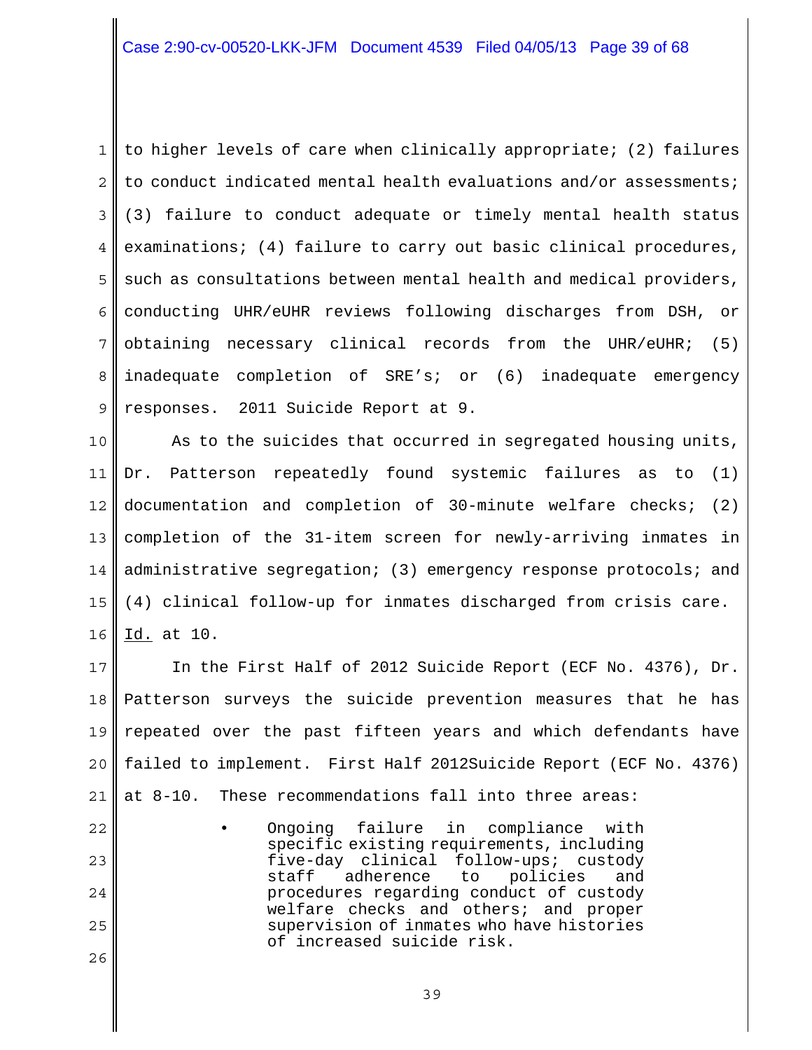to higher levels of care when clinically appropriate; (2) failures to conduct indicated mental health evaluations and/or assessments; (3) failure to conduct adequate or timely mental health status examinations; (4) failure to carry out basic clinical procedures, such as consultations between mental health and medical providers, conducting UHR/eUHR reviews following discharges from DSH, or obtaining necessary clinical records from the UHR/eUHR; (5) inadequate completion of SRE's; or (6) inadequate emergency responses. 2011 Suicide Report at 9.

As to the suicides that occurred in segregated housing units, Dr. Patterson repeatedly found systemic failures as to (1) documentation and completion of 30-minute welfare checks; (2) completion of the 31-item screen for newly-arriving inmates in administrative segregation; (3) emergency response protocols; and (4) clinical follow-up for inmates discharged from crisis care. Id. at 10.

In the First Half of 2012 Suicide Report (ECF No. 4376), Dr. Patterson surveys the suicide prevention measures that he has repeated over the past fifteen years and which defendants have failed to implement. First Half 2012Suicide Report (ECF No. 4376) at 8-10. These recommendations fall into three areas:

- Ongoing failure in compliance with specific existing requirements, including five-day clinical follow-ups; custody staff adherence to policies and procedures regarding conduct of custody welfare checks and others; and proper supervision of inmates who have histories of increased suicide risk.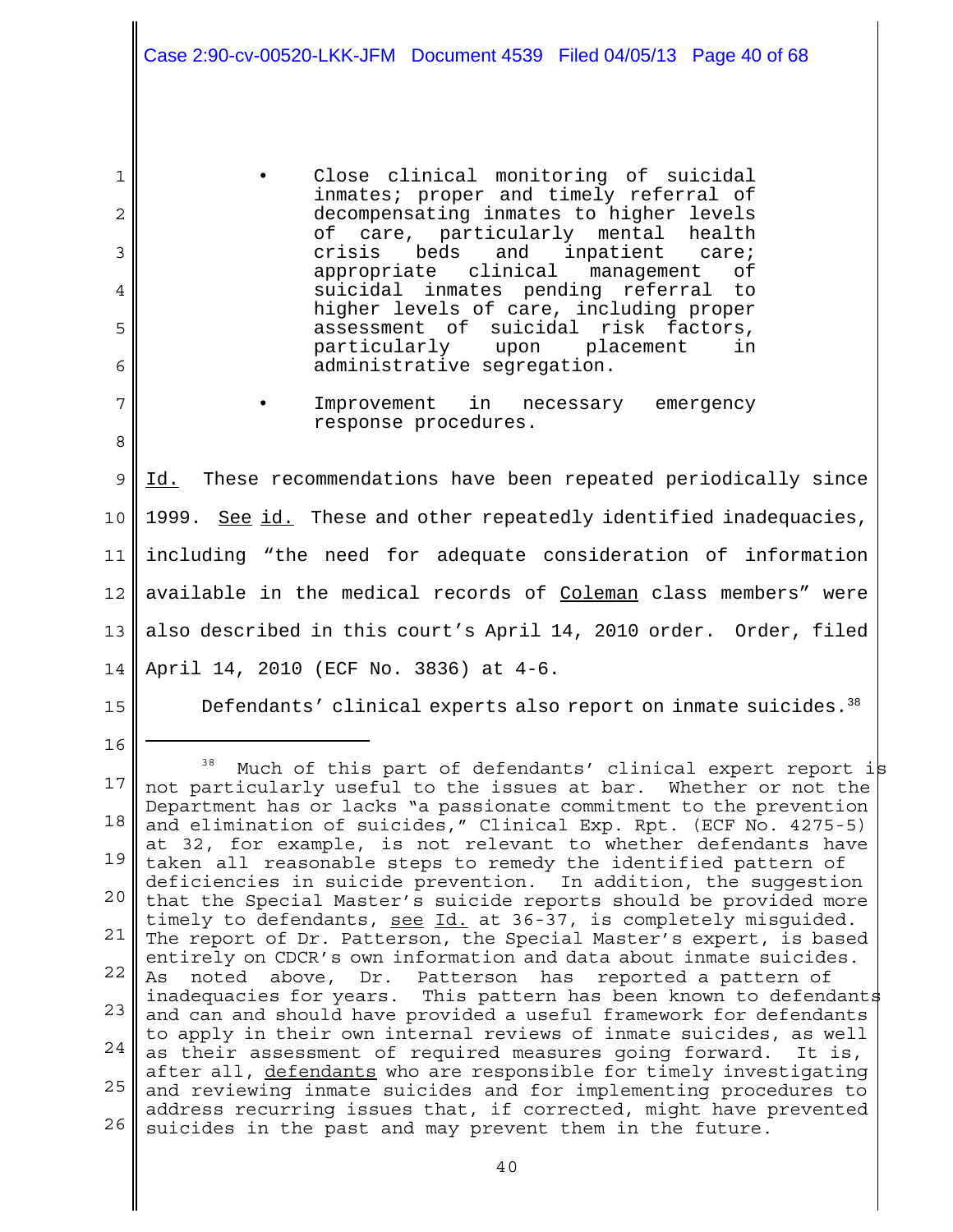- Close clinical monitoring of suicidal inmates; proper and timely referral of decompensating inmates to higher levels of care, particularly mental health crisis beds and inpatient care; appropriate clinical management of suicidal inmates pending referral to higher levels of care, including proper assessment of suicidal risk factors, particularly upon placement in administrative segregation.

- Improvement in necessary emergency response procedures.

Id. These recommendations have been repeated periodically since 1999. See id. These and other repeatedly identified inadequacies, including "the need for adequate consideration of information available in the medical records of Coleman class members" were also described in this court's April 14, 2010 order. Order, filed April 14, 2010 (ECF No. 3836) at 4-6.

Defendants' clinical experts also report on inmate suicides.[38]

---

[38] Much of this part of defendants' clinical expert report is not particularly useful to the issues at bar. Whether or not the Department has or lacks "a passionate commitment to the prevention and elimination of suicides," Clinical Exp. Rpt. (ECF No. 4275-5) at 32, for example, is not relevant to whether defendants have taken all reasonable steps to remedy the identified pattern of deficiencies in suicide prevention. In addition, the suggestion that the Special Master's suicide reports should be provided more timely to defendants, see Id. at 36-37, is completely misguided. The report of Dr. Patterson, the Special Master's expert, is based entirely on CDCR's own information and data about inmate suicides. As noted above, Dr. Patterson has reported a pattern of inadequacies for years. This pattern has been known to defendants and can and should have provided a useful framework for defendants to apply in their own internal reviews of inmate suicides, as well as their assessment of required measures going forward. It is, after all, defendants who are responsible for timely investigating and reviewing inmate suicides and for implementing procedures to address recurring issues that, if corrected, might have prevented suicides in the past and may prevent them in the future.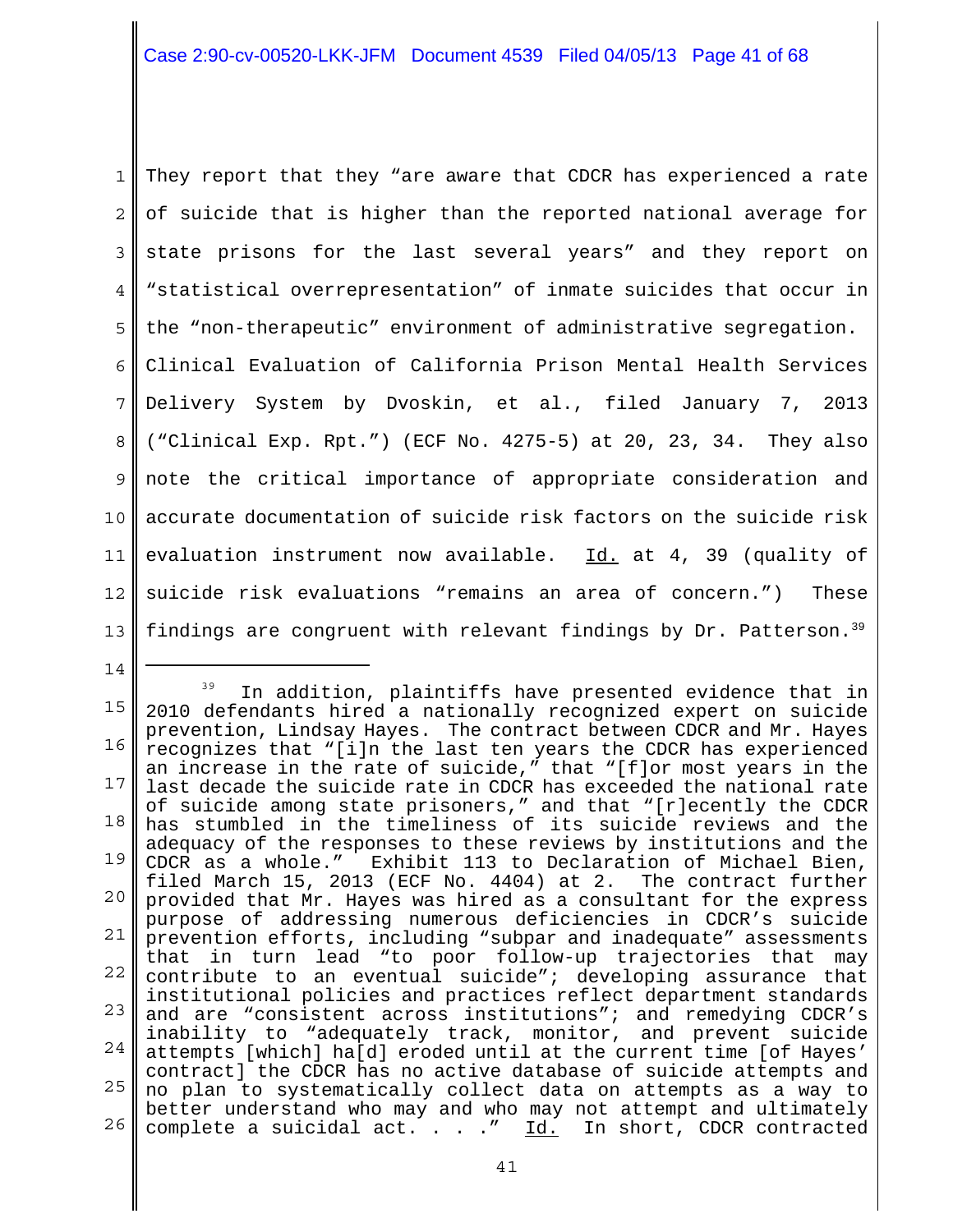They report that they "are aware that CDCR has experienced a rate of suicide that is higher than the reported national average for state prisons for the last several years" and they report on "statistical overrepresentation" of inmate suicides that occur in the "non-therapeutic" environment of administrative segregation. Clinical Evaluation of California Prison Mental Health Services Delivery System by Dvoskin, et al., filed January 7, 2013 ("Clinical Exp. Rpt.") (ECF No. 4275-5) at 20, 23, 34. They also note the critical importance of appropriate consideration and accurate documentation of suicide risk factors on the suicide risk evaluation instrument now available. Id. at 4, 39 (quality of suicide risk evaluations "remains an area of concern.") These findings are congruent with relevant findings by Dr. Patterson.[39]

---

[39] In addition, plaintiffs have presented evidence that in 2010 defendants hired a nationally recognized expert on suicide prevention, Lindsay Hayes. The contract between CDCR and Mr. Hayes recognizes that "[i]n the last ten years the CDCR has experienced an increase in the rate of suicide," that "[f]or most years in the last decade the suicide rate in CDCR has exceeded the national rate of suicide among state prisoners," and that "[r]ecently the CDCR has stumbled in the timeliness of its suicide reviews and the adequacy of the responses to these reviews by institutions and the CDCR as a whole." Exhibit 113 to Declaration of Michael Bien, filed March 15, 2013 (ECF No. 4404) at 2. The contract further provided that Mr. Hayes was hired as a consultant for the express purpose of addressing numerous deficiencies in CDCR's suicide prevention efforts, including "subpar and inadequate" assessments that in turn lead "to poor follow-up trajectories that may contribute to an eventual suicide"; developing assurance that institutional policies and practices reflect department standards and are "consistent across institutions"; and remedying CDCR's inability to "adequately track, monitor, and prevent suicide attempts [which] ha[d] eroded until at the current time [of Hayes' contract] the CDCR has no active database of suicide attempts and no plan to systematically collect data on attempts as a way to better understand who may and who may not attempt and ultimately complete a suicidal act. . . ." Id. In short, CDCR contracted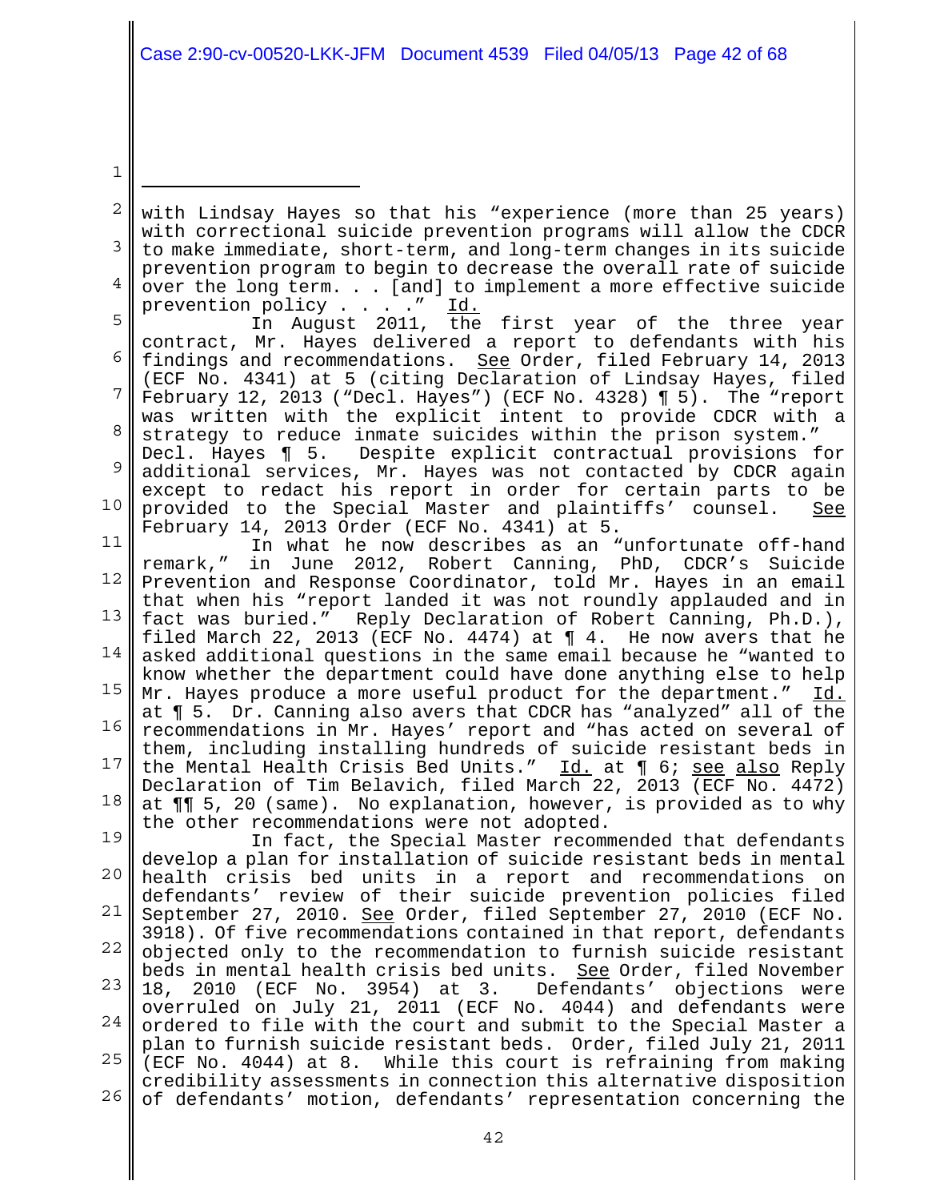with Lindsay Hayes so that his "experience (more than 25 years) with correctional suicide prevention programs will allow the CDCR to make immediate, short-term, and long-term changes in its suicide prevention program to begin to decrease the overall rate of suicide over the long term. . . [and] to implement a more effective suicide prevention policy . . . ." Id.

In August 2011, the first year of the three year contract, Mr. Hayes delivered a report to defendants with his findings and recommendations. See Order, filed February 14, 2013 (ECF No. 4341) at 5 (citing Declaration of Lindsay Hayes, filed February 12, 2013 ("Decl. Hayes") (ECF No. 4328) ¶ 5). The "report was written with the explicit intent to provide CDCR with a strategy to reduce inmate suicides within the prison system." Decl. Hayes ¶ 5. Despite explicit contractual provisions for additional services, Mr. Hayes was not contacted by CDCR again except to redact his report in order for certain parts to be provided to the Special Master and plaintiffs' counsel. See February 14, 2013 Order (ECF No. 4341) at 5.

In what he now describes as an "unfortunate off-hand remark," in June 2012, Robert Canning, PhD, CDCR's Suicide Prevention and Response Coordinator, told Mr. Hayes in an email that when his "report landed it was not roundly applauded and in fact was buried." Reply Declaration of Robert Canning, Ph.D.), filed March 22, 2013 (ECF No. 4474) at ¶ 4. He now avers that he asked additional questions in the same email because he "wanted to know whether the department could have done anything else to help Mr. Hayes produce a more useful product for the department." Id. at ¶ 5. Dr. Canning also avers that CDCR has "analyzed" all of the recommendations in Mr. Hayes' report and "has acted on several of them, including installing hundreds of suicide resistant beds in the Mental Health Crisis Bed Units." Id. at ¶ 6; see also Reply Declaration of Tim Belavich, filed March 22, 2013 (ECF No. 4472) at ¶¶ 5, 20 (same). No explanation, however, is provided as to why the other recommendations were not adopted.

In fact, the Special Master recommended that defendants develop a plan for installation of suicide resistant beds in mental health crisis bed units in a report and recommendations on defendants' review of their suicide prevention policies filed September 27, 2010. See Order, filed September 27, 2010 (ECF No. 3918). Of five recommendations contained in that report, defendants objected only to the recommendation to furnish suicide resistant beds in mental health crisis bed units. See Order, filed November 18, 2010 (ECF No. 3954) at 3. Defendants' objections were overruled on July 21, 2011 (ECF No. 4044) and defendants were ordered to file with the court and submit to the Special Master a plan to furnish suicide resistant beds. Order, filed July 21, 2011 (ECF No. 4044) at 8. While this court is refraining from making credibility assessments in connection this alternative disposition of defendants' motion, defendants' representation concerning the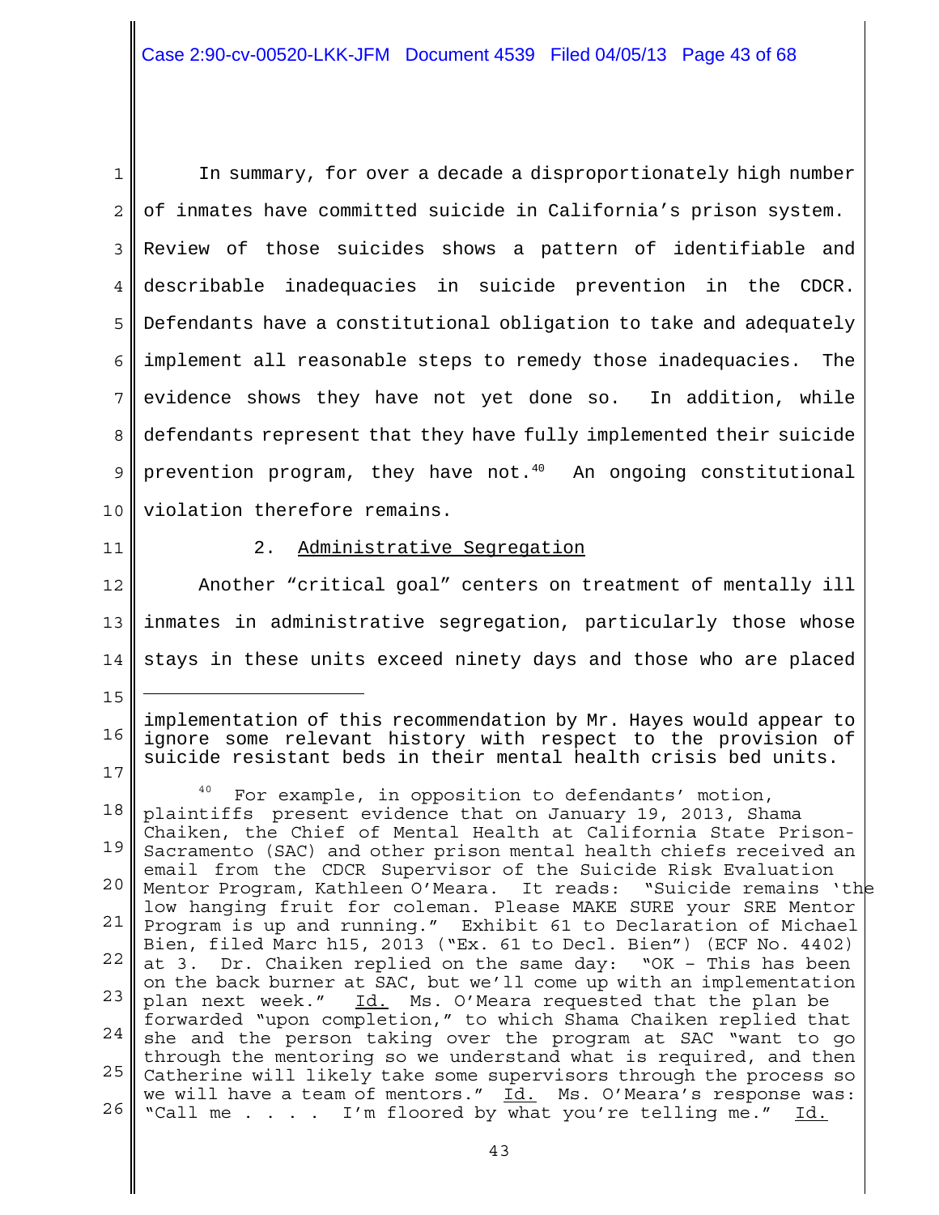In summary, for over a decade a disproportionately high number of inmates have committed suicide in California's prison system. Review of those suicides shows a pattern of identifiable and describable inadequacies in suicide prevention in the CDCR. Defendants have a constitutional obligation to take and adequately implement all reasonable steps to remedy those inadequacies. The evidence shows they have not yet done so. In addition, while defendants represent that they have fully implemented their suicide prevention program, they have not.[40] An ongoing constitutional violation therefore remains.

### 2. Administrative Segregation

Another "critical goal" centers on treatment of mentally ill inmates in administrative segregation, particularly those whose stays in these units exceed ninety days and those who are placed

---

implementation of this recommendation by Mr. Hayes would appear to ignore some relevant history with respect to the provision of suicide resistant beds in their mental health crisis bed units.

[40] For example, in opposition to defendants' motion, plaintiffs present evidence that on January 19, 2013, Shama Chaiken, the Chief of Mental Health at California State Prison-Sacramento (SAC) and other prison mental health chiefs received an email from the CDCR Supervisor of the Suicide Risk Evaluation Mentor Program, Kathleen O'Meara. It reads: "Suicide remains 'the low hanging fruit for coleman. Please MAKE SURE your SRE Mentor Program is up and running." Exhibit 61 to Declaration of Michael Bien, filed Marc h15, 2013 ("Ex. 61 to Decl. Bien") (ECF No. 4402) at 3. Dr. Chaiken replied on the same day: "OK – This has been on the back burner at SAC, but we'll come up with an implementation plan next week." Id. Ms. O'Meara requested that the plan be forwarded "upon completion," to which Shama Chaiken replied that she and the person taking over the program at SAC "want to go through the mentoring so we understand what is required, and then Catherine will likely take some supervisors through the process so we will have a team of mentors." Id. Ms. O'Meara's response was: "Call me . . . . I'm floored by what you're telling me." Id.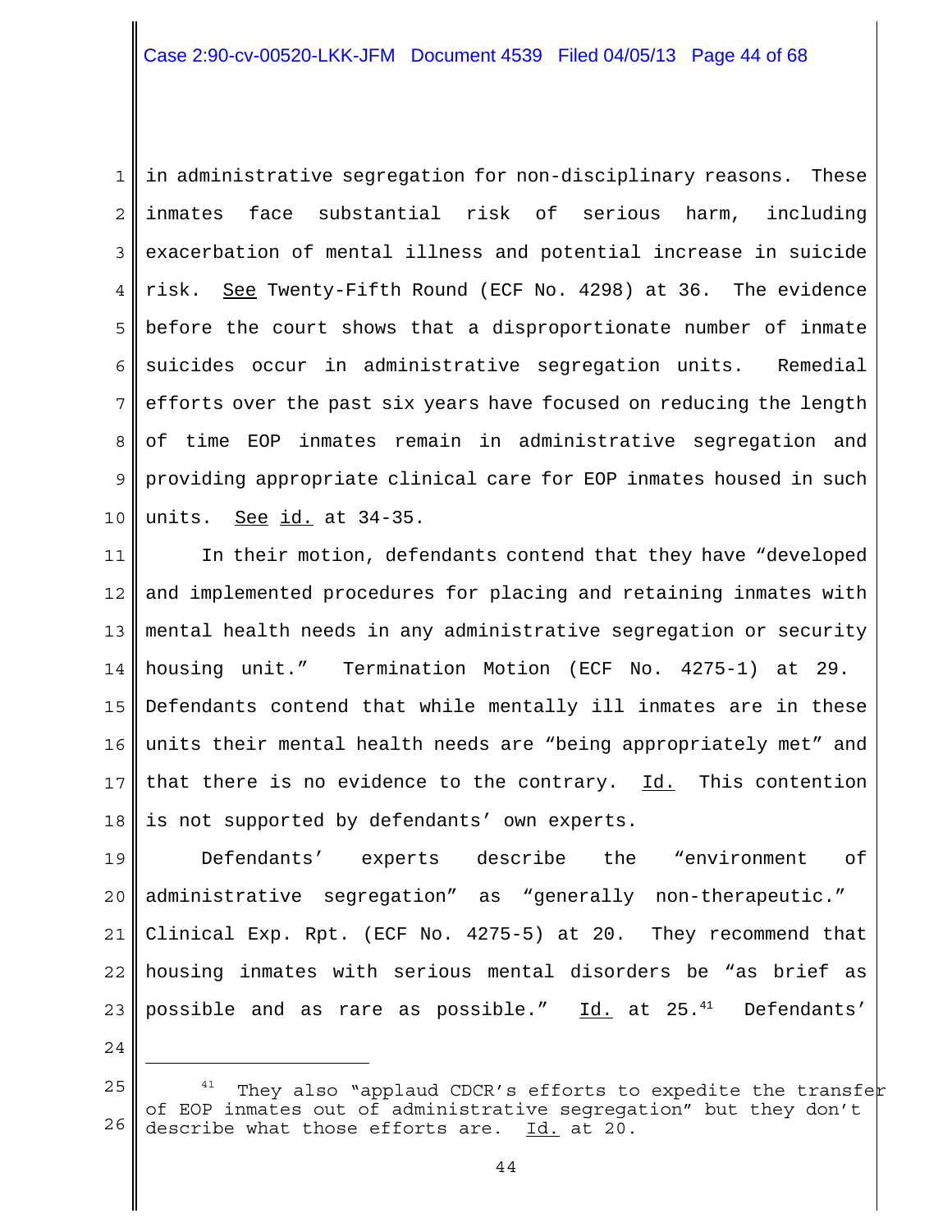in administrative segregation for non-disciplinary reasons. These inmates face substantial risk of serious harm, including exacerbation of mental illness and potential increase in suicide risk. See Twenty-Fifth Round (ECF No. 4298) at 36. The evidence before the court shows that a disproportionate number of inmate suicides occur in administrative segregation units. Remedial efforts over the past six years have focused on reducing the length of time EOP inmates remain in administrative segregation and providing appropriate clinical care for EOP inmates housed in such units. See id. at 34-35.

In their motion, defendants contend that they have "developed and implemented procedures for placing and retaining inmates with mental health needs in any administrative segregation or security housing unit." Termination Motion (ECF No. 4275-1) at 29. Defendants contend that while mentally ill inmates are in these units their mental health needs are "being appropriately met" and that there is no evidence to the contrary. Id. This contention is not supported by defendants' own experts.

Defendants' experts describe the "environment of administrative segregation" as "generally non-therapeutic." Clinical Exp. Rpt. (ECF No. 4275-5) at 20. They recommend that housing inmates with serious mental disorders be "as brief as possible and as rare as possible." Id. at 25.[41] Defendants'

[41] They also "applaud CDCR's efforts to expedite the transfer of EOP inmates out of administrative segregation" but they don't describe what those efforts are. Id. at 20.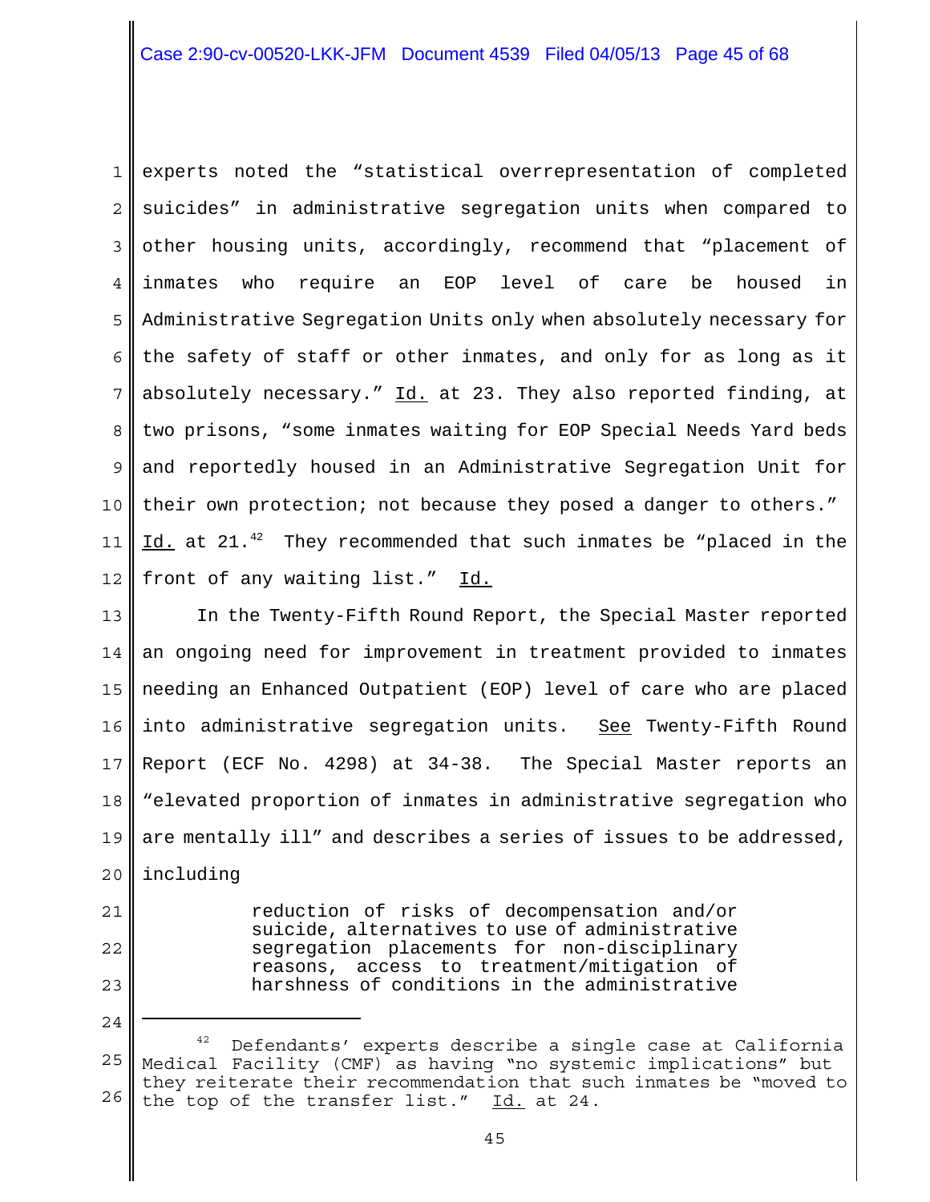experts noted the "statistical overrepresentation of completed suicides" in administrative segregation units when compared to other housing units, accordingly, recommend that "placement of inmates who require an EOP level of care be housed in Administrative Segregation Units only when absolutely necessary for the safety of staff or other inmates, and only for as long as it absolutely necessary." Id. at 23. They also reported finding, at two prisons, "some inmates waiting for EOP Special Needs Yard beds and reportedly housed in an Administrative Segregation Unit for their own protection; not because they posed a danger to others." Id. at 21.[42] They recommended that such inmates be "placed in the front of any waiting list." Id.

In the Twenty-Fifth Round Report, the Special Master reported an ongoing need for improvement in treatment provided to inmates needing an Enhanced Outpatient (EOP) level of care who are placed into administrative segregation units. See Twenty-Fifth Round Report (ECF No. 4298) at 34-38. The Special Master reports an "elevated proportion of inmates in administrative segregation who are mentally ill" and describes a series of issues to be addressed, including

> reduction of risks of decompensation and/or suicide, alternatives to use of administrative segregation placements for non-disciplinary reasons, access to treatment/mitigation of harshness of conditions in the administrative

---

[42] Defendants' experts describe a single case at California Medical Facility (CMF) as having "no systemic implications" but they reiterate their recommendation that such inmates be "moved to the top of the transfer list." Id. at 24.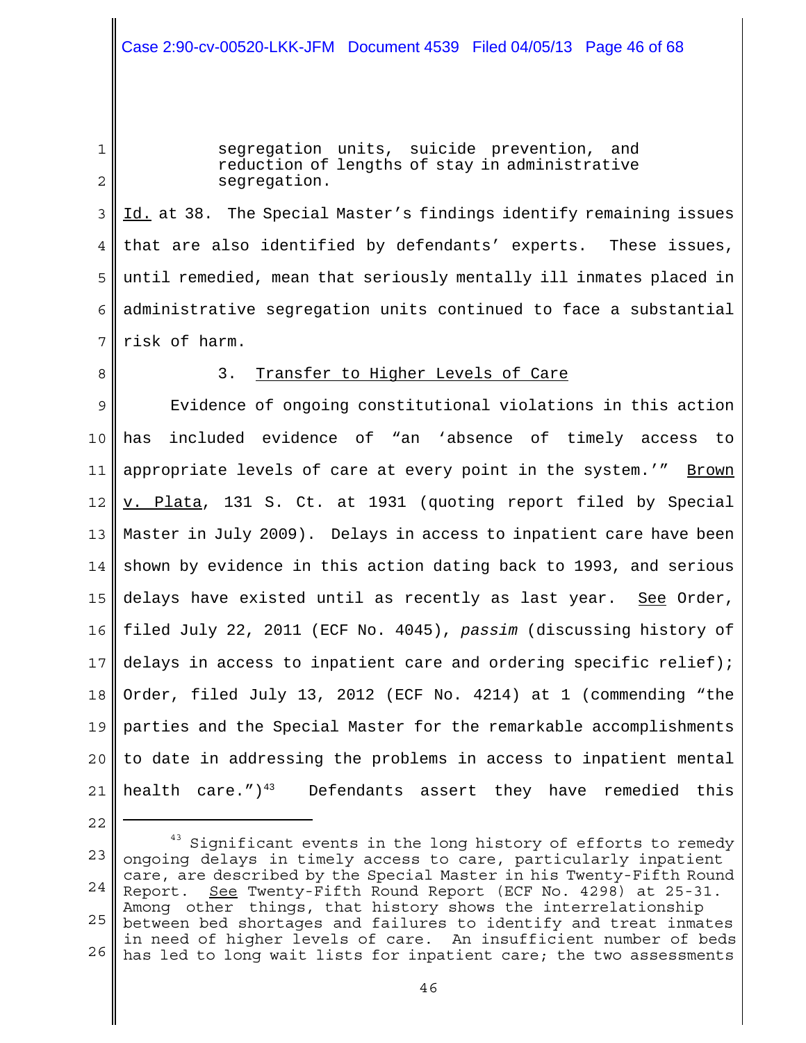segregation units, suicide prevention, and reduction of lengths of stay in administrative segregation.

Id. at 38. The Special Master's findings identify remaining issues that are also identified by defendants' experts. These issues, until remedied, mean that seriously mentally ill inmates placed in administrative segregation units continued to face a substantial risk of harm.

### 3. Transfer to Higher Levels of Care

Evidence of ongoing constitutional violations in this action has included evidence of "an 'absence of timely access to appropriate levels of care at every point in the system.'" Brown v. Plata, 131 S. Ct. at 1931 (quoting report filed by Special Master in July 2009). Delays in access to inpatient care have been shown by evidence in this action dating back to 1993, and serious delays have existed until as recently as last year. See Order, filed July 22, 2011 (ECF No. 4045), *passim* (discussing history of delays in access to inpatient care and ordering specific relief); Order, filed July 13, 2012 (ECF No. 4214) at 1 (commending "the parties and the Special Master for the remarkable accomplishments to date in addressing the problems in access to inpatient mental health care.")[43] Defendants assert they have remedied this

[43] Significant events in the long history of efforts to remedy ongoing delays in timely access to care, particularly inpatient care, are described by the Special Master in his Twenty-Fifth Round Report. See Twenty-Fifth Round Report (ECF No. 4298) at 25-31. Among other things, that history shows the interrelationship between bed shortages and failures to identify and treat inmates in need of higher levels of care. An insufficient number of beds has led to long wait lists for inpatient care; the two assessments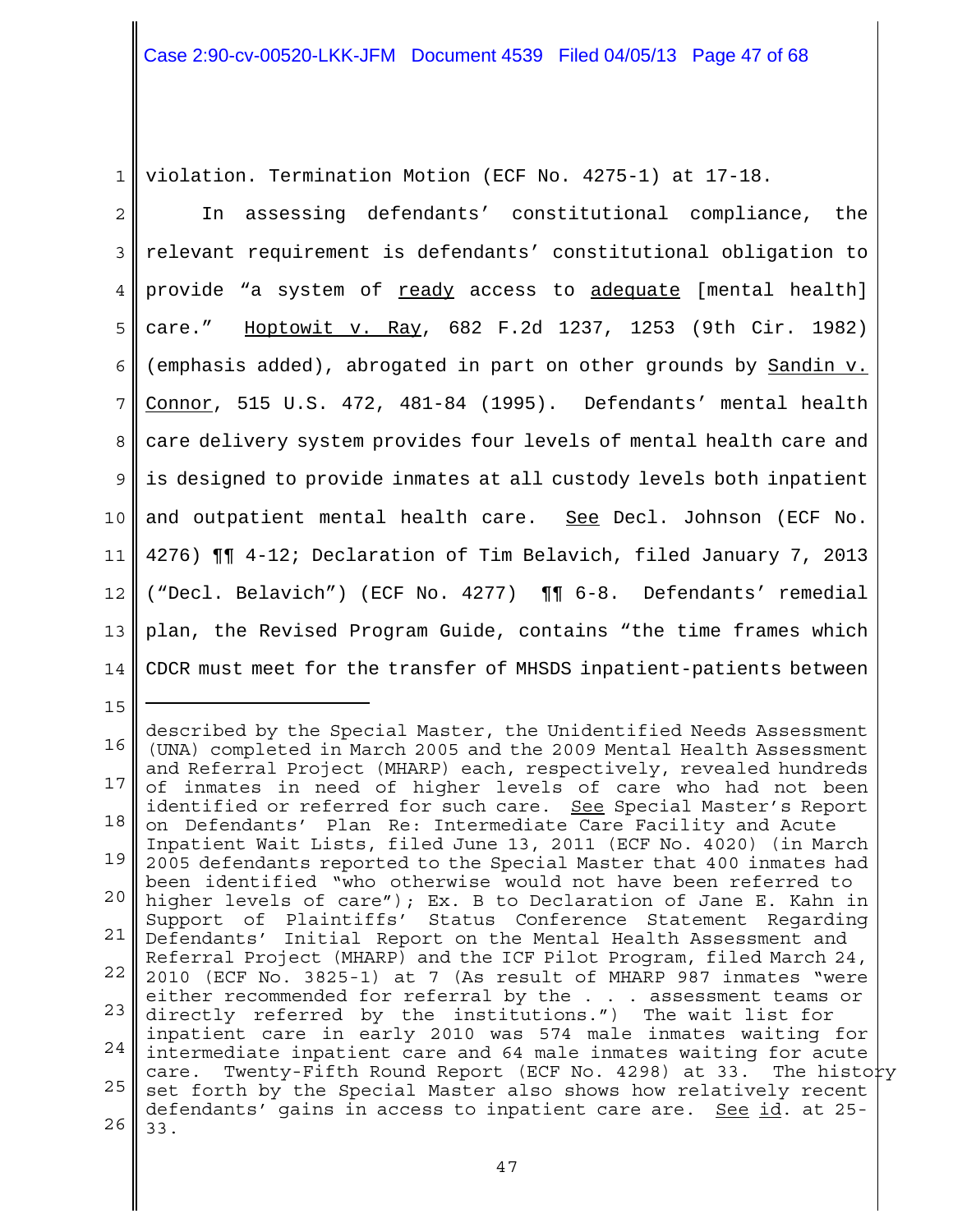violation. Termination Motion (ECF No. 4275-1) at 17-18.

In assessing defendants' constitutional compliance, the relevant requirement is defendants' constitutional obligation to provide "a system of ready access to adequate [mental health] care." Hoptowit v. Ray, 682 F.2d 1237, 1253 (9th Cir. 1982) (emphasis added), abrogated in part on other grounds by Sandin v. Connor, 515 U.S. 472, 481-84 (1995). Defendants' mental health care delivery system provides four levels of mental health care and is designed to provide inmates at all custody levels both inpatient and outpatient mental health care. See Decl. Johnson (ECF No. 4276) ¶¶ 4-12; Declaration of Tim Belavich, filed January 7, 2013 ("Decl. Belavich") (ECF No. 4277) ¶¶ 6-8. Defendants' remedial plan, the Revised Program Guide, contains "the time frames which CDCR must meet for the transfer of MHSDS inpatient-patients between

---

described by the Special Master, the Unidentified Needs Assessment (UNA) completed in March 2005 and the 2009 Mental Health Assessment and Referral Project (MHARP) each, respectively, revealed hundreds of inmates in need of higher levels of care who had not been identified or referred for such care. See Special Master's Report on Defendants' Plan Re: Intermediate Care Facility and Acute Inpatient Wait Lists, filed June 13, 2011 (ECF No. 4020) (in March 2005 defendants reported to the Special Master that 400 inmates had been identified "who otherwise would not have been referred to higher levels of care"); Ex. B to Declaration of Jane E. Kahn in Support of Plaintiffs' Status Conference Statement Regarding Defendants' Initial Report on the Mental Health Assessment and Referral Project (MHARP) and the ICF Pilot Program, filed March 24, 2010 (ECF No. 3825-1) at 7 (As result of MHARP 987 inmates "were either recommended for referral by the . . . assessment teams or directly referred by the institutions.") The wait list for inpatient care in early 2010 was 574 male inmates waiting for intermediate inpatient care and 64 male inmates waiting for acute care. Twenty-Fifth Round Report (ECF No. 4298) at 33. The history set forth by the Special Master also shows how relatively recent defendants' gains in access to inpatient care are. See id. at 25-33.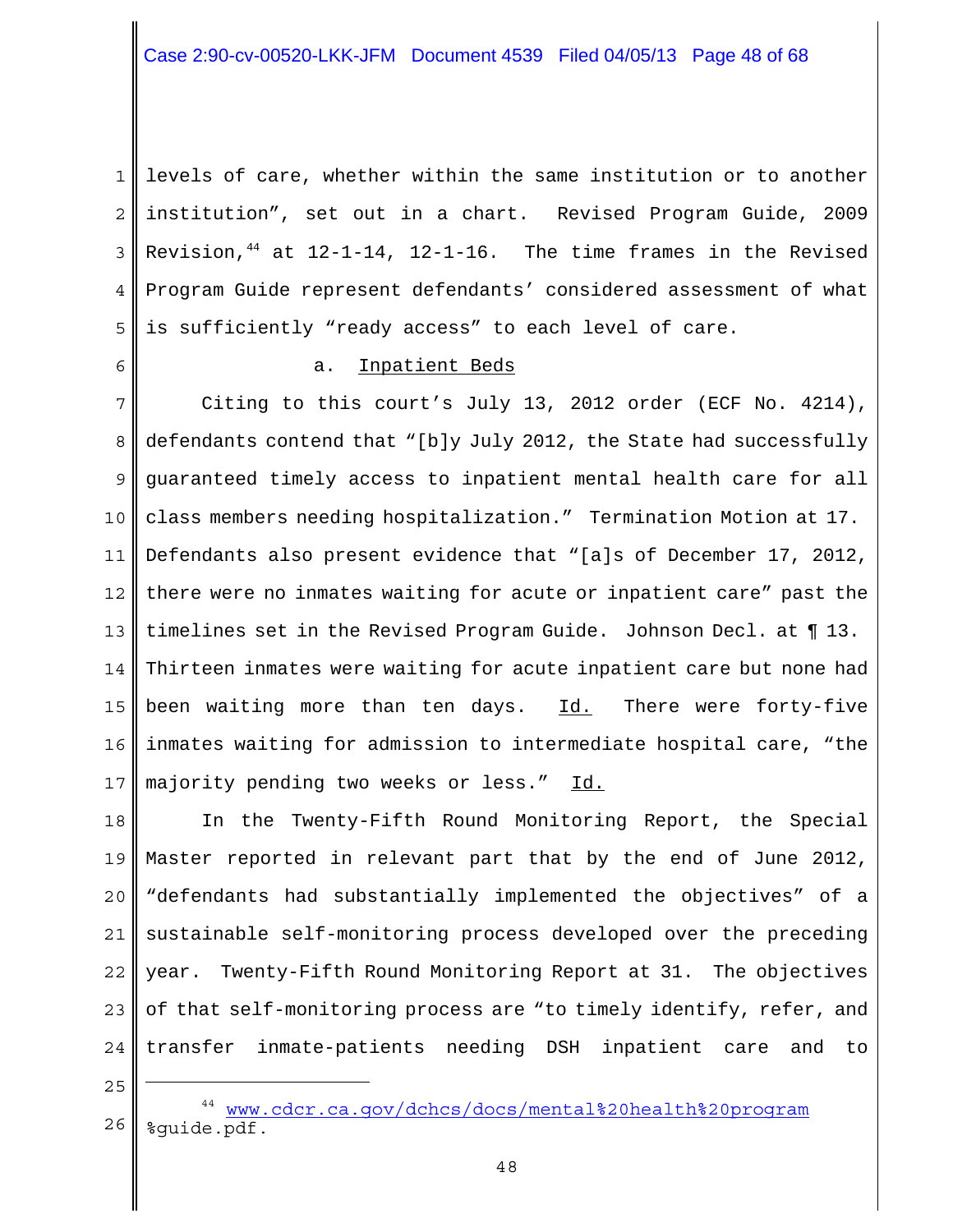levels of care, whether within the same institution or to another institution", set out in a chart. Revised Program Guide, 2009 Revision,[44] at 12-1-14, 12-1-16. The time frames in the Revised Program Guide represent defendants' considered assessment of what is sufficiently "ready access" to each level of care.

a. Inpatient Beds

Citing to this court's July 13, 2012 order (ECF No. 4214), defendants contend that "[b]y July 2012, the State had successfully guaranteed timely access to inpatient mental health care for all class members needing hospitalization." Termination Motion at 17. Defendants also present evidence that "[a]s of December 17, 2012, there were no inmates waiting for acute or inpatient care" past the timelines set in the Revised Program Guide. Johnson Decl. at ¶ 13. Thirteen inmates were waiting for acute inpatient care but none had been waiting more than ten days. Id. There were forty-five inmates waiting for admission to intermediate hospital care, "the majority pending two weeks or less." Id.

In the Twenty-Fifth Round Monitoring Report, the Special Master reported in relevant part that by the end of June 2012, "defendants had substantially implemented the objectives" of a sustainable self-monitoring process developed over the preceding year. Twenty-Fifth Round Monitoring Report at 31. The objectives of that self-monitoring process are "to timely identify, refer, and transfer inmate-patients needing DSH inpatient care and to

[44] www.cdcr.ca.gov/dchcs/docs/mental%20health%20program%guide.pdf.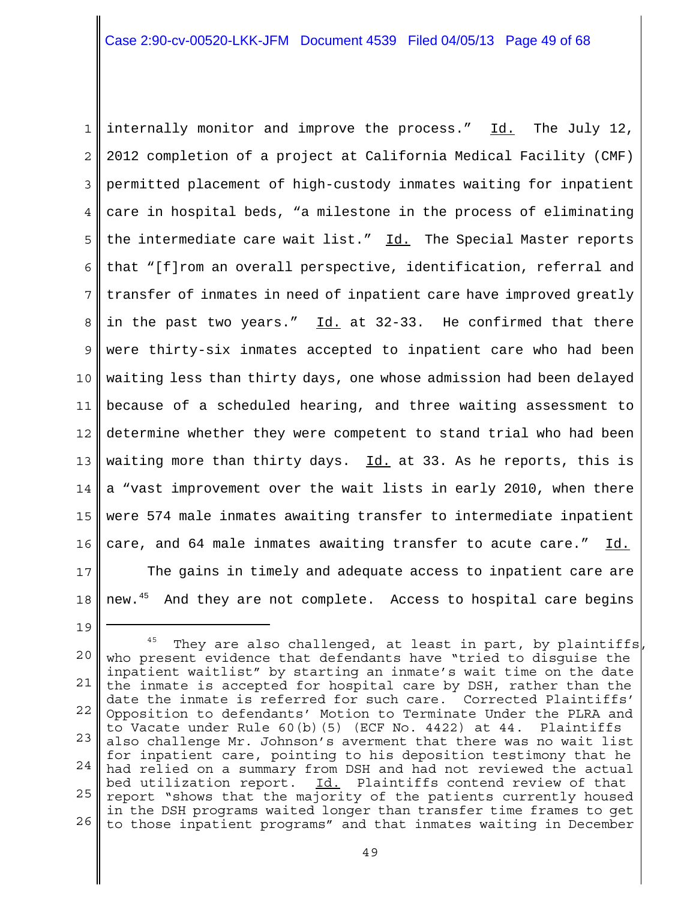internally monitor and improve the process." Id. The July 12, 2012 completion of a project at California Medical Facility (CMF) permitted placement of high-custody inmates waiting for inpatient care in hospital beds, "a milestone in the process of eliminating the intermediate care wait list." Id. The Special Master reports that "[f]rom an overall perspective, identification, referral and transfer of inmates in need of inpatient care have improved greatly in the past two years." Id. at 32-33. He confirmed that there were thirty-six inmates accepted to inpatient care who had been waiting less than thirty days, one whose admission had been delayed because of a scheduled hearing, and three waiting assessment to determine whether they were competent to stand trial who had been waiting more than thirty days. Id. at 33. As he reports, this is a "vast improvement over the wait lists in early 2010, when there were 574 male inmates awaiting transfer to intermediate inpatient care, and 64 male inmates awaiting transfer to acute care." Id.

The gains in timely and adequate access to inpatient care are new.[45] And they are not complete. Access to hospital care begins

---

[45] They are also challenged, at least in part, by plaintiffs, who present evidence that defendants have "tried to disguise the inpatient waitlist" by starting an inmate's wait time on the date the inmate is accepted for hospital care by DSH, rather than the date the inmate is referred for such care. Corrected Plaintiffs' Opposition to defendants' Motion to Terminate Under the PLRA and to Vacate under Rule 60(b)(5) (ECF No. 4422) at 44. Plaintiffs also challenge Mr. Johnson's averment that there was no wait list for inpatient care, pointing to his deposition testimony that he had relied on a summary from DSH and had not reviewed the actual bed utilization report. Id. Plaintiffs contend review of that report "shows that the majority of the patients currently housed in the DSH programs waited longer than transfer time frames to get to those inpatient programs" and that inmates waiting in December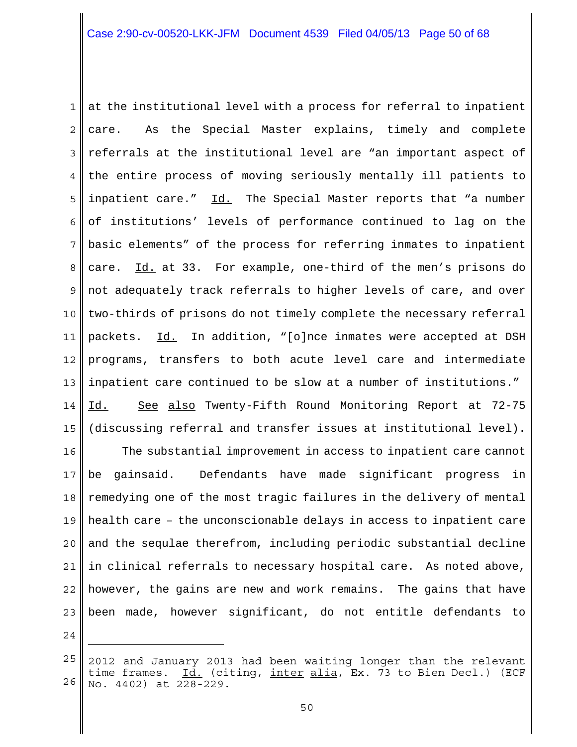at the institutional level with a process for referral to inpatient care. As the Special Master explains, timely and complete referrals at the institutional level are "an important aspect of the entire process of moving seriously mentally ill patients to inpatient care." Id. The Special Master reports that "a number of institutions' levels of performance continued to lag on the basic elements" of the process for referring inmates to inpatient care. Id. at 33. For example, one-third of the men's prisons do not adequately track referrals to higher levels of care, and over two-thirds of prisons do not timely complete the necessary referral packets. Id. In addition, "[o]nce inmates were accepted at DSH programs, transfers to both acute level care and intermediate inpatient care continued to be slow at a number of institutions." Id. See also Twenty-Fifth Round Monitoring Report at 72-75 (discussing referral and transfer issues at institutional level).

The substantial improvement in access to inpatient care cannot be gainsaid. Defendants have made significant progress in remedying one of the most tragic failures in the delivery of mental health care – the unconscionable delays in access to inpatient care and the sequlae therefrom, including periodic substantial decline in clinical referrals to necessary hospital care. As noted above, however, the gains are new and work remains. The gains that have been made, however significant, do not entitle defendants to

---

2012 and January 2013 had been waiting longer than the relevant time frames. Id. (citing, inter alia, Ex. 73 to Bien Decl.) (ECF No. 4402) at 228-229.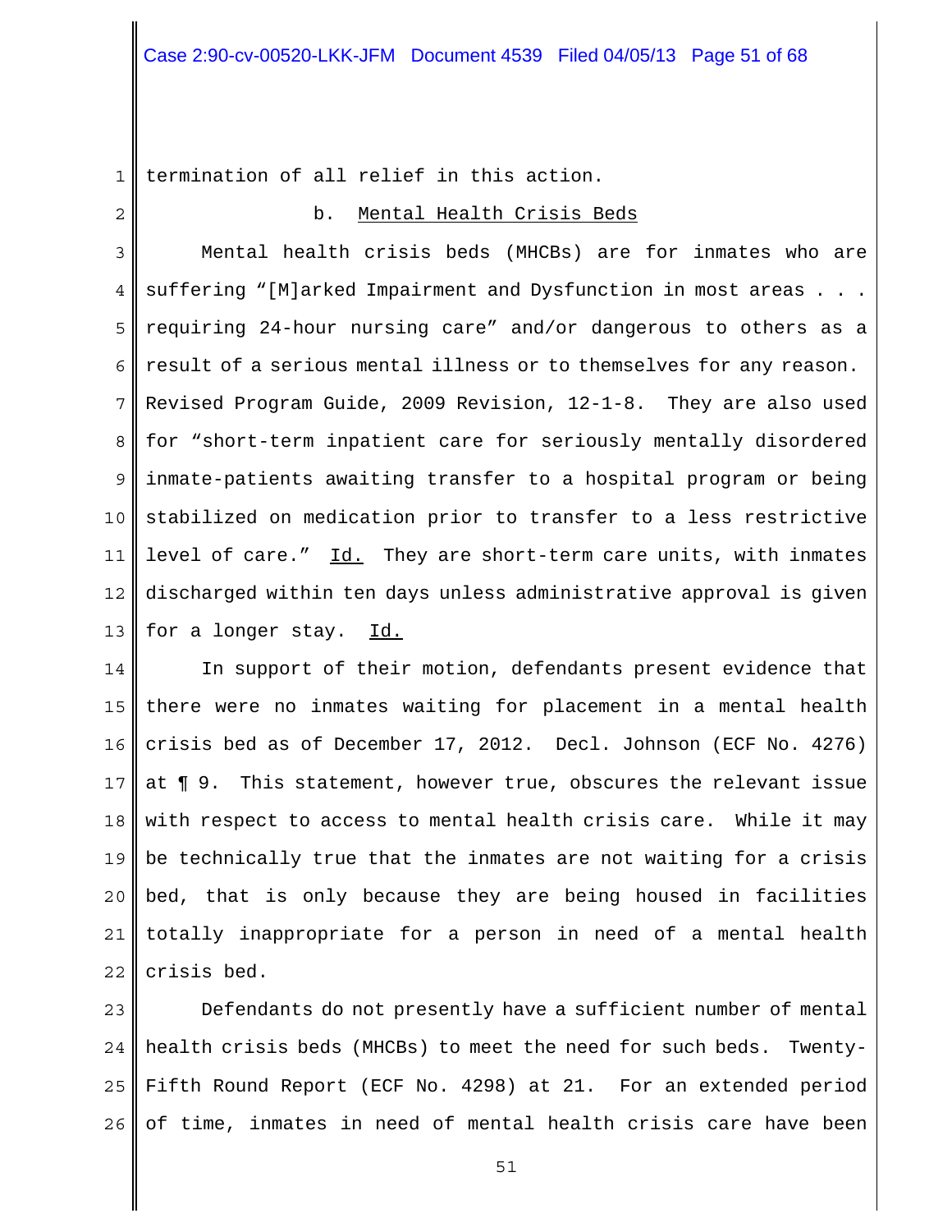termination of all relief in this action.

b. <u>Mental Health Crisis Beds</u>

Mental health crisis beds (MHCBs) are for inmates who are suffering "[M]arked Impairment and Dysfunction in most areas . . . requiring 24-hour nursing care" and/or dangerous to others as a result of a serious mental illness or to themselves for any reason. Revised Program Guide, 2009 Revision, 12-1-8. They are also used for "short-term inpatient care for seriously mentally disordered inmate-patients awaiting transfer to a hospital program or being stabilized on medication prior to transfer to a less restrictive level of care." <u>Id.</u> They are short-term care units, with inmates discharged within ten days unless administrative approval is given for a longer stay. <u>Id.</u>

In support of their motion, defendants present evidence that there were no inmates waiting for placement in a mental health crisis bed as of December 17, 2012. Decl. Johnson (ECF No. 4276) at ¶ 9. This statement, however true, obscures the relevant issue with respect to access to mental health crisis care. While it may be technically true that the inmates are not waiting for a crisis bed, that is only because they are being housed in facilities totally inappropriate for a person in need of a mental health crisis bed.

Defendants do not presently have a sufficient number of mental health crisis beds (MHCBs) to meet the need for such beds. Twenty-Fifth Round Report (ECF No. 4298) at 21. For an extended period of time, inmates in need of mental health crisis care have been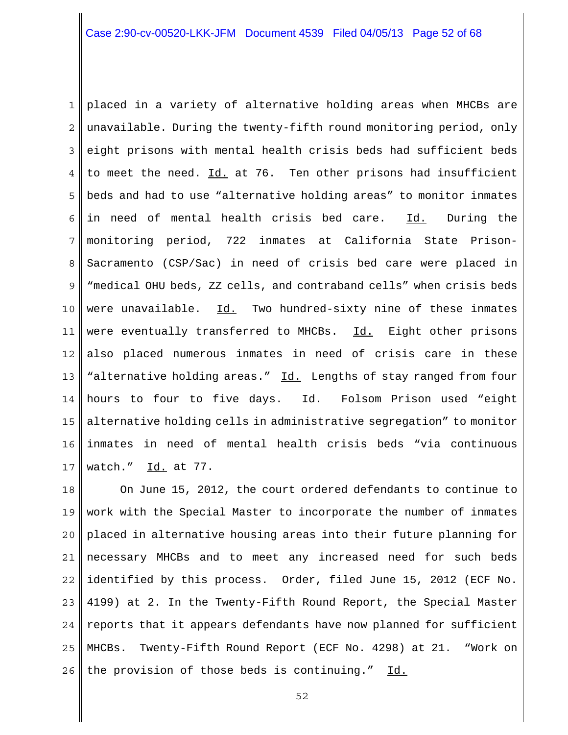placed in a variety of alternative holding areas when MHCBs are unavailable. During the twenty-fifth round monitoring period, only eight prisons with mental health crisis beds had sufficient beds to meet the need. Id. at 76. Ten other prisons had insufficient beds and had to use "alternative holding areas" to monitor inmates in need of mental health crisis bed care. Id. During the monitoring period, 722 inmates at California State Prison-Sacramento (CSP/Sac) in need of crisis bed care were placed in "medical OHU beds, ZZ cells, and contraband cells" when crisis beds were unavailable. Id. Two hundred-sixty nine of these inmates were eventually transferred to MHCBs. Id. Eight other prisons also placed numerous inmates in need of crisis care in these "alternative holding areas." Id. Lengths of stay ranged from four hours to four to five days. Id. Folsom Prison used "eight alternative holding cells in administrative segregation" to monitor inmates in need of mental health crisis beds "via continuous watch." Id. at 77.

On June 15, 2012, the court ordered defendants to continue to work with the Special Master to incorporate the number of inmates placed in alternative housing areas into their future planning for necessary MHCBs and to meet any increased need for such beds identified by this process. Order, filed June 15, 2012 (ECF No. 4199) at 2. In the Twenty-Fifth Round Report, the Special Master reports that it appears defendants have now planned for sufficient MHCBs. Twenty-Fifth Round Report (ECF No. 4298) at 21. "Work on the provision of those beds is continuing." Id.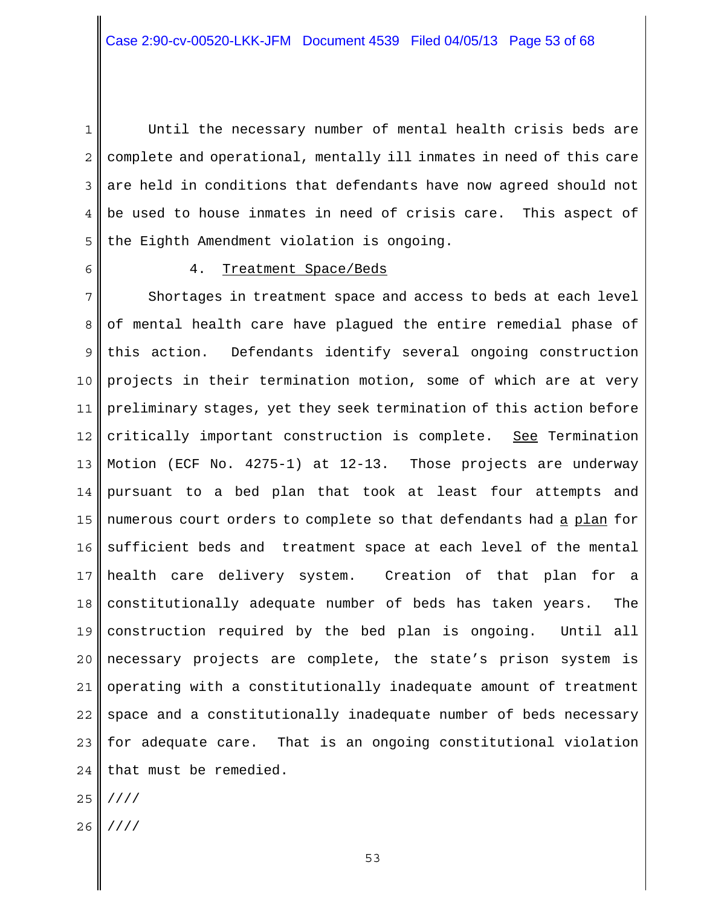Until the necessary number of mental health crisis beds are complete and operational, mentally ill inmates in need of this care are held in conditions that defendants have now agreed should not be used to house inmates in need of crisis care. This aspect of the Eighth Amendment violation is ongoing.

4. Treatment Space/Beds

Shortages in treatment space and access to beds at each level of mental health care have plagued the entire remedial phase of this action. Defendants identify several ongoing construction projects in their termination motion, some of which are at very preliminary stages, yet they seek termination of this action before critically important construction is complete. See Termination Motion (ECF No. 4275-1) at 12-13. Those projects are underway pursuant to a bed plan that took at least four attempts and numerous court orders to complete so that defendants had a plan for sufficient beds and treatment space at each level of the mental health care delivery system. Creation of that plan for a constitutionally adequate number of beds has taken years. The construction required by the bed plan is ongoing. Until all necessary projects are complete, the state's prison system is operating with a constitutionally inadequate amount of treatment space and a constitutionally inadequate number of beds necessary for adequate care. That is an ongoing constitutional violation that must be remedied.

////

////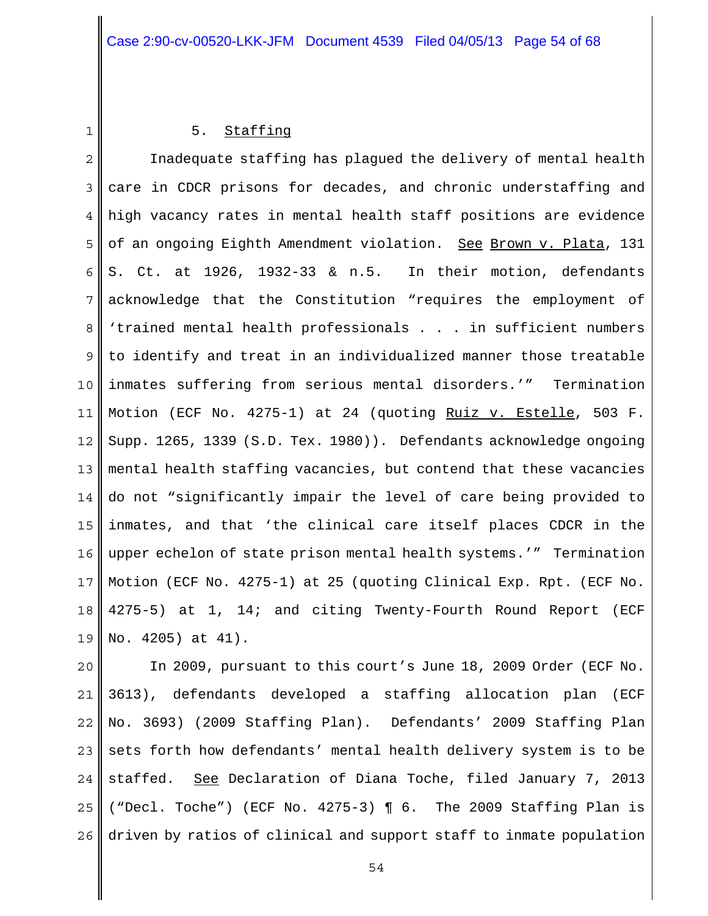5. Staffing

Inadequate staffing has plagued the delivery of mental health care in CDCR prisons for decades, and chronic understaffing and high vacancy rates in mental health staff positions are evidence of an ongoing Eighth Amendment violation. See Brown v. Plata, 131 S. Ct. at 1926, 1932-33 & n.5. In their motion, defendants acknowledge that the Constitution "requires the employment of 'trained mental health professionals . . . in sufficient numbers to identify and treat in an individualized manner those treatable inmates suffering from serious mental disorders.'" Termination Motion (ECF No. 4275-1) at 24 (quoting Ruiz v. Estelle, 503 F. Supp. 1265, 1339 (S.D. Tex. 1980)). Defendants acknowledge ongoing mental health staffing vacancies, but contend that these vacancies do not "significantly impair the level of care being provided to inmates, and that 'the clinical care itself places CDCR in the upper echelon of state prison mental health systems.'" Termination Motion (ECF No. 4275-1) at 25 (quoting Clinical Exp. Rpt. (ECF No. 4275-5) at 1, 14; and citing Twenty-Fourth Round Report (ECF No. 4205) at 41).

In 2009, pursuant to this court's June 18, 2009 Order (ECF No. 3613), defendants developed a staffing allocation plan (ECF No. 3693) (2009 Staffing Plan). Defendants' 2009 Staffing Plan sets forth how defendants' mental health delivery system is to be staffed. See Declaration of Diana Toche, filed January 7, 2013 ("Decl. Toche") (ECF No. 4275-3) ¶ 6. The 2009 Staffing Plan is driven by ratios of clinical and support staff to inmate population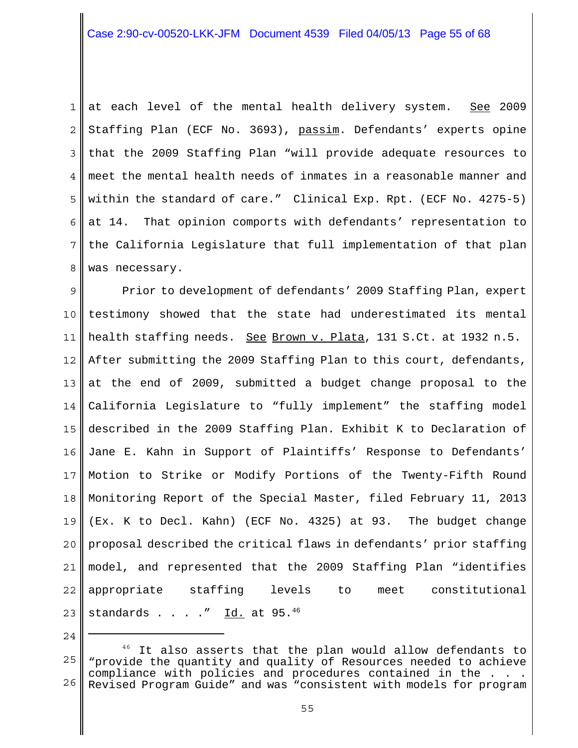at each level of the mental health delivery system. See 2009 Staffing Plan (ECF No. 3693), passim. Defendants' experts opine that the 2009 Staffing Plan "will provide adequate resources to meet the mental health needs of inmates in a reasonable manner and within the standard of care." Clinical Exp. Rpt. (ECF No. 4275-5) at 14. That opinion comports with defendants' representation to the California Legislature that full implementation of that plan was necessary.

Prior to development of defendants' 2009 Staffing Plan, expert testimony showed that the state had underestimated its mental health staffing needs. See Brown v. Plata, 131 S.Ct. at 1932 n.5. After submitting the 2009 Staffing Plan to this court, defendants, at the end of 2009, submitted a budget change proposal to the California Legislature to "fully implement" the staffing model described in the 2009 Staffing Plan. Exhibit K to Declaration of Jane E. Kahn in Support of Plaintiffs' Response to Defendants' Motion to Strike or Modify Portions of the Twenty-Fifth Round Monitoring Report of the Special Master, filed February 11, 2013 (Ex. K to Decl. Kahn) (ECF No. 4325) at 93. The budget change proposal described the critical flaws in defendants' prior staffing model, and represented that the 2009 Staffing Plan "identifies appropriate staffing levels to meet constitutional standards . . . ." Id. at 95.[46]

---

[46] It also asserts that the plan would allow defendants to "provide the quantity and quality of Resources needed to achieve compliance with policies and procedures contained in the . . . Revised Program Guide" and was "consistent with models for program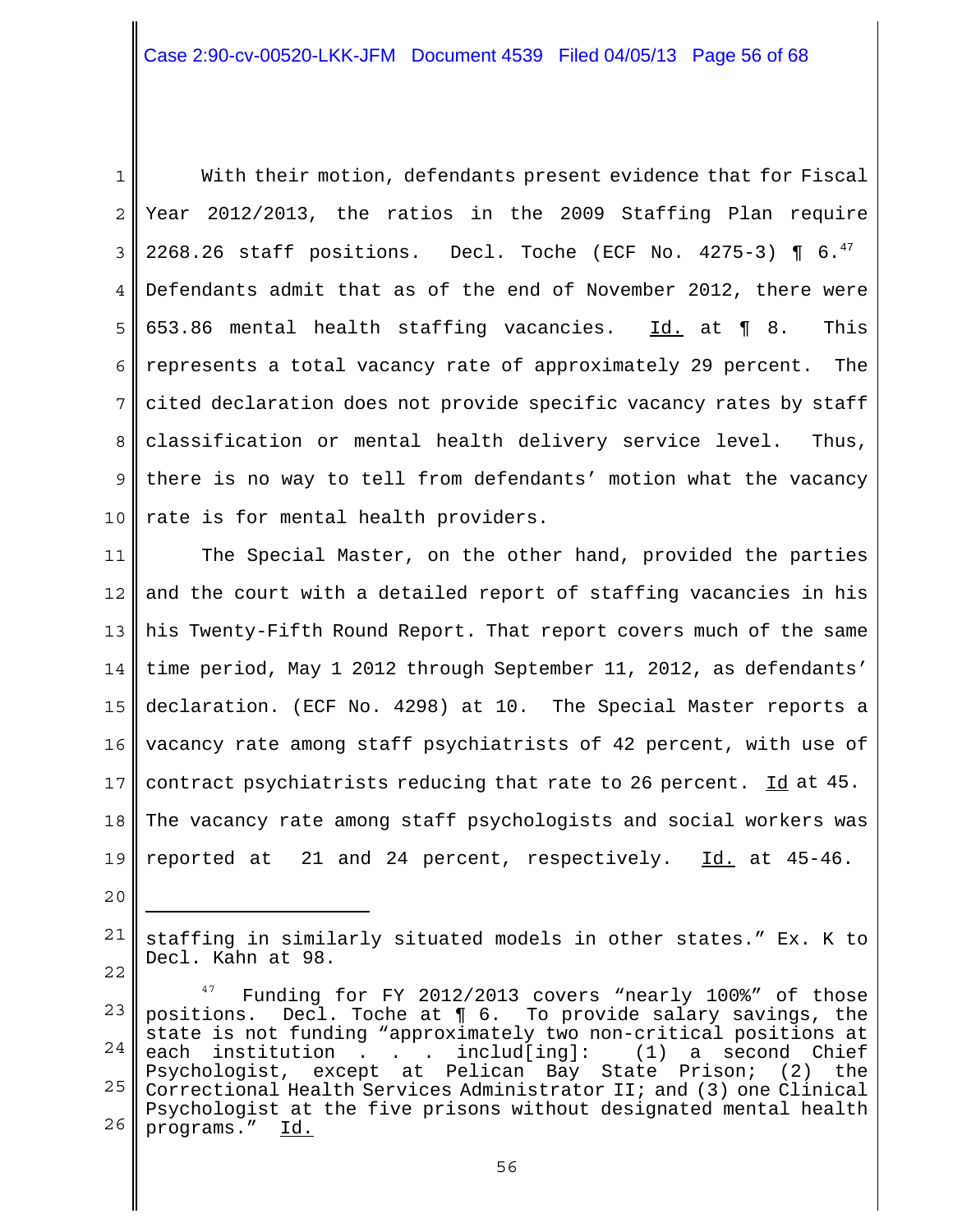With their motion, defendants present evidence that for Fiscal Year 2012/2013, the ratios in the 2009 Staffing Plan require 2268.26 staff positions. Decl. Toche (ECF No. 4275-3) ¶ 6.[47] Defendants admit that as of the end of November 2012, there were 653.86 mental health staffing vacancies. Id. at ¶ 8. This represents a total vacancy rate of approximately 29 percent. The cited declaration does not provide specific vacancy rates by staff classification or mental health delivery service level. Thus, there is no way to tell from defendants' motion what the vacancy rate is for mental health providers.

The Special Master, on the other hand, provided the parties and the court with a detailed report of staffing vacancies in his his Twenty-Fifth Round Report. That report covers much of the same time period, May 1 2012 through September 11, 2012, as defendants' declaration. (ECF No. 4298) at 10. The Special Master reports a vacancy rate among staff psychiatrists of 42 percent, with use of contract psychiatrists reducing that rate to 26 percent. Id at 45. The vacancy rate among staff psychologists and social workers was reported at 21 and 24 percent, respectively. Id. at 45-46.

---

staffing in similarly situated models in other states." Ex. K to Decl. Kahn at 98.

[47] Funding for FY 2012/2013 covers "nearly 100%" of those positions. Decl. Toche at ¶ 6. To provide salary savings, the state is not funding "approximately two non-critical positions at each institution . . . includ[ing]: (1) a second Chief Psychologist, except at Pelican Bay State Prison; (2) the Correctional Health Services Administrator II; and (3) one Clinical Psychologist at the five prisons without designated mental health programs." Id.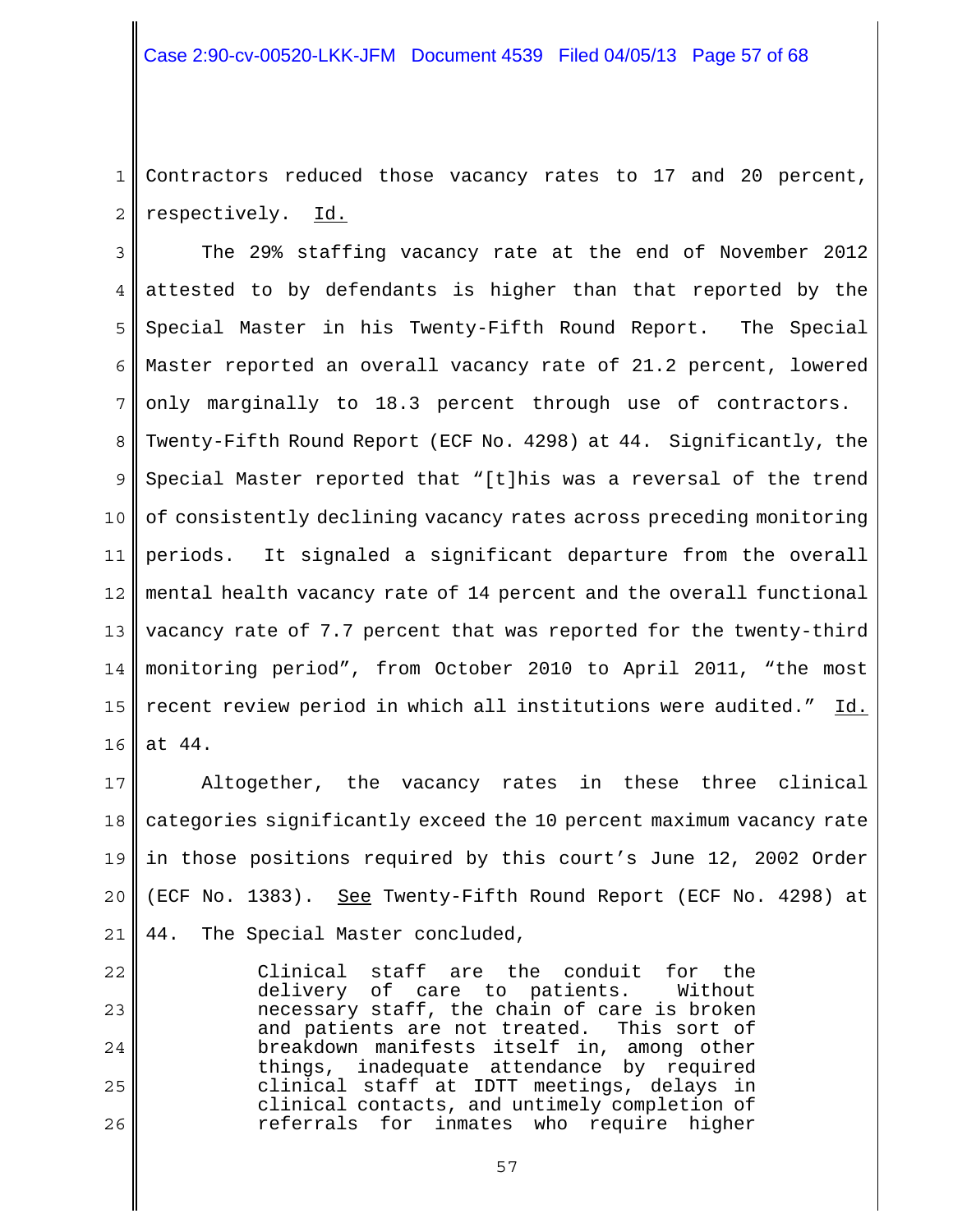Contractors reduced those vacancy rates to 17 and 20 percent, respectively. Id.

The 29% staffing vacancy rate at the end of November 2012 attested to by defendants is higher than that reported by the Special Master in his Twenty-Fifth Round Report. The Special Master reported an overall vacancy rate of 21.2 percent, lowered only marginally to 18.3 percent through use of contractors. Twenty-Fifth Round Report (ECF No. 4298) at 44. Significantly, the Special Master reported that "[t]his was a reversal of the trend of consistently declining vacancy rates across preceding monitoring periods. It signaled a significant departure from the overall mental health vacancy rate of 14 percent and the overall functional vacancy rate of 7.7 percent that was reported for the twenty-third monitoring period", from October 2010 to April 2011, "the most recent review period in which all institutions were audited." Id. at 44.

Altogether, the vacancy rates in these three clinical categories significantly exceed the 10 percent maximum vacancy rate in those positions required by this court's June 12, 2002 Order (ECF No. 1383). See Twenty-Fifth Round Report (ECF No. 4298) at 44. The Special Master concluded,

> Clinical staff are the conduit for the delivery of care to patients. Without necessary staff, the chain of care is broken and patients are not treated. This sort of breakdown manifests itself in, among other things, inadequate attendance by required clinical staff at IDTT meetings, delays in clinical contacts, and untimely completion of referrals for inmates who require higher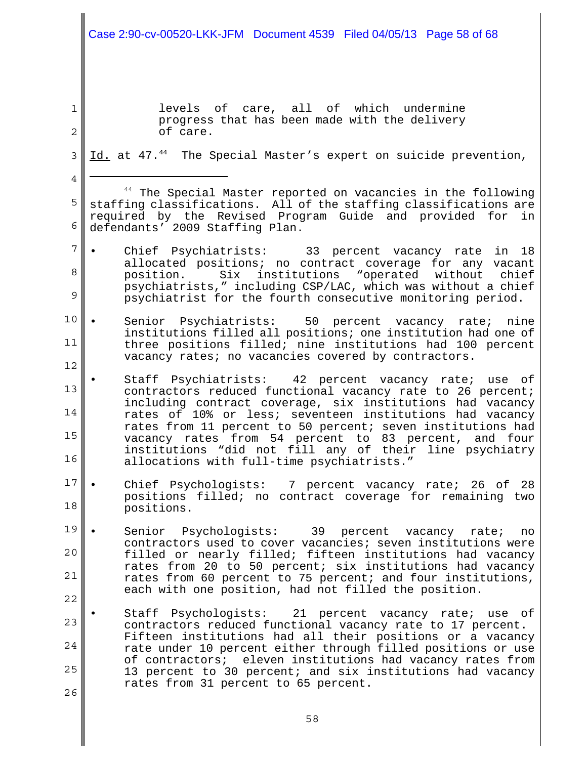> levels of care, all of which undermine progress that has been made with the delivery of care.

Id. at 47.[44] The Special Master's expert on suicide prevention,

---

[44] The Special Master reported on vacancies in the following staffing classifications. All of the staffing classifications are required by the Revised Program Guide and provided for in defendants' 2009 Staffing Plan.

- Chief Psychiatrists: 33 percent vacancy rate in 18 allocated positions; no contract coverage for any vacant position. Six institutions "operated without chief psychiatrists," including CSP/LAC, which was without a chief psychiatrist for the fourth consecutive monitoring period.

- Senior Psychiatrists: 50 percent vacancy rate; nine institutions filled all positions; one institution had one of three positions filled; nine institutions had 100 percent vacancy rates; no vacancies covered by contractors.

- Staff Psychiatrists: 42 percent vacancy rate; use of contractors reduced functional vacancy rate to 26 percent; including contract coverage, six institutions had vacancy rates of 10% or less; seventeen institutions had vacancy rates from 11 percent to 50 percent; seven institutions had vacancy rates from 54 percent to 83 percent, and four institutions "did not fill any of their line psychiatry allocations with full-time psychiatrists."

- Chief Psychologists: 7 percent vacancy rate; 26 of 28 positions filled; no contract coverage for remaining two positions.

- Senior Psychologists: 39 percent vacancy rate; no contractors used to cover vacancies; seven institutions were filled or nearly filled; fifteen institutions had vacancy rates from 20 to 50 percent; six institutions had vacancy rates from 60 percent to 75 percent; and four institutions, each with one position, had not filled the position.

- Staff Psychologists: 21 percent vacancy rate; use of contractors reduced functional vacancy rate to 17 percent. Fifteen institutions had all their positions or a vacancy rate under 10 percent either through filled positions or use of contractors; eleven institutions had vacancy rates from 13 percent to 30 percent; and six institutions had vacancy rates from 31 percent to 65 percent.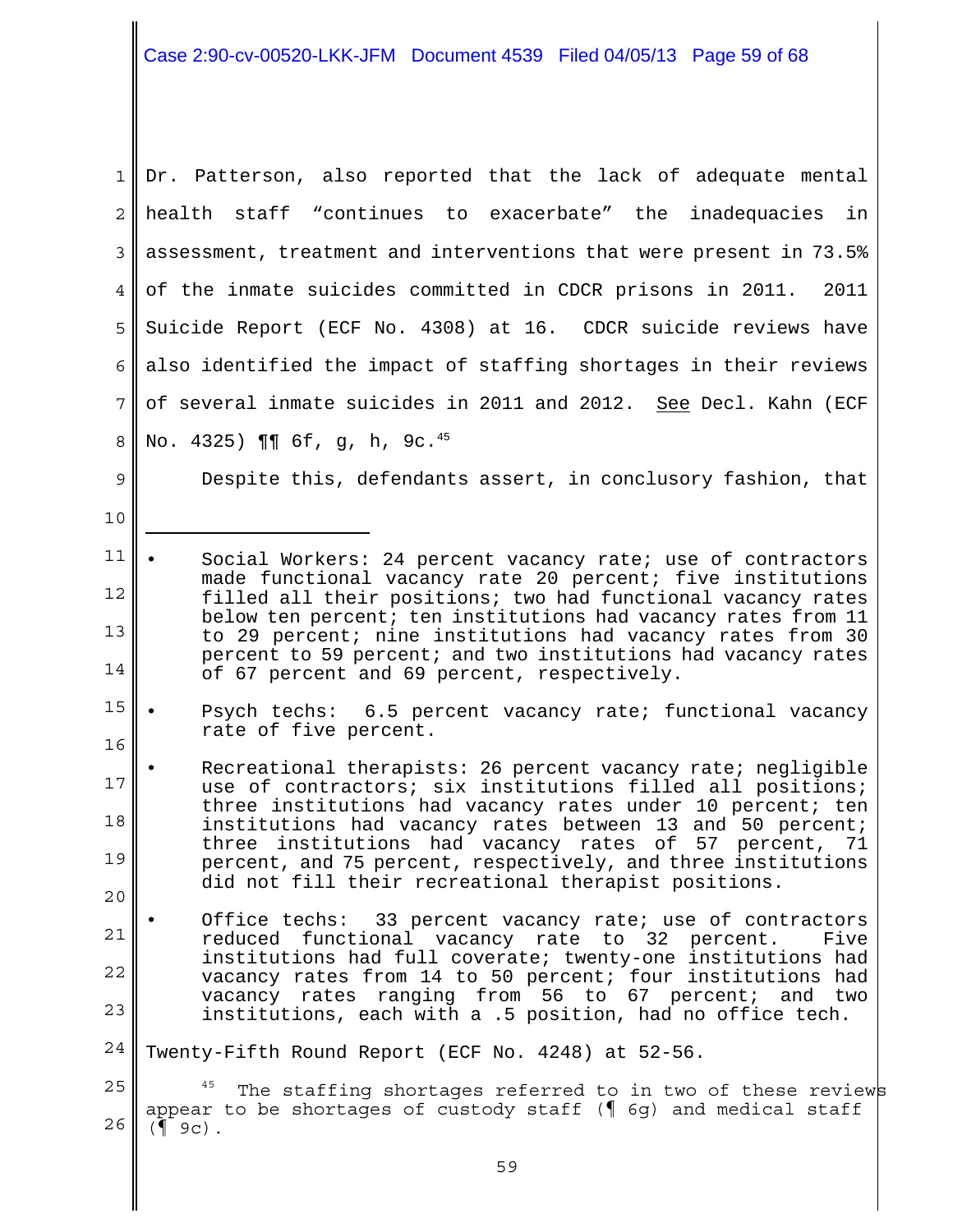Dr. Patterson, also reported that the lack of adequate mental health staff "continues to exacerbate" the inadequacies in assessment, treatment and interventions that were present in 73.5% of the inmate suicides committed in CDCR prisons in 2011. 2011 Suicide Report (ECF No. 4308) at 16. CDCR suicide reviews have also identified the impact of staffing shortages in their reviews of several inmate suicides in 2011 and 2012. See Decl. Kahn (ECF No. 4325) ¶¶ 6f, g, h, 9c.[45]

Despite this, defendants assert, in conclusory fashion, that

---

- Social Workers: 24 percent vacancy rate; use of contractors made functional vacancy rate 20 percent; five institutions filled all their positions; two had functional vacancy rates below ten percent; ten institutions had vacancy rates from 11 to 29 percent; nine institutions had vacancy rates from 30 percent to 59 percent; and two institutions had vacancy rates of 67 percent and 69 percent, respectively.
- Psych techs: 6.5 percent vacancy rate; functional vacancy rate of five percent.
- Recreational therapists: 26 percent vacancy rate; negligible use of contractors; six institutions filled all positions; three institutions had vacancy rates under 10 percent; ten institutions had vacancy rates between 13 and 50 percent; three institutions had vacancy rates of 57 percent, 71 percent, and 75 percent, respectively, and three institutions did not fill their recreational therapist positions.
- Office techs: 33 percent vacancy rate; use of contractors reduced functional vacancy rate to 32 percent. Five institutions had full coverate; twenty-one institutions had vacancy rates from 14 to 50 percent; four institutions had vacancy rates ranging from 56 to 67 percent; and two institutions, each with a .5 position, had no office tech.

Twenty-Fifth Round Report (ECF No. 4248) at 52-56.

[45] The staffing shortages referred to in two of these reviews appear to be shortages of custody staff (¶ 6g) and medical staff (¶ 9c).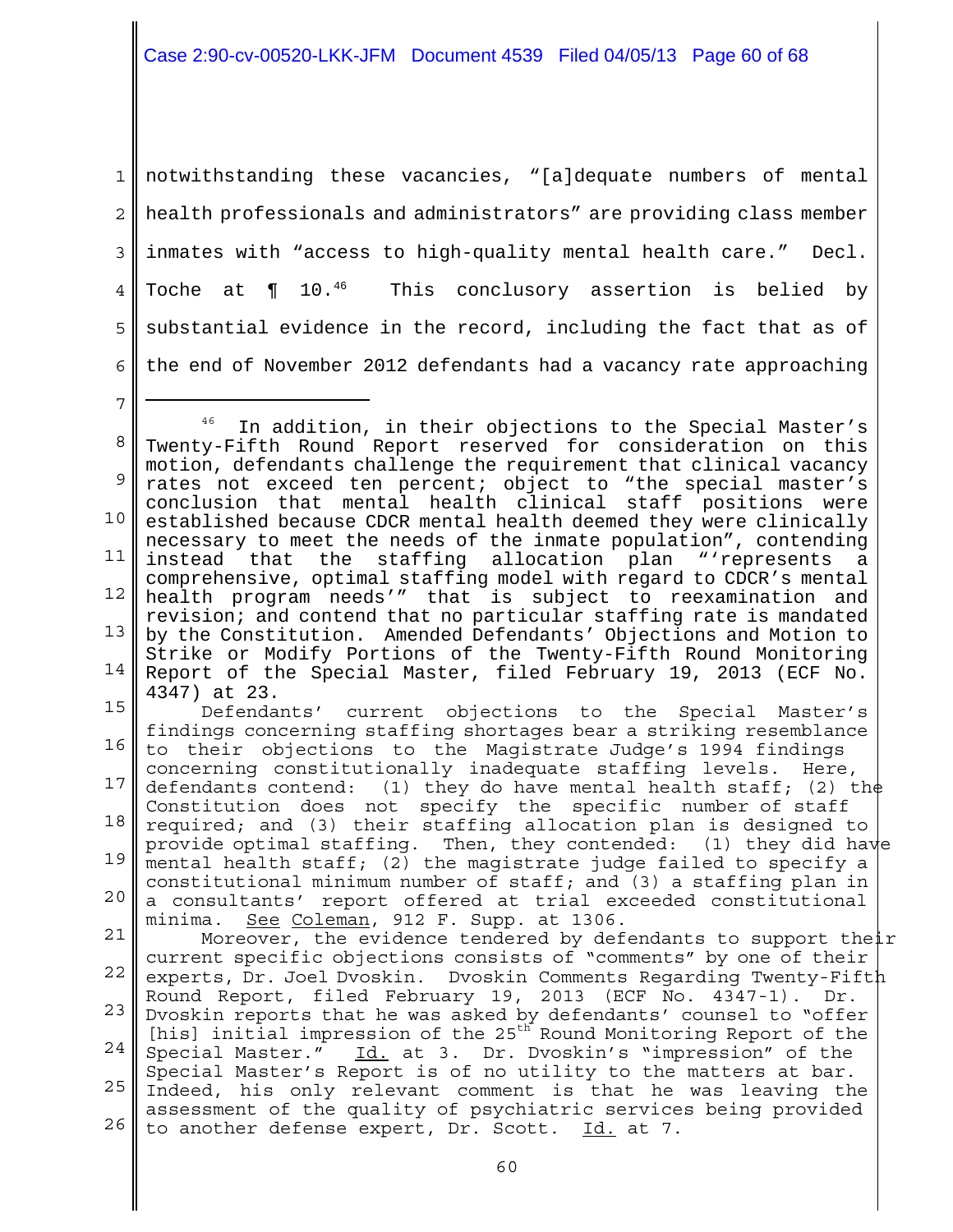notwithstanding these vacancies, "[a]dequate numbers of mental health professionals and administrators" are providing class member inmates with "access to high-quality mental health care." Decl. Toche at ¶ 10.[46] This conclusory assertion is belied by substantial evidence in the record, including the fact that as of the end of November 2012 defendants had a vacancy rate approaching

---

[46] In addition, in their objections to the Special Master's Twenty-Fifth Round Report reserved for consideration on this motion, defendants challenge the requirement that clinical vacancy rates not exceed ten percent; object to "the special master's conclusion that mental health clinical staff positions were established because CDCR mental health deemed they were clinically necessary to meet the needs of the inmate population", contending instead that the staffing allocation plan "'represents a comprehensive, optimal staffing model with regard to CDCR's mental health program needs'" that is subject to reexamination and revision; and contend that no particular staffing rate is mandated by the Constitution. Amended Defendants' Objections and Motion to Strike or Modify Portions of the Twenty-Fifth Round Monitoring Report of the Special Master, filed February 19, 2013 (ECF No. 4347) at 23.

Defendants' current objections to the Special Master's findings concerning staffing shortages bear a striking resemblance to their objections to the Magistrate Judge's 1994 findings concerning constitutionally inadequate staffing levels. Here, defendants contend: (1) they do have mental health staff; (2) the Constitution does not specify the specific number of staff required; and (3) their staffing allocation plan is designed to provide optimal staffing. Then, they contended: (1) they did have mental health staff; (2) the magistrate judge failed to specify a constitutional minimum number of staff; and (3) a staffing plan in a consultants' report offered at trial exceeded constitutional minima. See Coleman, 912 F. Supp. at 1306.

Moreover, the evidence tendered by defendants to support their current specific objections consists of "comments" by one of their experts, Dr. Joel Dvoskin. Dvoskin Comments Regarding Twenty-Fifth Round Report, filed February 19, 2013 (ECF No. 4347-1). Dr. Dvoskin reports that he was asked by defendants' counsel to "offer [his] initial impression of the 25th Round Monitoring Report of the Special Master." Id. at 3. Dr. Dvoskin's "impression" of the Special Master's Report is of no utility to the matters at bar. Indeed, his only relevant comment is that he was leaving the assessment of the quality of psychiatric services being provided to another defense expert, Dr. Scott. Id. at 7.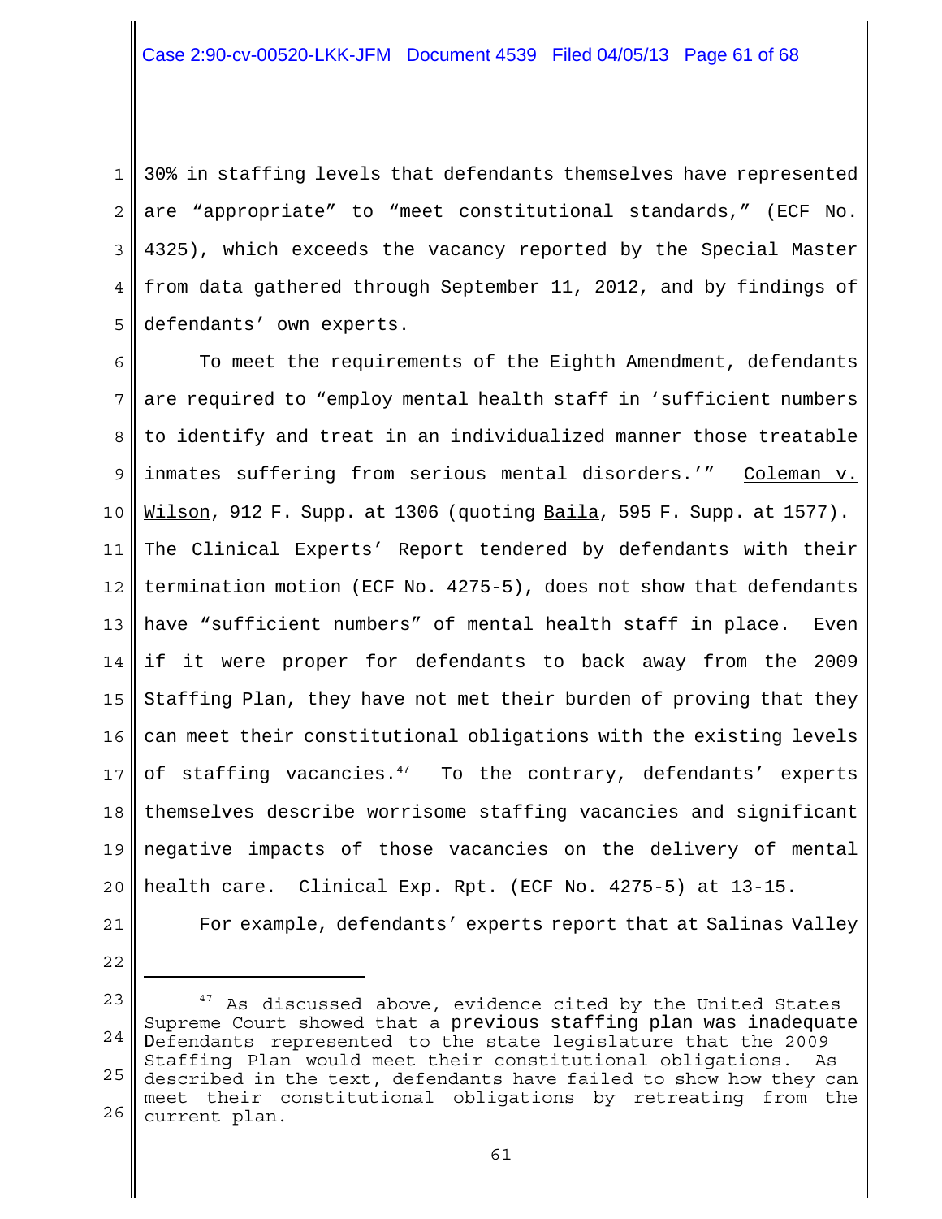30% in staffing levels that defendants themselves have represented are "appropriate" to "meet constitutional standards," (ECF No. 4325), which exceeds the vacancy reported by the Special Master from data gathered through September 11, 2012, and by findings of defendants' own experts.

To meet the requirements of the Eighth Amendment, defendants are required to "employ mental health staff in 'sufficient numbers to identify and treat in an individualized manner those treatable inmates suffering from serious mental disorders.'" Coleman v. Wilson, 912 F. Supp. at 1306 (quoting Baila, 595 F. Supp. at 1577). The Clinical Experts' Report tendered by defendants with their termination motion (ECF No. 4275-5), does not show that defendants have "sufficient numbers" of mental health staff in place. Even if it were proper for defendants to back away from the 2009 Staffing Plan, they have not met their burden of proving that they can meet their constitutional obligations with the existing levels of staffing vacancies.[47] To the contrary, defendants' experts themselves describe worrisome staffing vacancies and significant negative impacts of those vacancies on the delivery of mental health care. Clinical Exp. Rpt. (ECF No. 4275-5) at 13-15.

For example, defendants' experts report that at Salinas Valley

---

[47] As discussed above, evidence cited by the United States Supreme Court showed that a previous staffing plan was inadequate Defendants represented to the state legislature that the 2009 Staffing Plan would meet their constitutional obligations. As described in the text, defendants have failed to show how they can meet their constitutional obligations by retreating from the current plan.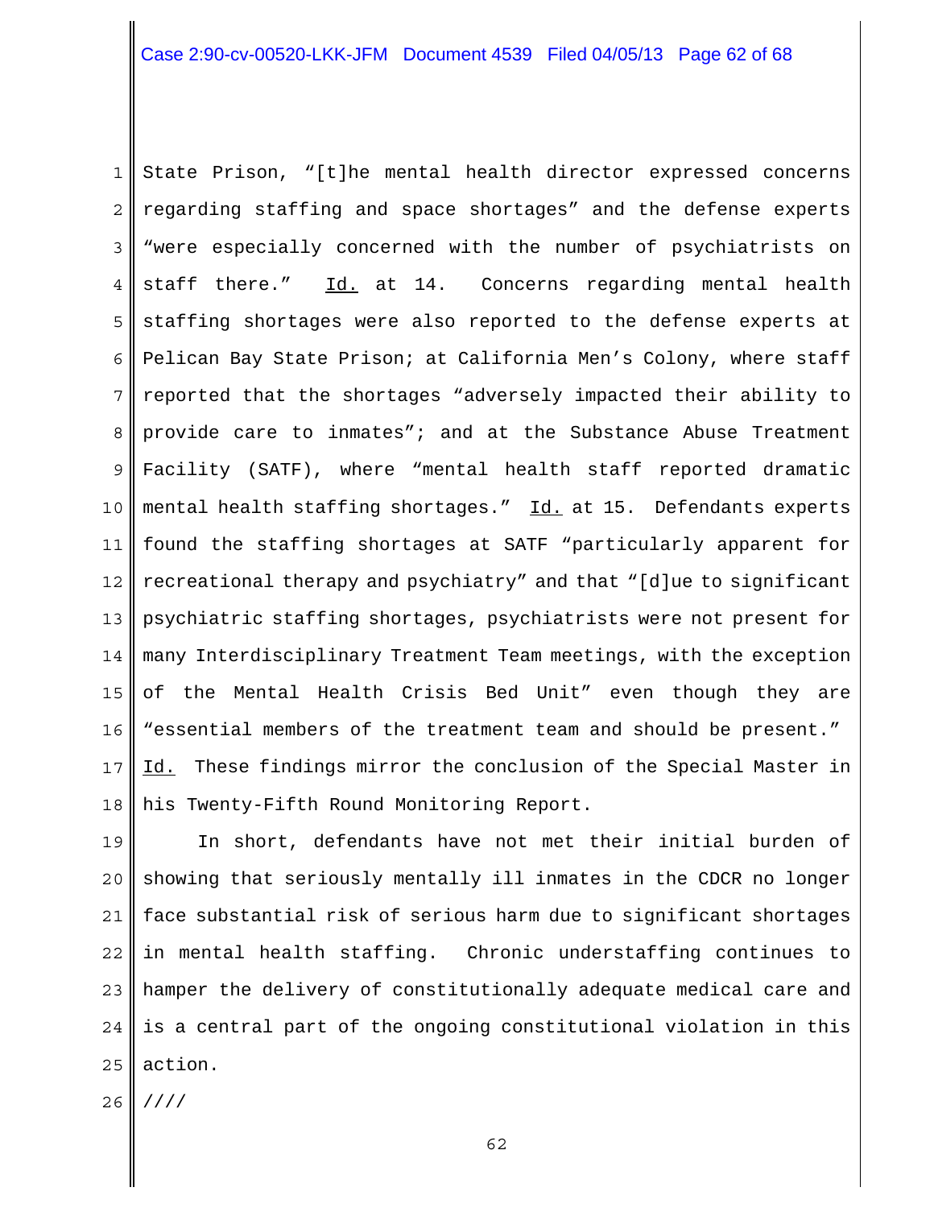State Prison, "[t]he mental health director expressed concerns regarding staffing and space shortages" and the defense experts "were especially concerned with the number of psychiatrists on staff there." Id. at 14. Concerns regarding mental health staffing shortages were also reported to the defense experts at Pelican Bay State Prison; at California Men's Colony, where staff reported that the shortages "adversely impacted their ability to provide care to inmates"; and at the Substance Abuse Treatment Facility (SATF), where "mental health staff reported dramatic mental health staffing shortages." Id. at 15. Defendants experts found the staffing shortages at SATF "particularly apparent for recreational therapy and psychiatry" and that "[d]ue to significant psychiatric staffing shortages, psychiatrists were not present for many Interdisciplinary Treatment Team meetings, with the exception of the Mental Health Crisis Bed Unit" even though they are "essential members of the treatment team and should be present." Id. These findings mirror the conclusion of the Special Master in his Twenty-Fifth Round Monitoring Report.

In short, defendants have not met their initial burden of showing that seriously mentally ill inmates in the CDCR no longer face substantial risk of serious harm due to significant shortages in mental health staffing. Chronic understaffing continues to hamper the delivery of constitutionally adequate medical care and is a central part of the ongoing constitutional violation in this action.

////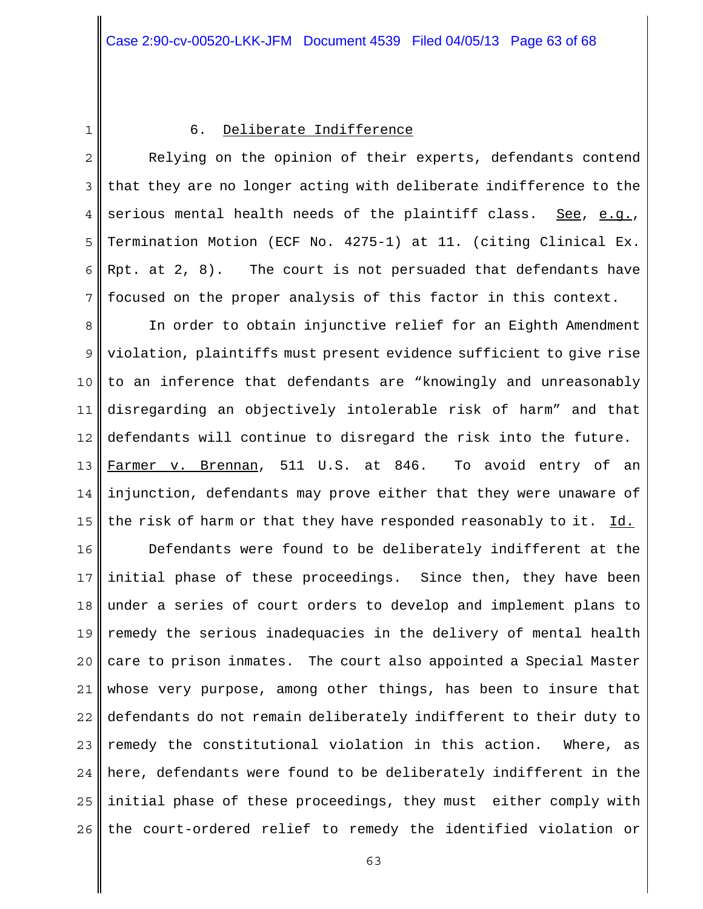### 6. Deliberate Indifference

Relying on the opinion of their experts, defendants contend that they are no longer acting with deliberate indifference to the serious mental health needs of the plaintiff class. See, e.g., Termination Motion (ECF No. 4275-1) at 11. (citing Clinical Ex. Rpt. at 2, 8). The court is not persuaded that defendants have focused on the proper analysis of this factor in this context.

In order to obtain injunctive relief for an Eighth Amendment violation, plaintiffs must present evidence sufficient to give rise to an inference that defendants are "knowingly and unreasonably disregarding an objectively intolerable risk of harm" and that defendants will continue to disregard the risk into the future. Farmer v. Brennan, 511 U.S. at 846. To avoid entry of an injunction, defendants may prove either that they were unaware of the risk of harm or that they have responded reasonably to it. Id.

Defendants were found to be deliberately indifferent at the initial phase of these proceedings. Since then, they have been under a series of court orders to develop and implement plans to remedy the serious inadequacies in the delivery of mental health care to prison inmates. The court also appointed a Special Master whose very purpose, among other things, has been to insure that defendants do not remain deliberately indifferent to their duty to remedy the constitutional violation in this action. Where, as here, defendants were found to be deliberately indifferent in the initial phase of these proceedings, they must either comply with the court-ordered relief to remedy the identified violation or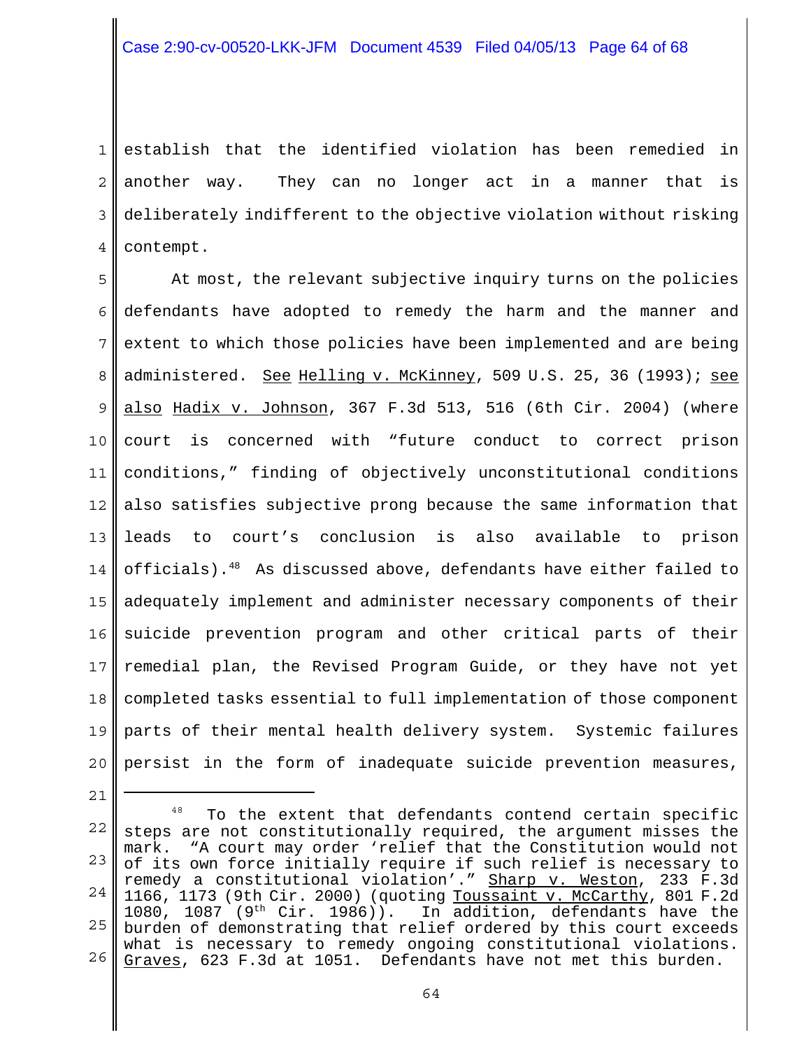establish that the identified violation has been remedied in another way. They can no longer act in a manner that is deliberately indifferent to the objective violation without risking contempt.

At most, the relevant subjective inquiry turns on the policies defendants have adopted to remedy the harm and the manner and extent to which those policies have been implemented and are being administered. See Helling v. McKinney, 509 U.S. 25, 36 (1993); see also Hadix v. Johnson, 367 F.3d 513, 516 (6th Cir. 2004) (where court is concerned with "future conduct to correct prison conditions," finding of objectively unconstitutional conditions also satisfies subjective prong because the same information that leads to court's conclusion is also available to prison officials).[48] As discussed above, defendants have either failed to adequately implement and administer necessary components of their suicide prevention program and other critical parts of their remedial plan, the Revised Program Guide, or they have not yet completed tasks essential to full implementation of those component parts of their mental health delivery system. Systemic failures persist in the form of inadequate suicide prevention measures,

---

[48] To the extent that defendants contend certain specific steps are not constitutionally required, the argument misses the mark. "A court may order 'relief that the Constitution would not of its own force initially require if such relief is necessary to remedy a constitutional violation'." Sharp v. Weston, 233 F.3d 1166, 1173 (9th Cir. 2000) (quoting Toussaint v. McCarthy, 801 F.2d 1080, 1087 (9th Cir. 1986)). In addition, defendants have the burden of demonstrating that relief ordered by this court exceeds what is necessary to remedy ongoing constitutional violations. Graves, 623 F.3d at 1051. Defendants have not met this burden.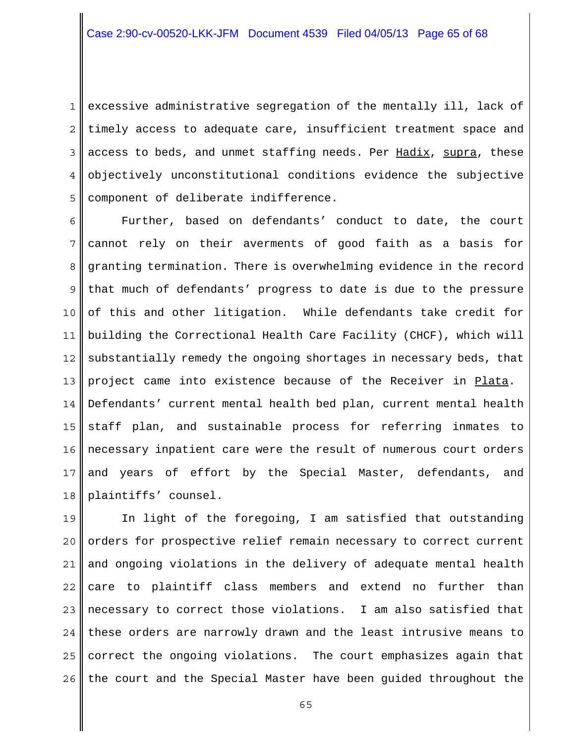excessive administrative segregation of the mentally ill, lack of timely access to adequate care, insufficient treatment space and access to beds, and unmet staffing needs. Per Hadix, supra, these objectively unconstitutional conditions evidence the subjective component of deliberate indifference.

Further, based on defendants' conduct to date, the court cannot rely on their averments of good faith as a basis for granting termination. There is overwhelming evidence in the record that much of defendants' progress to date is due to the pressure of this and other litigation. While defendants take credit for building the Correctional Health Care Facility (CHCF), which will substantially remedy the ongoing shortages in necessary beds, that project came into existence because of the Receiver in Plata. Defendants' current mental health bed plan, current mental health staff plan, and sustainable process for referring inmates to necessary inpatient care were the result of numerous court orders and years of effort by the Special Master, defendants, and plaintiffs' counsel.

In light of the foregoing, I am satisfied that outstanding orders for prospective relief remain necessary to correct current and ongoing violations in the delivery of adequate mental health care to plaintiff class members and extend no further than necessary to correct those violations. I am also satisfied that these orders are narrowly drawn and the least intrusive means to correct the ongoing violations. The court emphasizes again that the court and the Special Master have been guided throughout the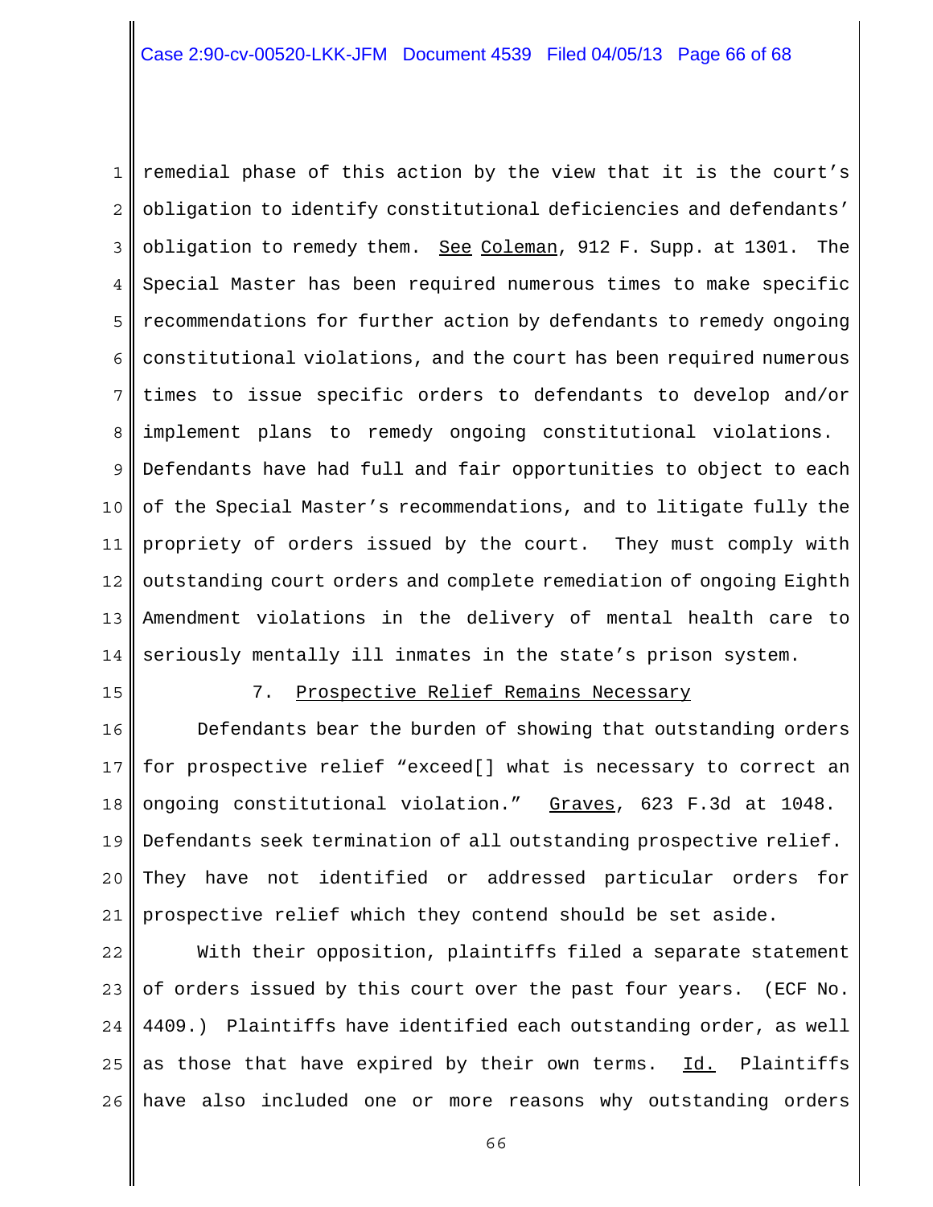remedial phase of this action by the view that it is the court's obligation to identify constitutional deficiencies and defendants' obligation to remedy them. See Coleman, 912 F. Supp. at 1301. The Special Master has been required numerous times to make specific recommendations for further action by defendants to remedy ongoing constitutional violations, and the court has been required numerous times to issue specific orders to defendants to develop and/or implement plans to remedy ongoing constitutional violations. Defendants have had full and fair opportunities to object to each of the Special Master's recommendations, and to litigate fully the propriety of orders issued by the court. They must comply with outstanding court orders and complete remediation of ongoing Eighth Amendment violations in the delivery of mental health care to seriously mentally ill inmates in the state's prison system.

### 7. Prospective Relief Remains Necessary

Defendants bear the burden of showing that outstanding orders for prospective relief "exceed[] what is necessary to correct an ongoing constitutional violation." Graves, 623 F.3d at 1048. Defendants seek termination of all outstanding prospective relief. They have not identified or addressed particular orders for prospective relief which they contend should be set aside.

With their opposition, plaintiffs filed a separate statement of orders issued by this court over the past four years. (ECF No. 4409.) Plaintiffs have identified each outstanding order, as well as those that have expired by their own terms. Id. Plaintiffs have also included one or more reasons why outstanding orders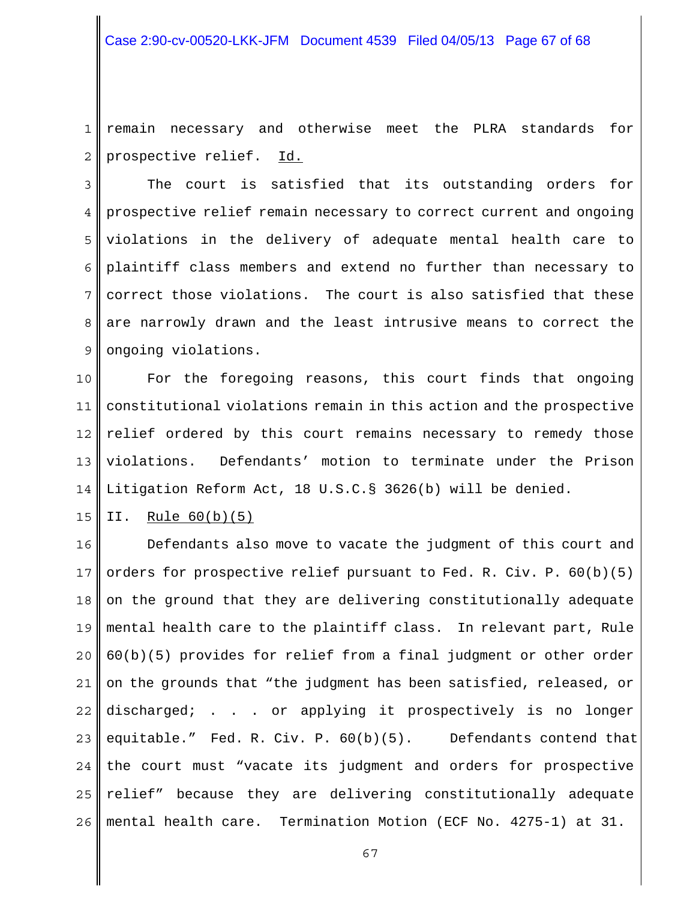remain necessary and otherwise meet the PLRA standards for prospective relief. Id.

The court is satisfied that its outstanding orders for prospective relief remain necessary to correct current and ongoing violations in the delivery of adequate mental health care to plaintiff class members and extend no further than necessary to correct those violations. The court is also satisfied that these are narrowly drawn and the least intrusive means to correct the ongoing violations.

For the foregoing reasons, this court finds that ongoing constitutional violations remain in this action and the prospective relief ordered by this court remains necessary to remedy those violations. Defendants' motion to terminate under the Prison Litigation Reform Act, 18 U.S.C.§ 3626(b) will be denied.

II. Rule 60(b)(5)

Defendants also move to vacate the judgment of this court and orders for prospective relief pursuant to Fed. R. Civ. P. 60(b)(5) on the ground that they are delivering constitutionally adequate mental health care to the plaintiff class. In relevant part, Rule 60(b)(5) provides for relief from a final judgment or other order on the grounds that "the judgment has been satisfied, released, or discharged; . . . or applying it prospectively is no longer equitable." Fed. R. Civ. P. 60(b)(5). Defendants contend that the court must "vacate its judgment and orders for prospective relief" because they are delivering constitutionally adequate mental health care. Termination Motion (ECF No. 4275-1) at 31.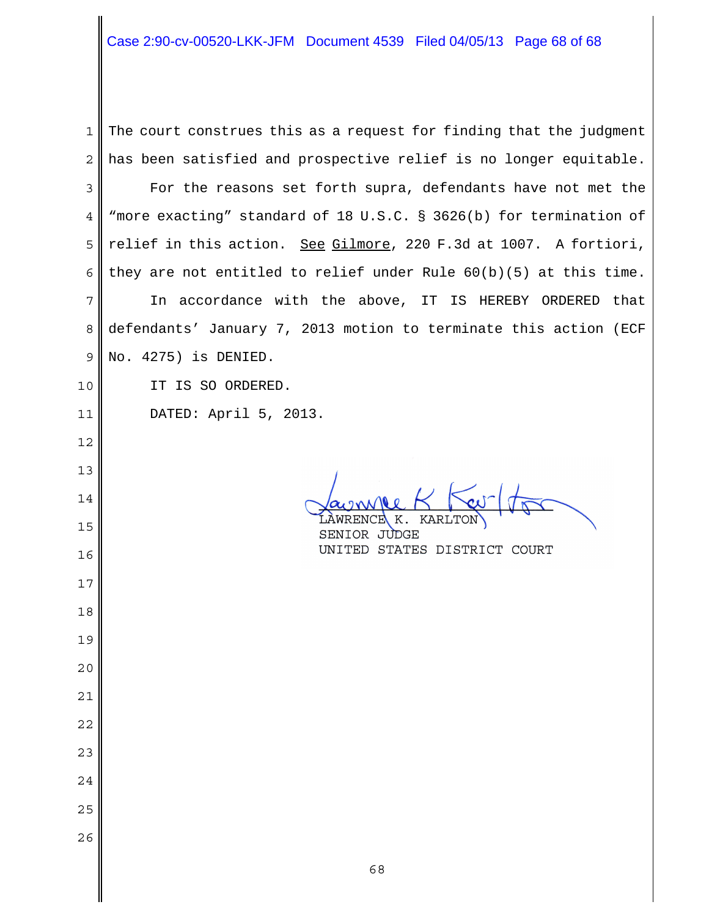The court construes this as a request for finding that the judgment has been satisfied and prospective relief is no longer equitable.

For the reasons set forth supra, defendants have not met the "more exacting" standard of 18 U.S.C. § 3626(b) for termination of relief in this action. See Gilmore, 220 F.3d at 1007. A fortiori, they are not entitled to relief under Rule 60(b)(5) at this time.

In accordance with the above, IT IS HEREBY ORDERED that defendants' January 7, 2013 motion to terminate this action (ECF No. 4275) is DENIED.

IT IS SO ORDERED.

DATED: April 5, 2013.

LAWRENCE K. KARLTON
SENIOR JUDGE
UNITED STATES DISTRICT COURT